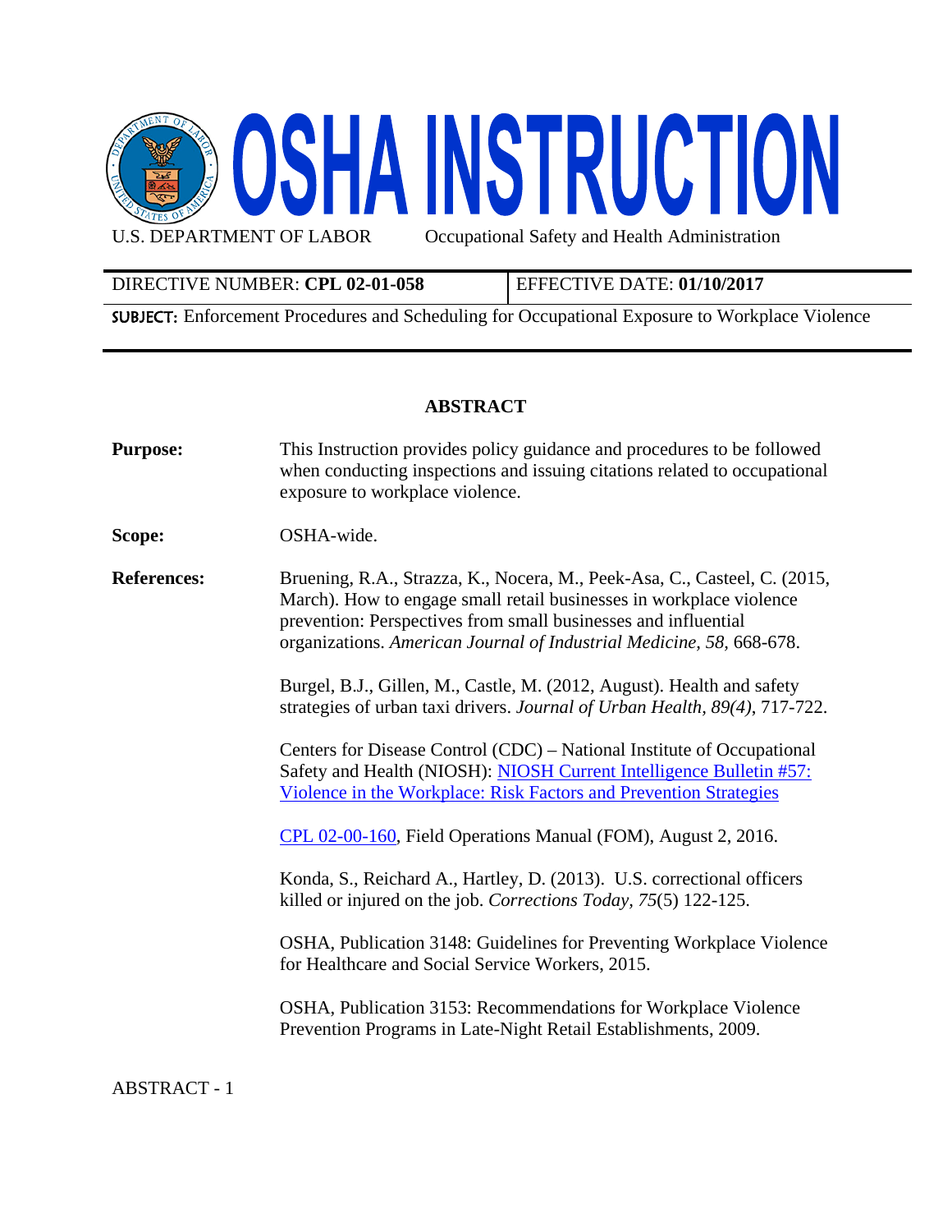# OSHA INSTRUCTION

U.S. DEPARTMENT OF LABOR Occupational Safety and Health Administration

| | |
|---|---|
| DIRECTIVE NUMBER: **CPL 02-01-058** | EFFECTIVE DATE: **01/10/2017** |

**SUBJECT:** Enforcement Procedures and Scheduling for Occupational Exposure to Workplace Violence

## ABSTRACT

**Purpose:** This Instruction provides policy guidance and procedures to be followed when conducting inspections and issuing citations related to occupational exposure to workplace violence.

**Scope:** OSHA-wide.

**References:** Bruening, R.A., Strazza, K., Nocera, M., Peek-Asa, C., Casteel, C. (2015, March). How to engage small retail businesses in workplace violence prevention: Perspectives from small businesses and influential organizations. *American Journal of Industrial Medicine, 58,* 668-678.

Burgel, B.J., Gillen, M., Castle, M. (2012, August). Health and safety strategies of urban taxi drivers. *Journal of Urban Health, 89(4),* 717-722.

Centers for Disease Control (CDC) – National Institute of Occupational Safety and Health (NIOSH): NIOSH Current Intelligence Bulletin #57: Violence in the Workplace: Risk Factors and Prevention Strategies

CPL 02-00-160, Field Operations Manual (FOM), August 2, 2016.

Konda, S., Reichard A., Hartley, D. (2013). U.S. correctional officers killed or injured on the job. *Corrections Today, 75*(5) 122-125.

OSHA, Publication 3148: Guidelines for Preventing Workplace Violence for Healthcare and Social Service Workers, 2015.

OSHA, Publication 3153: Recommendations for Workplace Violence Prevention Programs in Late-Night Retail Establishments, 2009.

ABSTRACT - 1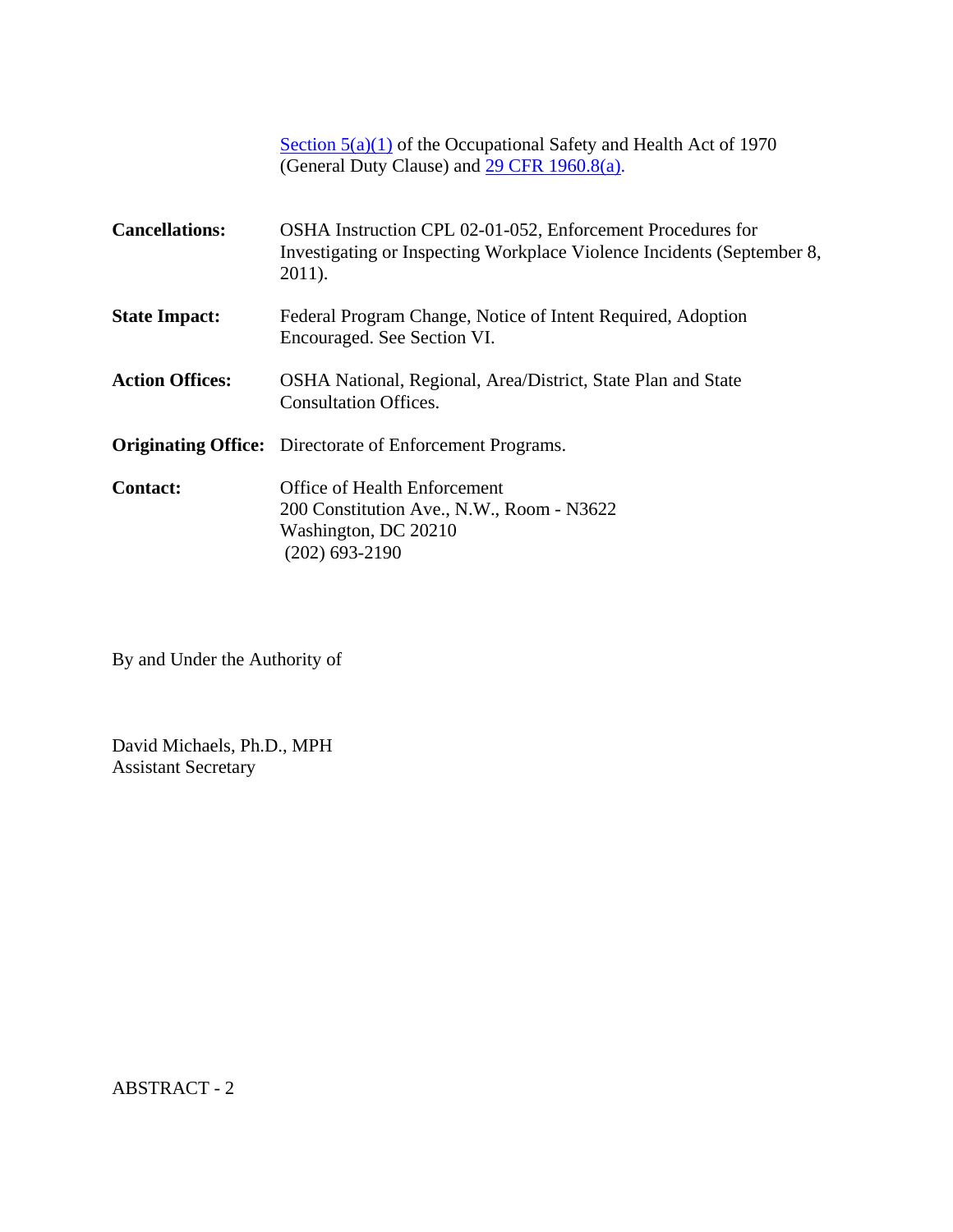Section 5(a)(1) of the Occupational Safety and Health Act of 1970 (General Duty Clause) and 29 CFR 1960.8(a).

**Cancellations:** OSHA Instruction CPL 02-01-052, Enforcement Procedures for Investigating or Inspecting Workplace Violence Incidents (September 8, 2011).

**State Impact:** Federal Program Change, Notice of Intent Required, Adoption Encouraged. See Section VI.

**Action Offices:** OSHA National, Regional, Area/District, State Plan and State Consultation Offices.

**Originating Office:** Directorate of Enforcement Programs.

**Contact:** Office of Health Enforcement
200 Constitution Ave., N.W., Room - N3622
Washington, DC 20210
(202) 693-2190

By and Under the Authority of

David Michaels, Ph.D., MPH
Assistant Secretary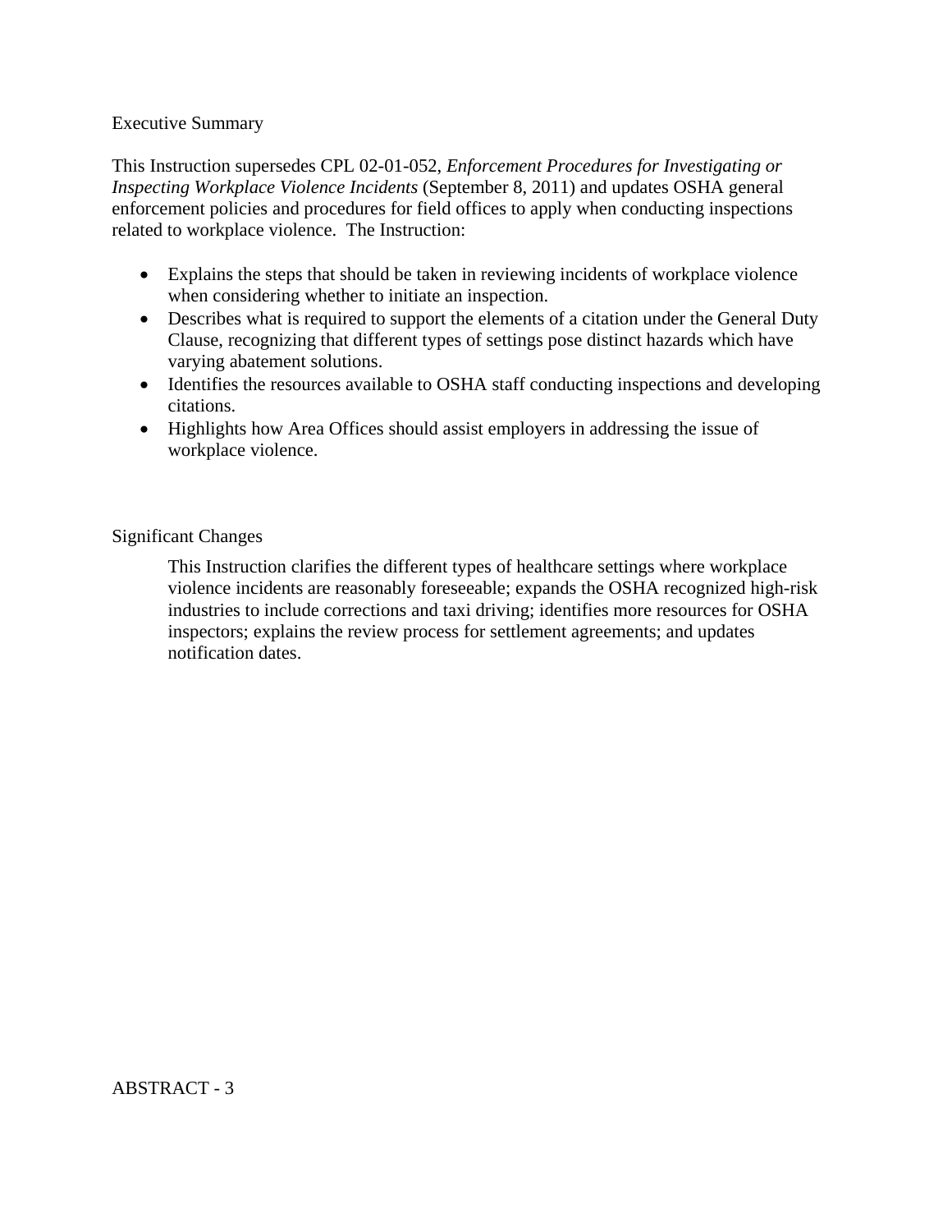## Executive Summary

This Instruction supersedes CPL 02-01-052, *Enforcement Procedures for Investigating or Inspecting Workplace Violence Incidents* (September 8, 2011) and updates OSHA general enforcement policies and procedures for field offices to apply when conducting inspections related to workplace violence. The Instruction:

- Explains the steps that should be taken in reviewing incidents of workplace violence when considering whether to initiate an inspection.
- Describes what is required to support the elements of a citation under the General Duty Clause, recognizing that different types of settings pose distinct hazards which have varying abatement solutions.
- Identifies the resources available to OSHA staff conducting inspections and developing citations.
- Highlights how Area Offices should assist employers in addressing the issue of workplace violence.

## Significant Changes

This Instruction clarifies the different types of healthcare settings where workplace violence incidents are reasonably foreseeable; expands the OSHA recognized high-risk industries to include corrections and taxi driving; identifies more resources for OSHA inspectors; explains the review process for settlement agreements; and updates notification dates.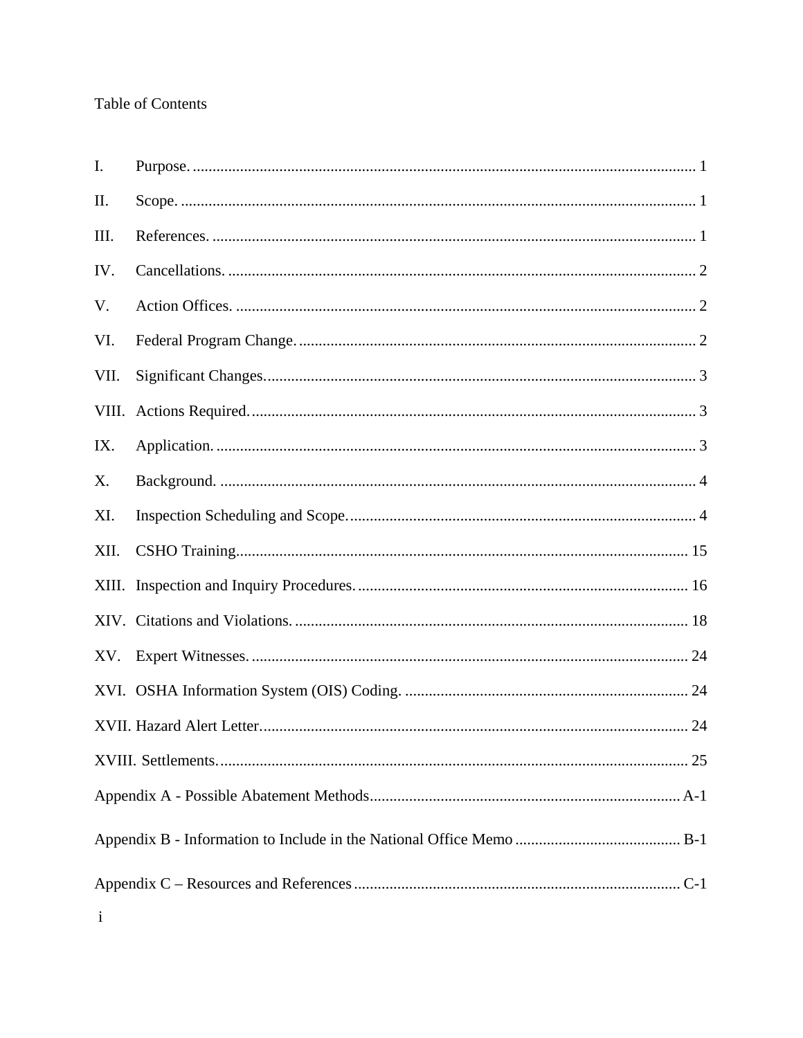Table of Contents

| | | |
|---|---|---|
| I. | Purpose. | 1 |
| II. | Scope. | 1 |
| III. | References. | 1 |
| IV. | Cancellations. | 2 |
| V. | Action Offices. | 2 |
| VI. | Federal Program Change. | 2 |
| VII. | Significant Changes. | 3 |
| VIII. | Actions Required. | 3 |
| IX. | Application. | 3 |
| X. | Background. | 4 |
| XI. | Inspection Scheduling and Scope. | 4 |
| XII. | CSHO Training. | 15 |
| XIII. | Inspection and Inquiry Procedures. | 16 |
| XIV. | Citations and Violations. | 18 |
| XV. | Expert Witnesses. | 24 |
| XVI. | OSHA Information System (OIS) Coding. | 24 |
| XVII. | Hazard Alert Letter. | 24 |
| XVIII. | Settlements. | 25 |
| Appendix A - Possible Abatement Methods | | A-1 |
| Appendix B - Information to Include in the National Office Memo | | B-1 |
| Appendix C – Resources and References | | C-1 |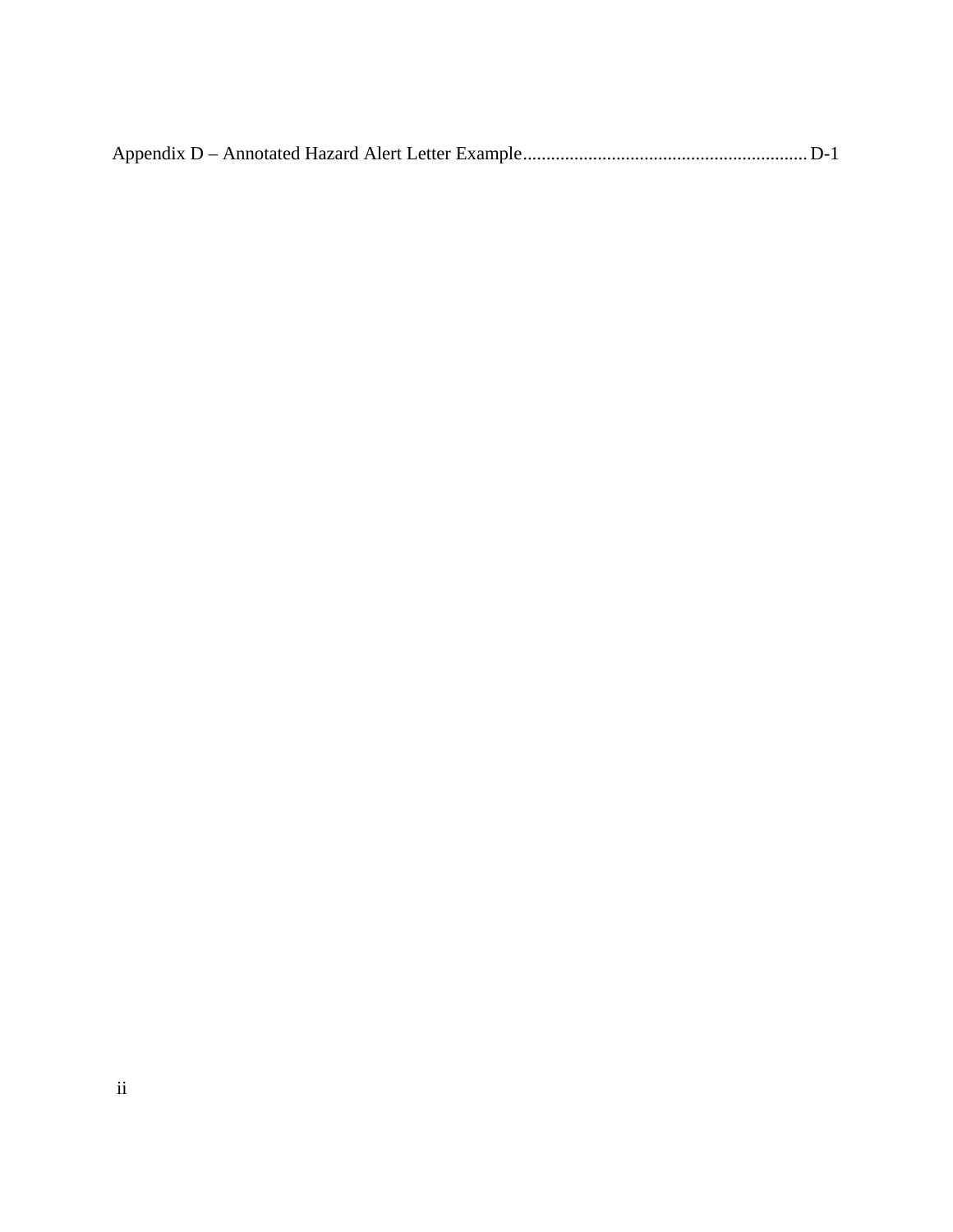Appendix D – Annotated Hazard Alert Letter Example............................................................D-1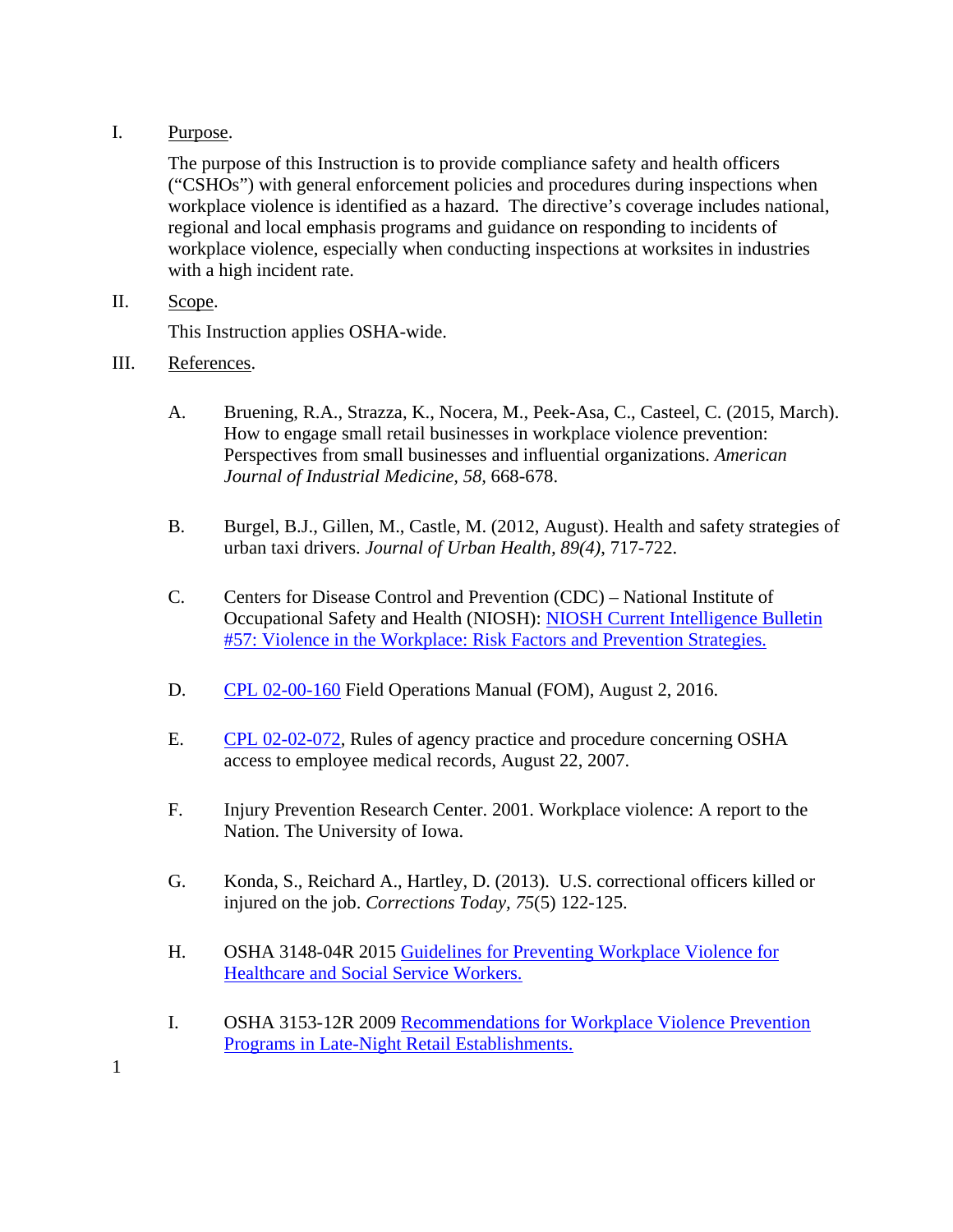I. Purpose.

The purpose of this Instruction is to provide compliance safety and health officers ("CSHOs") with general enforcement policies and procedures during inspections when workplace violence is identified as a hazard. The directive's coverage includes national, regional and local emphasis programs and guidance on responding to incidents of workplace violence, especially when conducting inspections at worksites in industries with a high incident rate.

II. Scope.

This Instruction applies OSHA-wide.

III. References.

A. Bruening, R.A., Strazza, K., Nocera, M., Peek-Asa, C., Casteel, C. (2015, March). How to engage small retail businesses in workplace violence prevention: Perspectives from small businesses and influential organizations. *American Journal of Industrial Medicine, 58*, 668-678.

B. Burgel, B.J., Gillen, M., Castle, M. (2012, August). Health and safety strategies of urban taxi drivers. *Journal of Urban Health, 89(4)*, 717-722.

C. Centers for Disease Control and Prevention (CDC) – National Institute of Occupational Safety and Health (NIOSH): NIOSH Current Intelligence Bulletin #57: Violence in the Workplace: Risk Factors and Prevention Strategies.

D. CPL 02-00-160 Field Operations Manual (FOM), August 2, 2016.

E. CPL 02-02-072, Rules of agency practice and procedure concerning OSHA access to employee medical records, August 22, 2007.

F. Injury Prevention Research Center. 2001. Workplace violence: A report to the Nation. The University of Iowa.

G. Konda, S., Reichard A., Hartley, D. (2013). U.S. correctional officers killed or injured on the job. *Corrections Today, 75*(5) 122-125.

H. OSHA 3148-04R 2015 Guidelines for Preventing Workplace Violence for Healthcare and Social Service Workers.

I. OSHA 3153-12R 2009 Recommendations for Workplace Violence Prevention Programs in Late-Night Retail Establishments.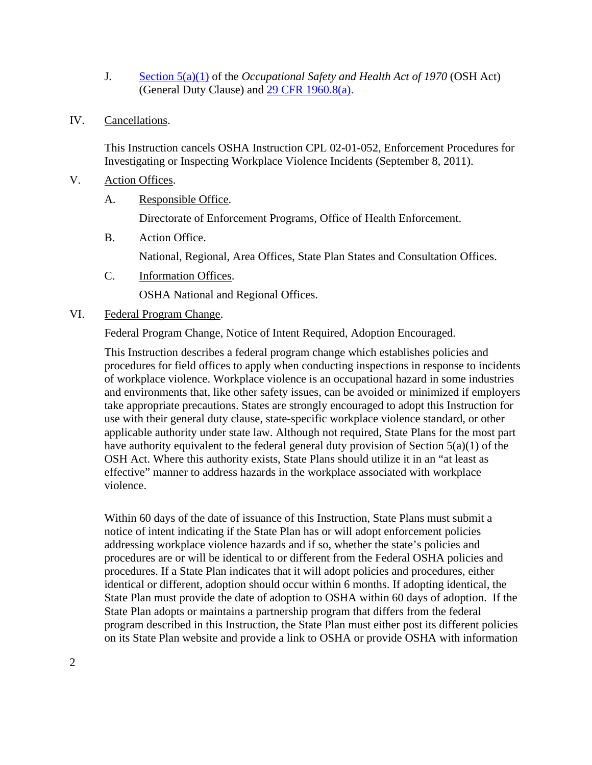J. Section 5(a)(1) of the *Occupational Safety and Health Act of 1970* (OSH Act) (General Duty Clause) and 29 CFR 1960.8(a).

IV. Cancellations.

This Instruction cancels OSHA Instruction CPL 02-01-052, Enforcement Procedures for Investigating or Inspecting Workplace Violence Incidents (September 8, 2011).

V. Action Offices.

A. Responsible Office.

Directorate of Enforcement Programs, Office of Health Enforcement.

B. Action Office.

National, Regional, Area Offices, State Plan States and Consultation Offices.

C. Information Offices.

OSHA National and Regional Offices.

VI. Federal Program Change.

Federal Program Change, Notice of Intent Required, Adoption Encouraged.

This Instruction describes a federal program change which establishes policies and procedures for field offices to apply when conducting inspections in response to incidents of workplace violence. Workplace violence is an occupational hazard in some industries and environments that, like other safety issues, can be avoided or minimized if employers take appropriate precautions. States are strongly encouraged to adopt this Instruction for use with their general duty clause, state-specific workplace violence standard, or other applicable authority under state law. Although not required, State Plans for the most part have authority equivalent to the federal general duty provision of Section 5(a)(1) of the OSH Act. Where this authority exists, State Plans should utilize it in an "at least as effective" manner to address hazards in the workplace associated with workplace violence.

Within 60 days of the date of issuance of this Instruction, State Plans must submit a notice of intent indicating if the State Plan has or will adopt enforcement policies addressing workplace violence hazards and if so, whether the state's policies and procedures are or will be identical to or different from the Federal OSHA policies and procedures. If a State Plan indicates that it will adopt policies and procedures, either identical or different, adoption should occur within 6 months. If adopting identical, the State Plan must provide the date of adoption to OSHA within 60 days of adoption. If the State Plan adopts or maintains a partnership program that differs from the federal program described in this Instruction, the State Plan must either post its different policies on its State Plan website and provide a link to OSHA or provide OSHA with information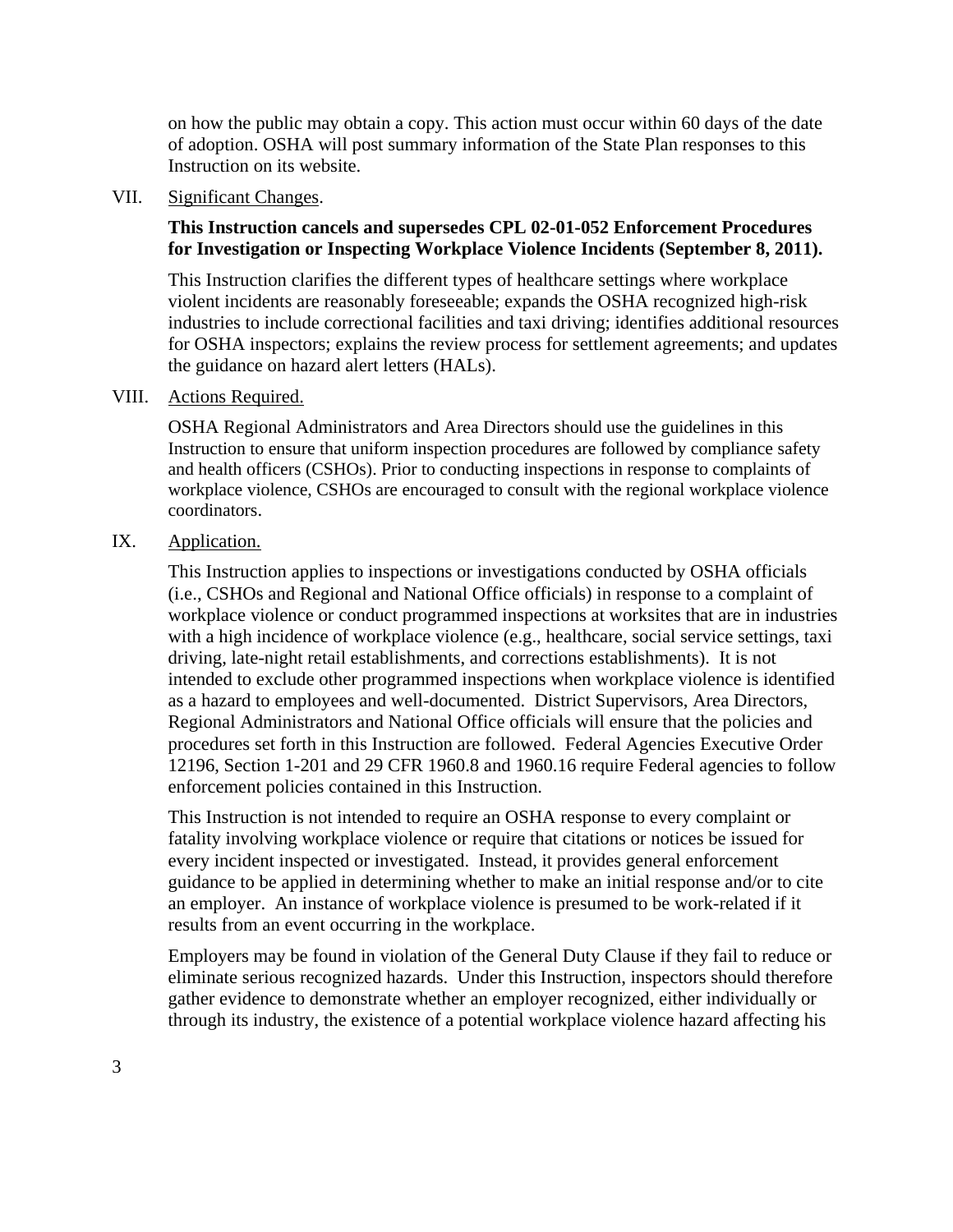on how the public may obtain a copy. This action must occur within 60 days of the date of adoption. OSHA will post summary information of the State Plan responses to this Instruction on its website.

VII. Significant Changes.

**This Instruction cancels and supersedes CPL 02-01-052 Enforcement Procedures for Investigation or Inspecting Workplace Violence Incidents (September 8, 2011).**

This Instruction clarifies the different types of healthcare settings where workplace violent incidents are reasonably foreseeable; expands the OSHA recognized high-risk industries to include correctional facilities and taxi driving; identifies additional resources for OSHA inspectors; explains the review process for settlement agreements; and updates the guidance on hazard alert letters (HALs).

VIII. Actions Required.

OSHA Regional Administrators and Area Directors should use the guidelines in this Instruction to ensure that uniform inspection procedures are followed by compliance safety and health officers (CSHOs). Prior to conducting inspections in response to complaints of workplace violence, CSHOs are encouraged to consult with the regional workplace violence coordinators.

IX. Application.

This Instruction applies to inspections or investigations conducted by OSHA officials (i.e., CSHOs and Regional and National Office officials) in response to a complaint of workplace violence or conduct programmed inspections at worksites that are in industries with a high incidence of workplace violence (e.g., healthcare, social service settings, taxi driving, late-night retail establishments, and corrections establishments). It is not intended to exclude other programmed inspections when workplace violence is identified as a hazard to employees and well-documented. District Supervisors, Area Directors, Regional Administrators and National Office officials will ensure that the policies and procedures set forth in this Instruction are followed. Federal Agencies Executive Order 12196, Section 1-201 and 29 CFR 1960.8 and 1960.16 require Federal agencies to follow enforcement policies contained in this Instruction.

This Instruction is not intended to require an OSHA response to every complaint or fatality involving workplace violence or require that citations or notices be issued for every incident inspected or investigated. Instead, it provides general enforcement guidance to be applied in determining whether to make an initial response and/or to cite an employer. An instance of workplace violence is presumed to be work-related if it results from an event occurring in the workplace.

Employers may be found in violation of the General Duty Clause if they fail to reduce or eliminate serious recognized hazards. Under this Instruction, inspectors should therefore gather evidence to demonstrate whether an employer recognized, either individually or through its industry, the existence of a potential workplace violence hazard affecting his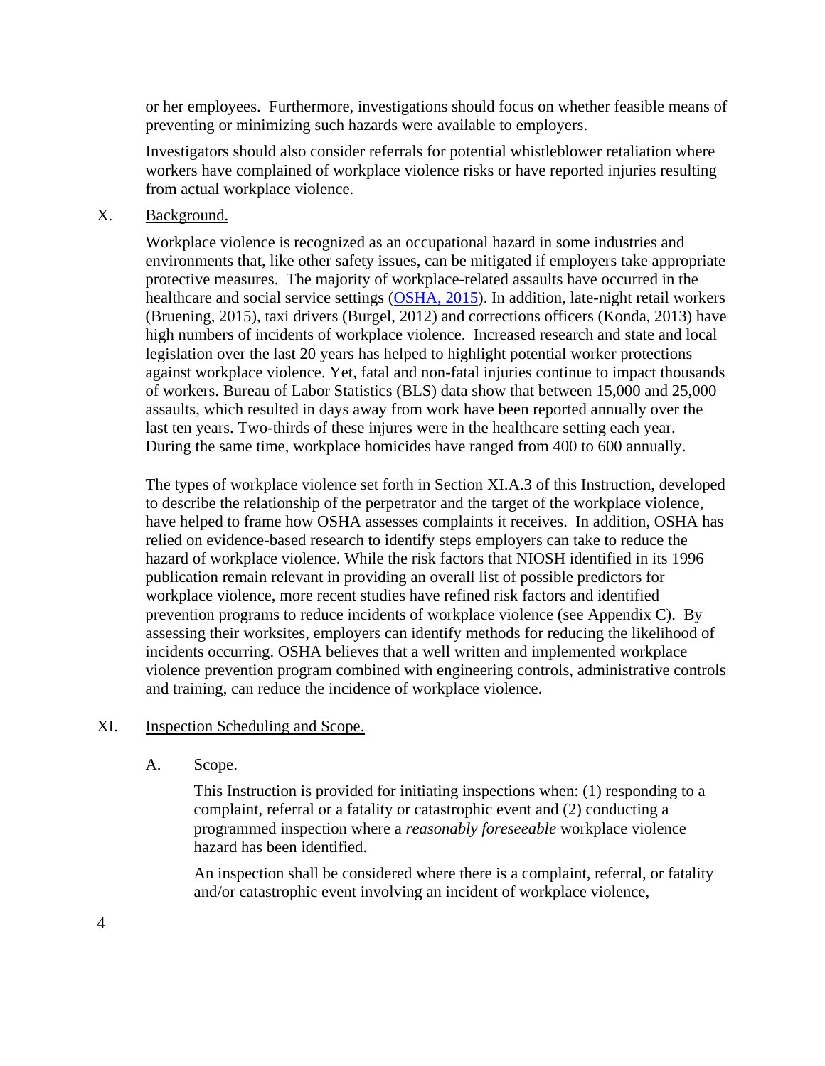or her employees. Furthermore, investigations should focus on whether feasible means of preventing or minimizing such hazards were available to employers.

Investigators should also consider referrals for potential whistleblower retaliation where workers have complained of workplace violence risks or have reported injuries resulting from actual workplace violence.

## X. Background.

Workplace violence is recognized as an occupational hazard in some industries and environments that, like other safety issues, can be mitigated if employers take appropriate protective measures. The majority of workplace-related assaults have occurred in the healthcare and social service settings (OSHA, 2015). In addition, late-night retail workers (Bruening, 2015), taxi drivers (Burgel, 2012) and corrections officers (Konda, 2013) have high numbers of incidents of workplace violence. Increased research and state and local legislation over the last 20 years has helped to highlight potential worker protections against workplace violence. Yet, fatal and non-fatal injuries continue to impact thousands of workers. Bureau of Labor Statistics (BLS) data show that between 15,000 and 25,000 assaults, which resulted in days away from work have been reported annually over the last ten years. Two-thirds of these injures were in the healthcare setting each year. During the same time, workplace homicides have ranged from 400 to 600 annually.

The types of workplace violence set forth in Section XI.A.3 of this Instruction, developed to describe the relationship of the perpetrator and the target of the workplace violence, have helped to frame how OSHA assesses complaints it receives. In addition, OSHA has relied on evidence-based research to identify steps employers can take to reduce the hazard of workplace violence. While the risk factors that NIOSH identified in its 1996 publication remain relevant in providing an overall list of possible predictors for workplace violence, more recent studies have refined risk factors and identified prevention programs to reduce incidents of workplace violence (see Appendix C). By assessing their worksites, employers can identify methods for reducing the likelihood of incidents occurring. OSHA believes that a well written and implemented workplace violence prevention program combined with engineering controls, administrative controls and training, can reduce the incidence of workplace violence.

## XI. Inspection Scheduling and Scope.

### A. Scope.

This Instruction is provided for initiating inspections when: (1) responding to a complaint, referral or a fatality or catastrophic event and (2) conducting a programmed inspection where a *reasonably foreseeable* workplace violence hazard has been identified.

An inspection shall be considered where there is a complaint, referral, or fatality and/or catastrophic event involving an incident of workplace violence,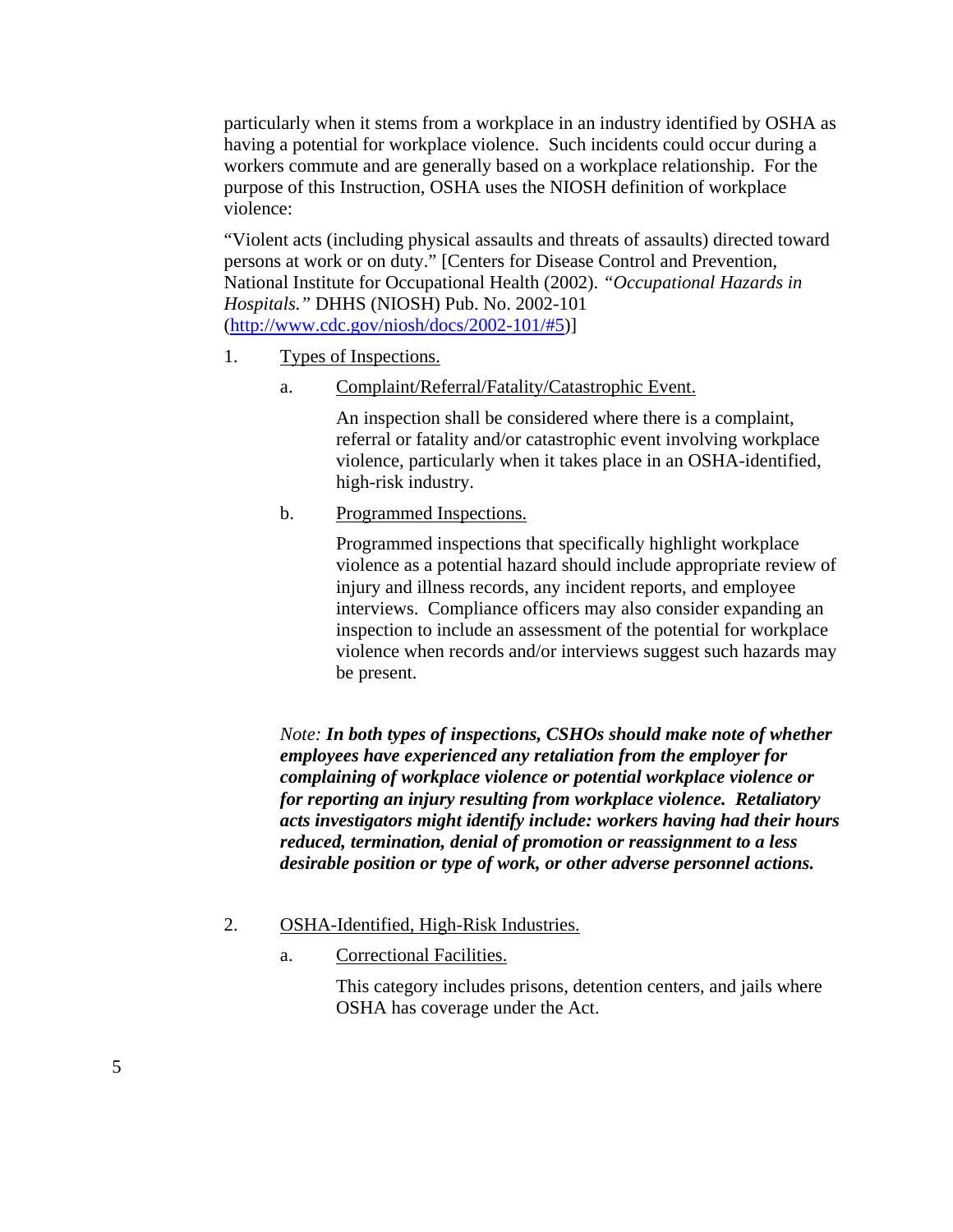particularly when it stems from a workplace in an industry identified by OSHA as having a potential for workplace violence. Such incidents could occur during a workers commute and are generally based on a workplace relationship. For the purpose of this Instruction, OSHA uses the NIOSH definition of workplace violence:

"Violent acts (including physical assaults and threats of assaults) directed toward persons at work or on duty." [Centers for Disease Control and Prevention, National Institute for Occupational Health (2002). *"Occupational Hazards in Hospitals."* DHHS (NIOSH) Pub. No. 2002-101 (http://www.cdc.gov/niosh/docs/2002-101/#5)]

1. Types of Inspections.

   a. Complaint/Referral/Fatality/Catastrophic Event.

      An inspection shall be considered where there is a complaint, referral or fatality and/or catastrophic event involving workplace violence, particularly when it takes place in an OSHA-identified, high-risk industry.

   b. Programmed Inspections.

      Programmed inspections that specifically highlight workplace violence as a potential hazard should include appropriate review of injury and illness records, any incident reports, and employee interviews. Compliance officers may also consider expanding an inspection to include an assessment of the potential for workplace violence when records and/or interviews suggest such hazards may be present.

   *Note:* ***In both types of inspections, CSHOs should make note of whether employees have experienced any retaliation from the employer for complaining of workplace violence or potential workplace violence or for reporting an injury resulting from workplace violence. Retaliatory acts investigators might identify include: workers having had their hours reduced, termination, denial of promotion or reassignment to a less desirable position or type of work, or other adverse personnel actions.***

2. OSHA-Identified, High-Risk Industries.

   a. Correctional Facilities.

      This category includes prisons, detention centers, and jails where OSHA has coverage under the Act.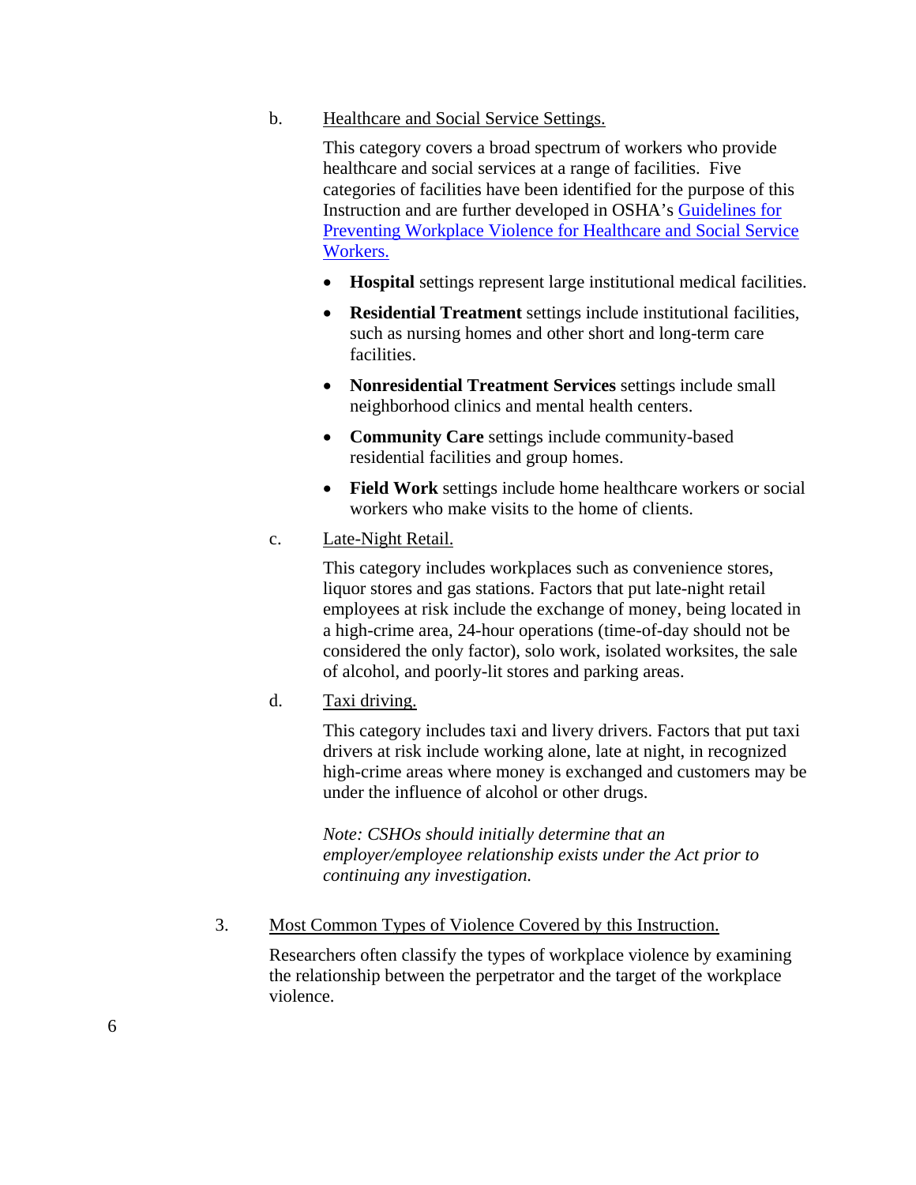b. Healthcare and Social Service Settings.

This category covers a broad spectrum of workers who provide healthcare and social services at a range of facilities. Five categories of facilities have been identified for the purpose of this Instruction and are further developed in OSHA's Guidelines for Preventing Workplace Violence for Healthcare and Social Service Workers.

- **Hospital** settings represent large institutional medical facilities.
- **Residential Treatment** settings include institutional facilities, such as nursing homes and other short and long-term care facilities.
- **Nonresidential Treatment Services** settings include small neighborhood clinics and mental health centers.
- **Community Care** settings include community-based residential facilities and group homes.
- **Field Work** settings include home healthcare workers or social workers who make visits to the home of clients.

c. Late-Night Retail.

This category includes workplaces such as convenience stores, liquor stores and gas stations. Factors that put late-night retail employees at risk include the exchange of money, being located in a high-crime area, 24-hour operations (time-of-day should not be considered the only factor), solo work, isolated worksites, the sale of alcohol, and poorly-lit stores and parking areas.

d. Taxi driving.

This category includes taxi and livery drivers. Factors that put taxi drivers at risk include working alone, late at night, in recognized high-crime areas where money is exchanged and customers may be under the influence of alcohol or other drugs.

*Note: CSHOs should initially determine that an employer/employee relationship exists under the Act prior to continuing any investigation.*

3. Most Common Types of Violence Covered by this Instruction.

Researchers often classify the types of workplace violence by examining the relationship between the perpetrator and the target of the workplace violence.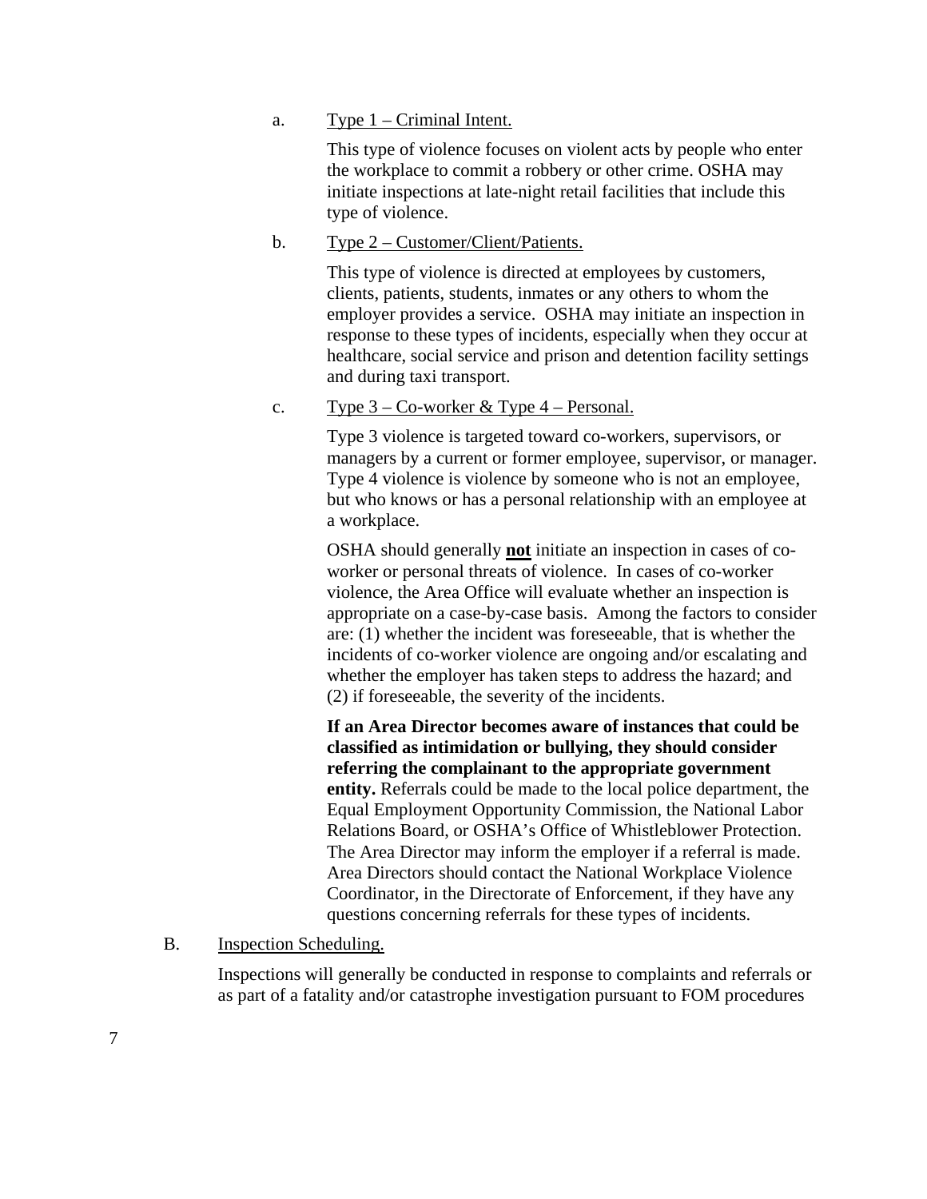a. Type 1 – Criminal Intent.

This type of violence focuses on violent acts by people who enter the workplace to commit a robbery or other crime. OSHA may initiate inspections at late-night retail facilities that include this type of violence.

b. Type 2 – Customer/Client/Patients.

This type of violence is directed at employees by customers, clients, patients, students, inmates or any others to whom the employer provides a service. OSHA may initiate an inspection in response to these types of incidents, especially when they occur at healthcare, social service and prison and detention facility settings and during taxi transport.

c. Type 3 – Co-worker & Type 4 – Personal.

Type 3 violence is targeted toward co-workers, supervisors, or managers by a current or former employee, supervisor, or manager. Type 4 violence is violence by someone who is not an employee, but who knows or has a personal relationship with an employee at a workplace.

OSHA should generally **not** initiate an inspection in cases of co-worker or personal threats of violence. In cases of co-worker violence, the Area Office will evaluate whether an inspection is appropriate on a case-by-case basis. Among the factors to consider are: (1) whether the incident was foreseeable, that is whether the incidents of co-worker violence are ongoing and/or escalating and whether the employer has taken steps to address the hazard; and (2) if foreseeable, the severity of the incidents.

**If an Area Director becomes aware of instances that could be classified as intimidation or bullying, they should consider referring the complainant to the appropriate government entity.** Referrals could be made to the local police department, the Equal Employment Opportunity Commission, the National Labor Relations Board, or OSHA's Office of Whistleblower Protection. The Area Director may inform the employer if a referral is made. Area Directors should contact the National Workplace Violence Coordinator, in the Directorate of Enforcement, if they have any questions concerning referrals for these types of incidents.

B. Inspection Scheduling.

Inspections will generally be conducted in response to complaints and referrals or as part of a fatality and/or catastrophe investigation pursuant to FOM procedures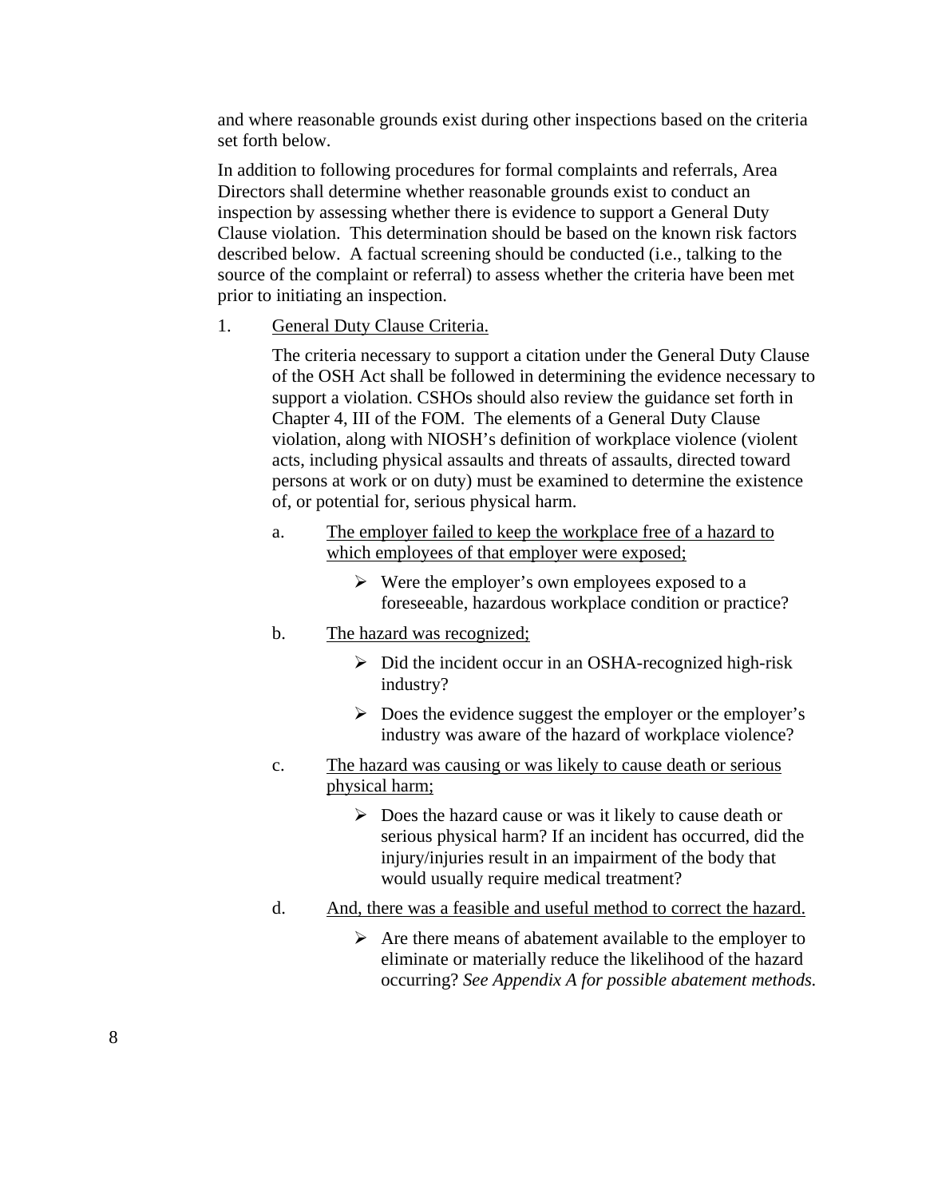and where reasonable grounds exist during other inspections based on the criteria set forth below.

In addition to following procedures for formal complaints and referrals, Area Directors shall determine whether reasonable grounds exist to conduct an inspection by assessing whether there is evidence to support a General Duty Clause violation. This determination should be based on the known risk factors described below. A factual screening should be conducted (i.e., talking to the source of the complaint or referral) to assess whether the criteria have been met prior to initiating an inspection.

1. General Duty Clause Criteria.

   The criteria necessary to support a citation under the General Duty Clause of the OSH Act shall be followed in determining the evidence necessary to support a violation. CSHOs should also review the guidance set forth in Chapter 4, III of the FOM. The elements of a General Duty Clause violation, along with NIOSH's definition of workplace violence (violent acts, including physical assaults and threats of assaults, directed toward persons at work or on duty) must be examined to determine the existence of, or potential for, serious physical harm.

   a. The employer failed to keep the workplace free of a hazard to which employees of that employer were exposed;

      - Were the employer's own employees exposed to a foreseeable, hazardous workplace condition or practice?

   b. The hazard was recognized;

      - Did the incident occur in an OSHA-recognized high-risk industry?
      - Does the evidence suggest the employer or the employer's industry was aware of the hazard of workplace violence?

   c. The hazard was causing or was likely to cause death or serious physical harm;

      - Does the hazard cause or was it likely to cause death or serious physical harm? If an incident has occurred, did the injury/injuries result in an impairment of the body that would usually require medical treatment?

   d. And, there was a feasible and useful method to correct the hazard.

      - Are there means of abatement available to the employer to eliminate or materially reduce the likelihood of the hazard occurring? *See Appendix A for possible abatement methods.*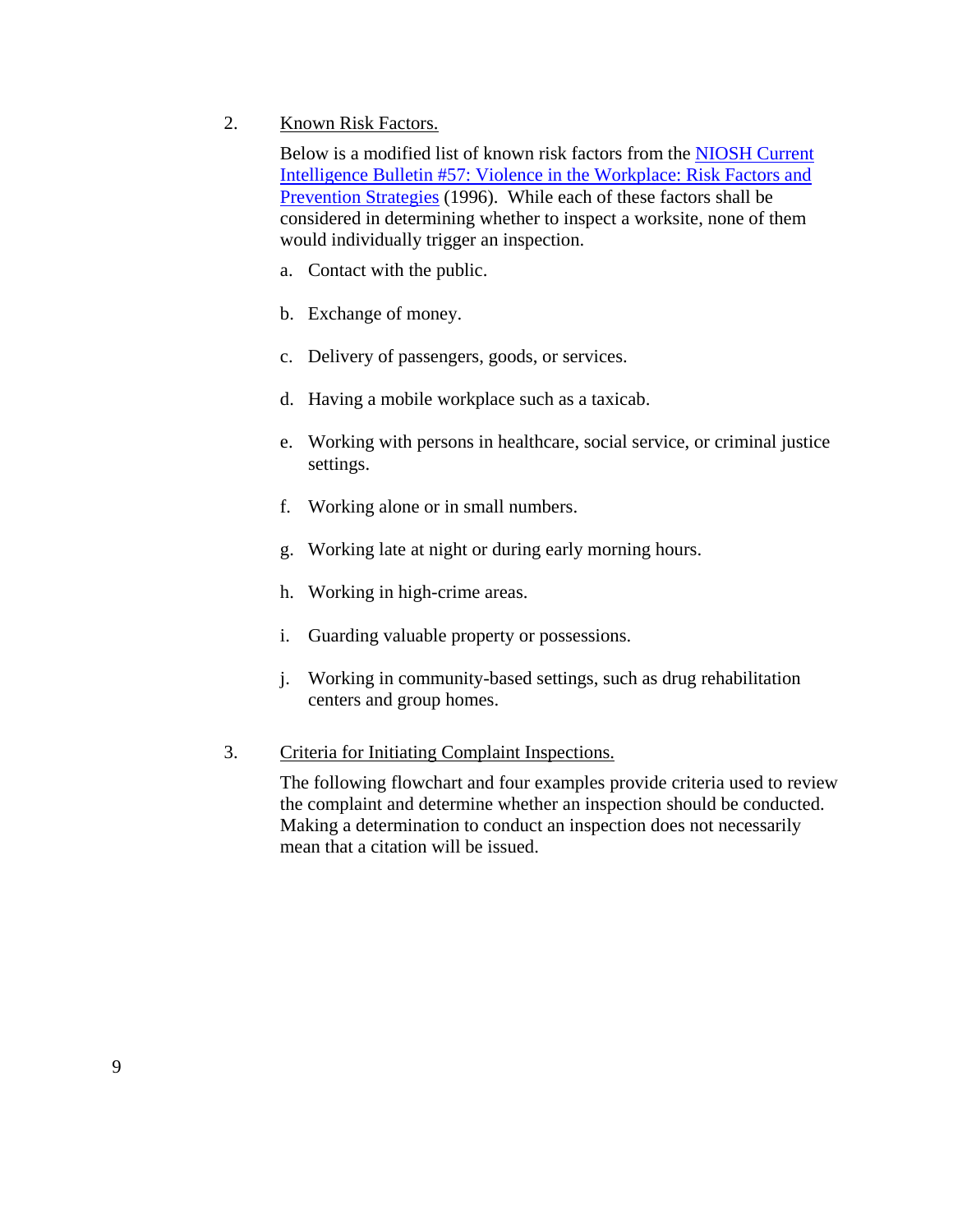2. Known Risk Factors.

Below is a modified list of known risk factors from the NIOSH Current Intelligence Bulletin #57: Violence in the Workplace: Risk Factors and Prevention Strategies (1996). While each of these factors shall be considered in determining whether to inspect a worksite, none of them would individually trigger an inspection.

a. Contact with the public.

b. Exchange of money.

c. Delivery of passengers, goods, or services.

d. Having a mobile workplace such as a taxicab.

e. Working with persons in healthcare, social service, or criminal justice settings.

f. Working alone or in small numbers.

g. Working late at night or during early morning hours.

h. Working in high-crime areas.

i. Guarding valuable property or possessions.

j. Working in community-based settings, such as drug rehabilitation centers and group homes.

3. Criteria for Initiating Complaint Inspections.

The following flowchart and four examples provide criteria used to review the complaint and determine whether an inspection should be conducted. Making a determination to conduct an inspection does not necessarily mean that a citation will be issued.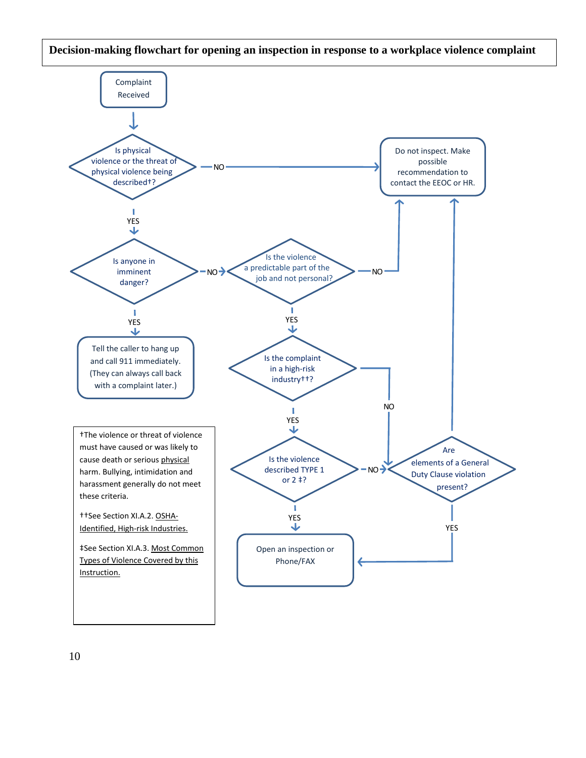**Decision-making flowchart for opening an inspection in response to a workplace violence complaint**

Complaint Received

Is physical violence or the threat of physical violence being described†?

NO

Do not inspect. Make possible recommendation to contact the EEOC or HR.

YES

Is anyone in imminent danger?

NO

Is the violence a predictable part of the job and not personal?

NO

YES

Tell the caller to hang up and call 911 immediately. (They can always call back with a complaint later.)

YES

Is the complaint in a high-risk industry††?

NO

YES

Is the violence described TYPE 1 or 2 ‡?

NO

Are elements of a General Duty Clause violation present?

YES

YES

Open an inspection or Phone/FAX

†The violence or threat of violence must have caused or was likely to cause death or serious physical harm. Bullying, intimidation and harassment generally do not meet these criteria.

††See Section XI.A.2. OSHA-Identified, High-risk Industries.

‡See Section XI.A.3. Most Common Types of Violence Covered by this Instruction.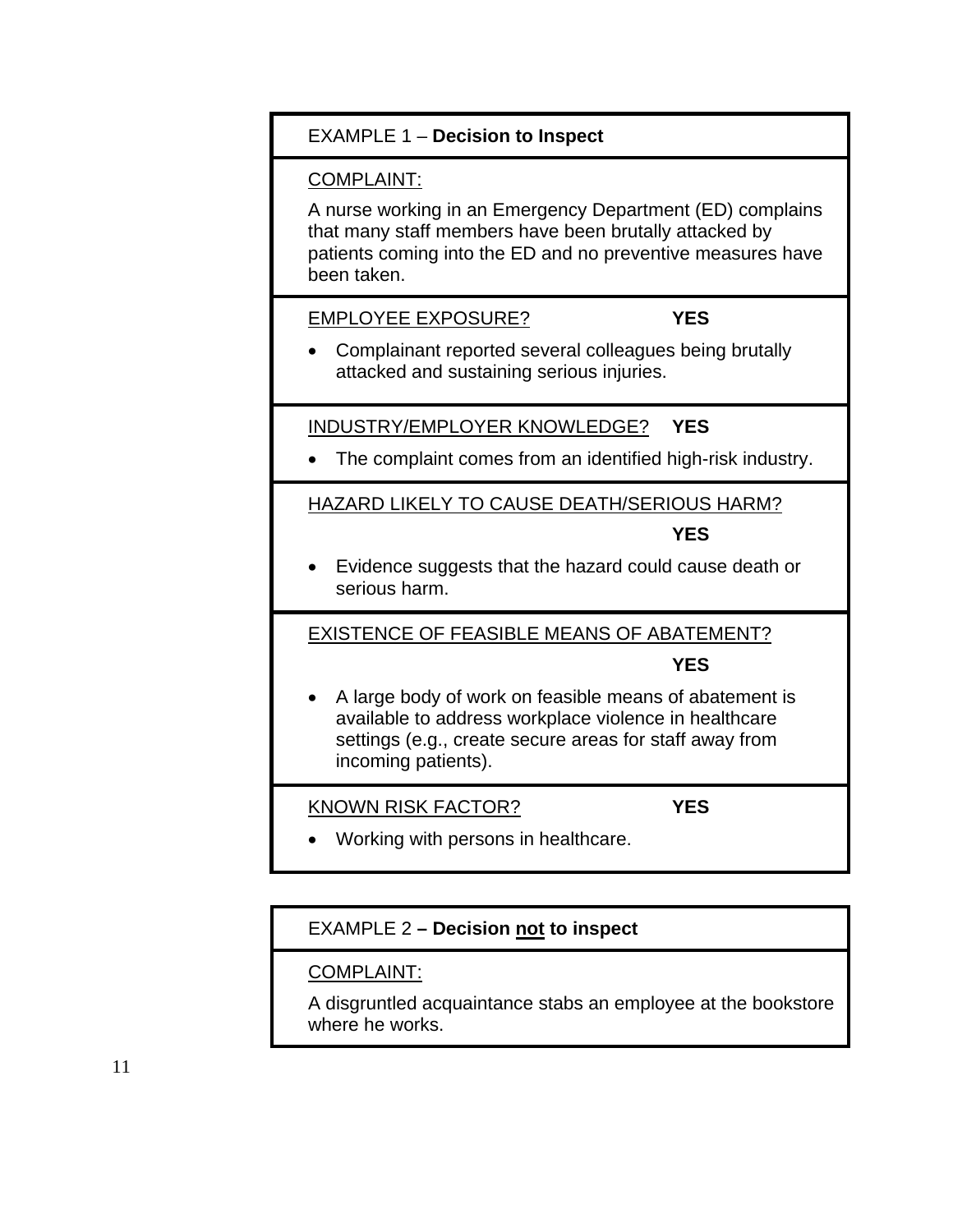EXAMPLE 1 – **Decision to Inspect**

COMPLAINT:

A nurse working in an Emergency Department (ED) complains that many staff members have been brutally attacked by patients coming into the ED and no preventive measures have been taken.

EMPLOYEE EXPOSURE? **YES**

- Complainant reported several colleagues being brutally attacked and sustaining serious injuries.

INDUSTRY/EMPLOYER KNOWLEDGE? **YES**

- The complaint comes from an identified high-risk industry.

HAZARD LIKELY TO CAUSE DEATH/SERIOUS HARM? **YES**

- Evidence suggests that the hazard could cause death or serious harm.

EXISTENCE OF FEASIBLE MEANS OF ABATEMENT? **YES**

- A large body of work on feasible means of abatement is available to address workplace violence in healthcare settings (e.g., create secure areas for staff away from incoming patients).

KNOWN RISK FACTOR? **YES**

- Working with persons in healthcare.

EXAMPLE 2 **– Decision not to inspect**

COMPLAINT:

A disgruntled acquaintance stabs an employee at the bookstore where he works.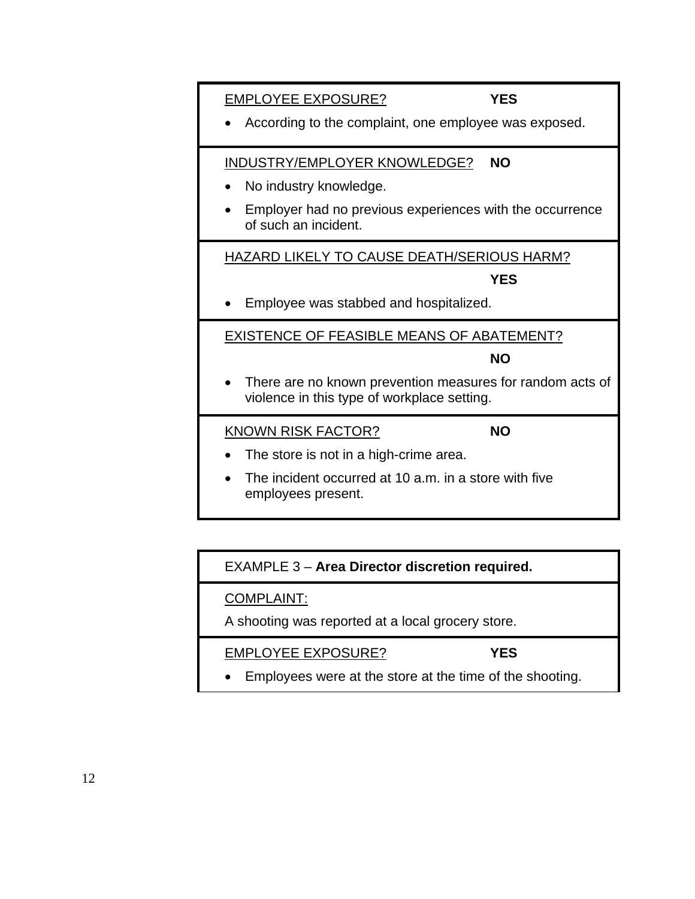<u>EMPLOYEE EXPOSURE?</u> **YES**

- According to the complaint, one employee was exposed.

<u>INDUSTRY/EMPLOYER KNOWLEDGE?</u> **NO**

- No industry knowledge.
- Employer had no previous experiences with the occurrence of such an incident.

<u>HAZARD LIKELY TO CAUSE DEATH/SERIOUS HARM?</u>

**YES**

- Employee was stabbed and hospitalized.

<u>EXISTENCE OF FEASIBLE MEANS OF ABATEMENT?</u>

**NO**

- There are no known prevention measures for random acts of violence in this type of workplace setting.

<u>KNOWN RISK FACTOR?</u> **NO**

- The store is not in a high-crime area.
- The incident occurred at 10 a.m. in a store with five employees present.

EXAMPLE 3 – **Area Director discretion required.**

<u>COMPLAINT:</u>

A shooting was reported at a local grocery store.

<u>EMPLOYEE EXPOSURE?</u> **YES**

- Employees were at the store at the time of the shooting.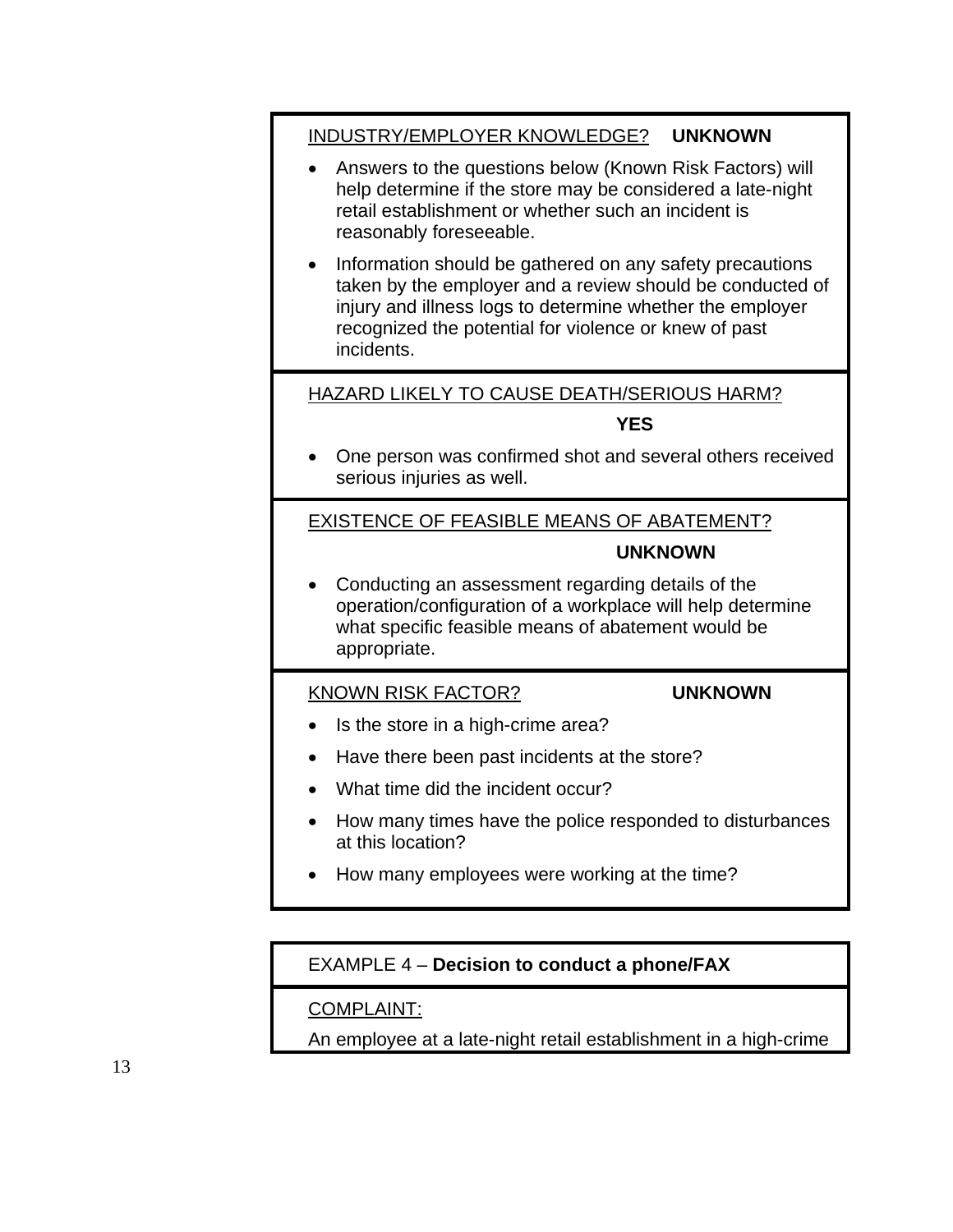INDUSTRY/EMPLOYER KNOWLEDGE? **UNKNOWN**

- Answers to the questions below (Known Risk Factors) will help determine if the store may be considered a late-night retail establishment or whether such an incident is reasonably foreseeable.
- Information should be gathered on any safety precautions taken by the employer and a review should be conducted of injury and illness logs to determine whether the employer recognized the potential for violence or knew of past incidents.

HAZARD LIKELY TO CAUSE DEATH/SERIOUS HARM?

**YES**

- One person was confirmed shot and several others received serious injuries as well.

EXISTENCE OF FEASIBLE MEANS OF ABATEMENT?

**UNKNOWN**

- Conducting an assessment regarding details of the operation/configuration of a workplace will help determine what specific feasible means of abatement would be appropriate.

KNOWN RISK FACTOR? **UNKNOWN**

- Is the store in a high-crime area?
- Have there been past incidents at the store?
- What time did the incident occur?
- How many times have the police responded to disturbances at this location?
- How many employees were working at the time?

EXAMPLE 4 – **Decision to conduct a phone/FAX**

COMPLAINT:

An employee at a late-night retail establishment in a high-crime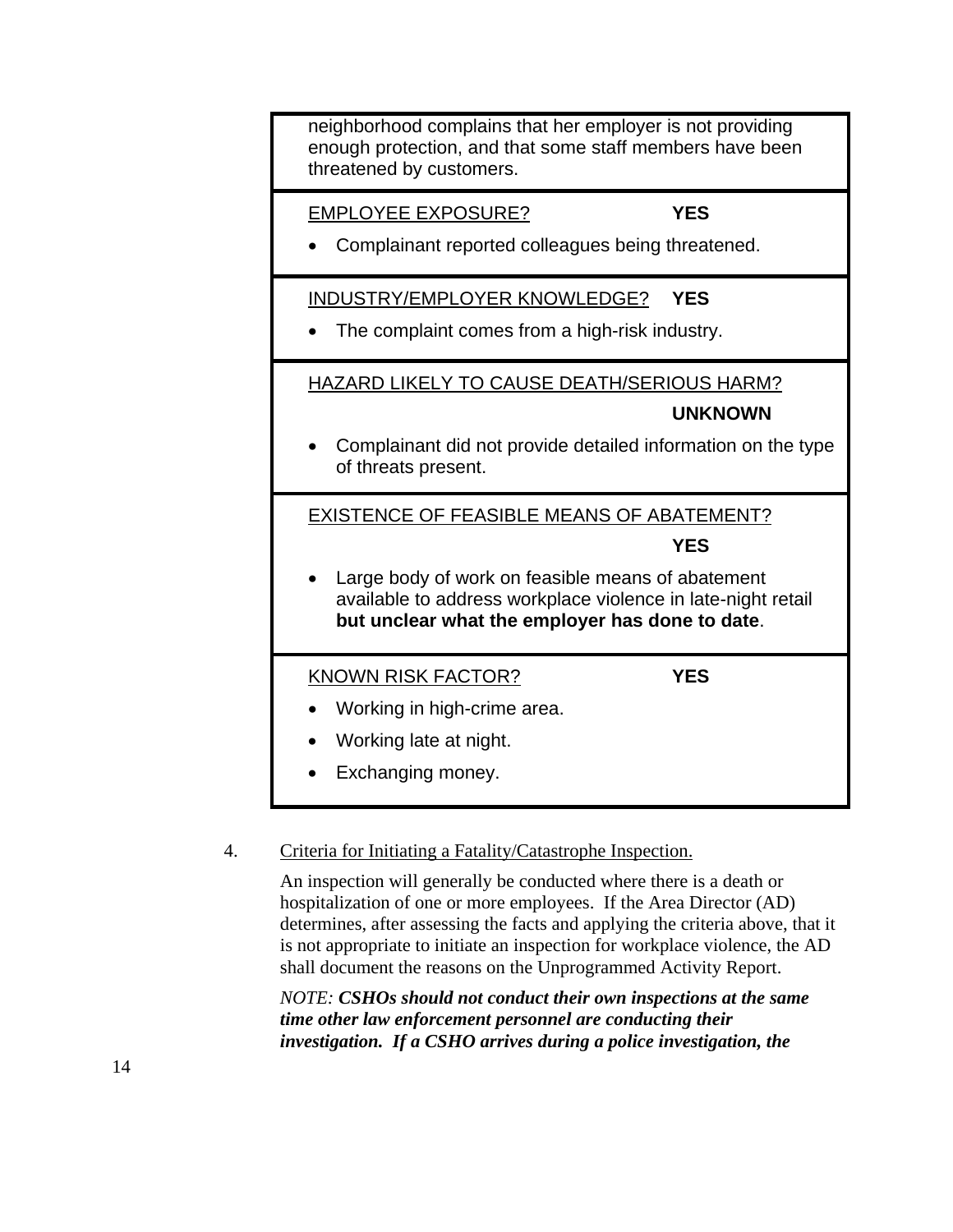neighborhood complains that her employer is not providing enough protection, and that some staff members have been threatened by customers.

EMPLOYEE EXPOSURE? **YES**

- Complainant reported colleagues being threatened.

INDUSTRY/EMPLOYER KNOWLEDGE? **YES**

- The complaint comes from a high-risk industry.

HAZARD LIKELY TO CAUSE DEATH/SERIOUS HARM? **UNKNOWN**

- Complainant did not provide detailed information on the type of threats present.

EXISTENCE OF FEASIBLE MEANS OF ABATEMENT? **YES**

- Large body of work on feasible means of abatement available to address workplace violence in late-night retail **but unclear what the employer has done to date**.

KNOWN RISK FACTOR? **YES**

- Working in high-crime area.
- Working late at night.
- Exchanging money.

4. Criteria for Initiating a Fatality/Catastrophe Inspection.

An inspection will generally be conducted where there is a death or hospitalization of one or more employees. If the Area Director (AD) determines, after assessing the facts and applying the criteria above, that it is not appropriate to initiate an inspection for workplace violence, the AD shall document the reasons on the Unprogrammed Activity Report.

*NOTE:* ***CSHOs should not conduct their own inspections at the same time other law enforcement personnel are conducting their investigation. If a CSHO arrives during a police investigation, the***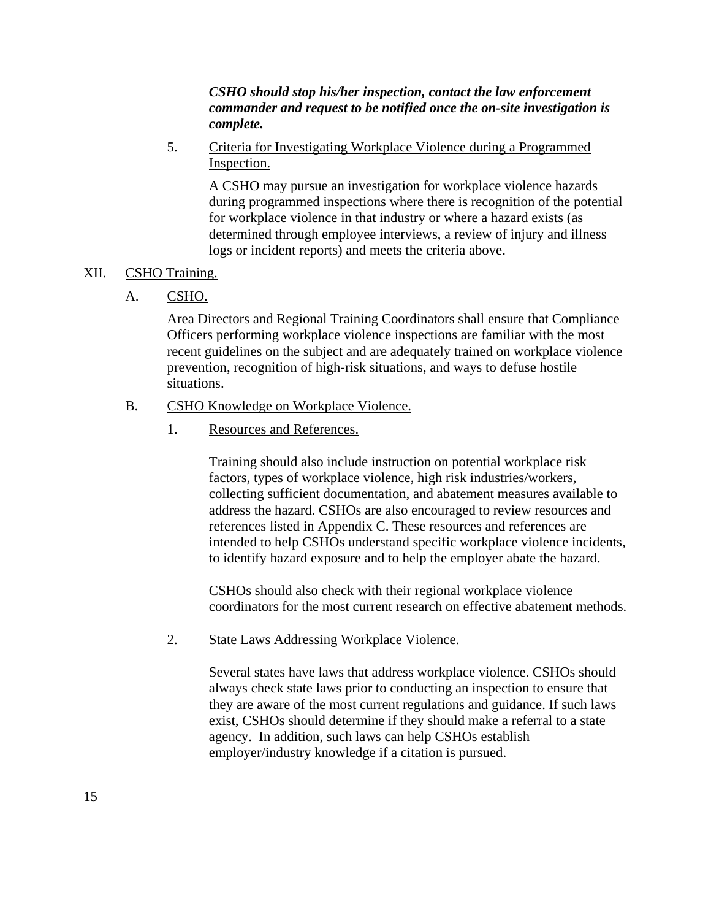***CSHO should stop his/her inspection, contact the law enforcement commander and request to be notified once the on-site investigation is complete.***

5. Criteria for Investigating Workplace Violence during a Programmed Inspection.

   A CSHO may pursue an investigation for workplace violence hazards during programmed inspections where there is recognition of the potential for workplace violence in that industry or where a hazard exists (as determined through employee interviews, a review of injury and illness logs or incident reports) and meets the criteria above.

## XII. CSHO Training.

### A. CSHO.

Area Directors and Regional Training Coordinators shall ensure that Compliance Officers performing workplace violence inspections are familiar with the most recent guidelines on the subject and are adequately trained on workplace violence prevention, recognition of high-risk situations, and ways to defuse hostile situations.

### B. CSHO Knowledge on Workplace Violence.

1. Resources and References.

   Training should also include instruction on potential workplace risk factors, types of workplace violence, high risk industries/workers, collecting sufficient documentation, and abatement measures available to address the hazard. CSHOs are also encouraged to review resources and references listed in Appendix C. These resources and references are intended to help CSHOs understand specific workplace violence incidents, to identify hazard exposure and to help the employer abate the hazard.

   CSHOs should also check with their regional workplace violence coordinators for the most current research on effective abatement methods.

2. State Laws Addressing Workplace Violence.

   Several states have laws that address workplace violence. CSHOs should always check state laws prior to conducting an inspection to ensure that they are aware of the most current regulations and guidance. If such laws exist, CSHOs should determine if they should make a referral to a state agency. In addition, such laws can help CSHOs establish employer/industry knowledge if a citation is pursued.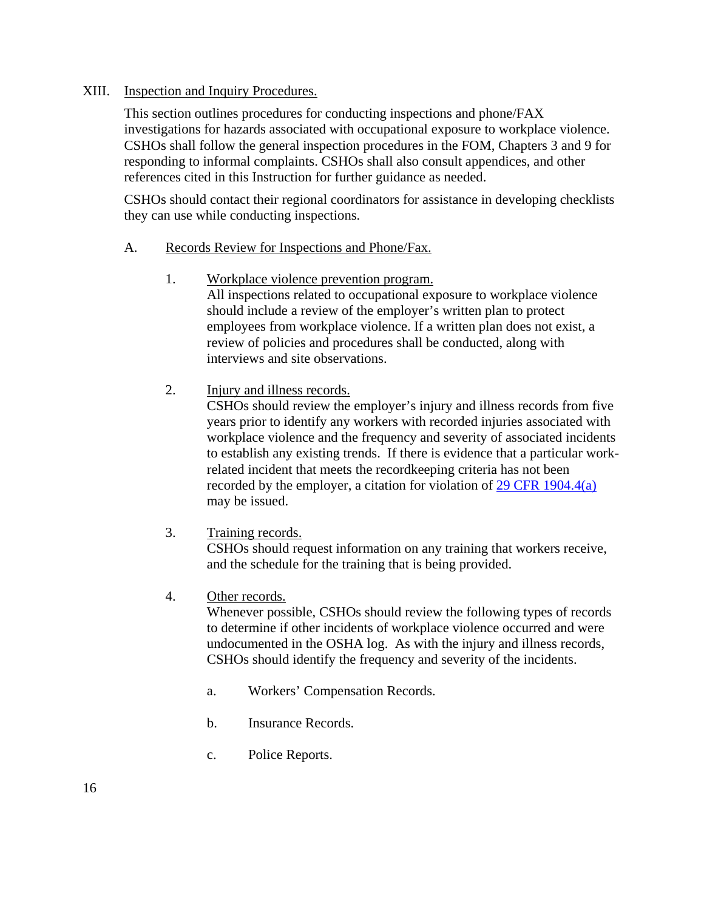## XIII. Inspection and Inquiry Procedures.

This section outlines procedures for conducting inspections and phone/FAX investigations for hazards associated with occupational exposure to workplace violence. CSHOs shall follow the general inspection procedures in the FOM, Chapters 3 and 9 for responding to informal complaints. CSHOs shall also consult appendices, and other references cited in this Instruction for further guidance as needed.

CSHOs should contact their regional coordinators for assistance in developing checklists they can use while conducting inspections.

### A. Records Review for Inspections and Phone/Fax.

1. Workplace violence prevention program.
   All inspections related to occupational exposure to workplace violence should include a review of the employer's written plan to protect employees from workplace violence. If a written plan does not exist, a review of policies and procedures shall be conducted, along with interviews and site observations.

2. Injury and illness records.
   CSHOs should review the employer's injury and illness records from five years prior to identify any workers with recorded injuries associated with workplace violence and the frequency and severity of associated incidents to establish any existing trends. If there is evidence that a particular work-related incident that meets the recordkeeping criteria has not been recorded by the employer, a citation for violation of 29 CFR 1904.4(a) may be issued.

3. Training records.
   CSHOs should request information on any training that workers receive, and the schedule for the training that is being provided.

4. Other records.
   Whenever possible, CSHOs should review the following types of records to determine if other incidents of workplace violence occurred and were undocumented in the OSHA log. As with the injury and illness records, CSHOs should identify the frequency and severity of the incidents.

   a. Workers' Compensation Records.

   b. Insurance Records.

   c. Police Reports.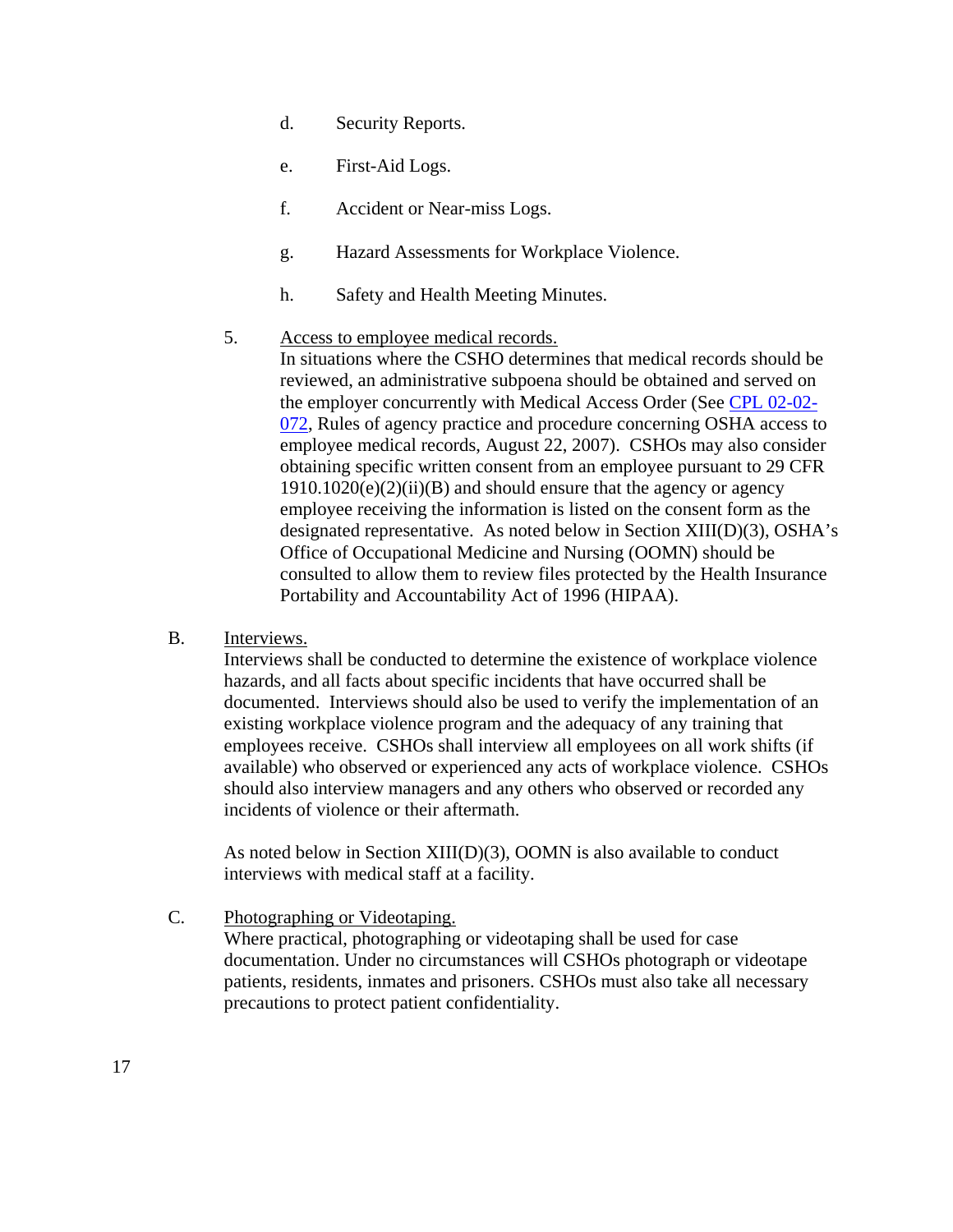d. Security Reports.

e. First-Aid Logs.

f. Accident or Near-miss Logs.

g. Hazard Assessments for Workplace Violence.

h. Safety and Health Meeting Minutes.

5. Access to employee medical records.

   In situations where the CSHO determines that medical records should be reviewed, an administrative subpoena should be obtained and served on the employer concurrently with Medical Access Order (See CPL 02-02-072, Rules of agency practice and procedure concerning OSHA access to employee medical records, August 22, 2007). CSHOs may also consider obtaining specific written consent from an employee pursuant to 29 CFR 1910.1020(e)(2)(ii)(B) and should ensure that the agency or agency employee receiving the information is listed on the consent form as the designated representative. As noted below in Section XIII(D)(3), OSHA's Office of Occupational Medicine and Nursing (OOMN) should be consulted to allow them to review files protected by the Health Insurance Portability and Accountability Act of 1996 (HIPAA).

B. Interviews.

Interviews shall be conducted to determine the existence of workplace violence hazards, and all facts about specific incidents that have occurred shall be documented. Interviews should also be used to verify the implementation of an existing workplace violence program and the adequacy of any training that employees receive. CSHOs shall interview all employees on all work shifts (if available) who observed or experienced any acts of workplace violence. CSHOs should also interview managers and any others who observed or recorded any incidents of violence or their aftermath.

As noted below in Section XIII(D)(3), OOMN is also available to conduct interviews with medical staff at a facility.

C. Photographing or Videotaping.

Where practical, photographing or videotaping shall be used for case documentation. Under no circumstances will CSHOs photograph or videotape patients, residents, inmates and prisoners. CSHOs must also take all necessary precautions to protect patient confidentiality.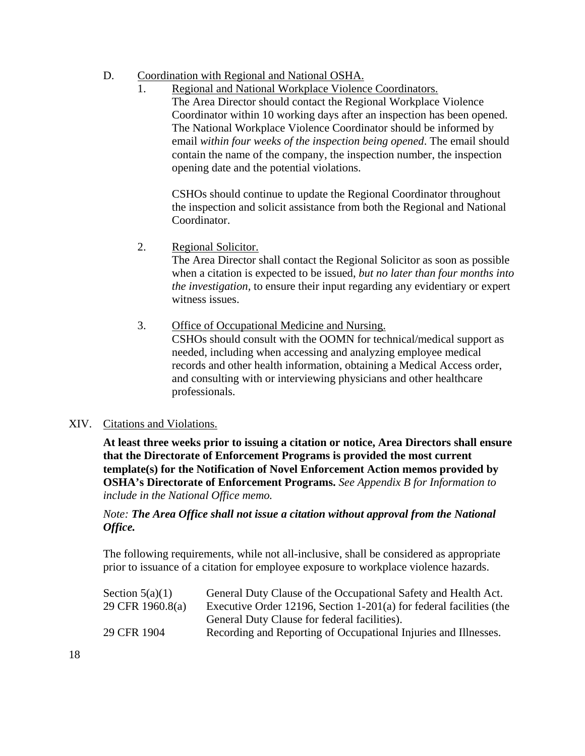D. Coordination with Regional and National OSHA.

1. Regional and National Workplace Violence Coordinators.

   The Area Director should contact the Regional Workplace Violence Coordinator within 10 working days after an inspection has been opened. The National Workplace Violence Coordinator should be informed by email *within four weeks of the inspection being opened*. The email should contain the name of the company, the inspection number, the inspection opening date and the potential violations.

   CSHOs should continue to update the Regional Coordinator throughout the inspection and solicit assistance from both the Regional and National Coordinator.

2. Regional Solicitor.

   The Area Director shall contact the Regional Solicitor as soon as possible when a citation is expected to be issued, *but no later than four months into the investigation*, to ensure their input regarding any evidentiary or expert witness issues.

3. Office of Occupational Medicine and Nursing.

   CSHOs should consult with the OOMN for technical/medical support as needed, including when accessing and analyzing employee medical records and other health information, obtaining a Medical Access order, and consulting with or interviewing physicians and other healthcare professionals.

## XIV. Citations and Violations.

**At least three weeks prior to issuing a citation or notice, Area Directors shall ensure that the Directorate of Enforcement Programs is provided the most current template(s) for the Notification of Novel Enforcement Action memos provided by OSHA's Directorate of Enforcement Programs.** *See Appendix B for Information to include in the National Office memo.*

*Note:* ***The Area Office shall not issue a citation without approval from the National Office.***

The following requirements, while not all-inclusive, shall be considered as appropriate prior to issuance of a citation for employee exposure to workplace violence hazards.

| | |
|---|---|
| Section 5(a)(1) | General Duty Clause of the Occupational Safety and Health Act. |
| 29 CFR 1960.8(a) | Executive Order 12196, Section 1-201(a) for federal facilities (the General Duty Clause for federal facilities). |
| 29 CFR 1904 | Recording and Reporting of Occupational Injuries and Illnesses. |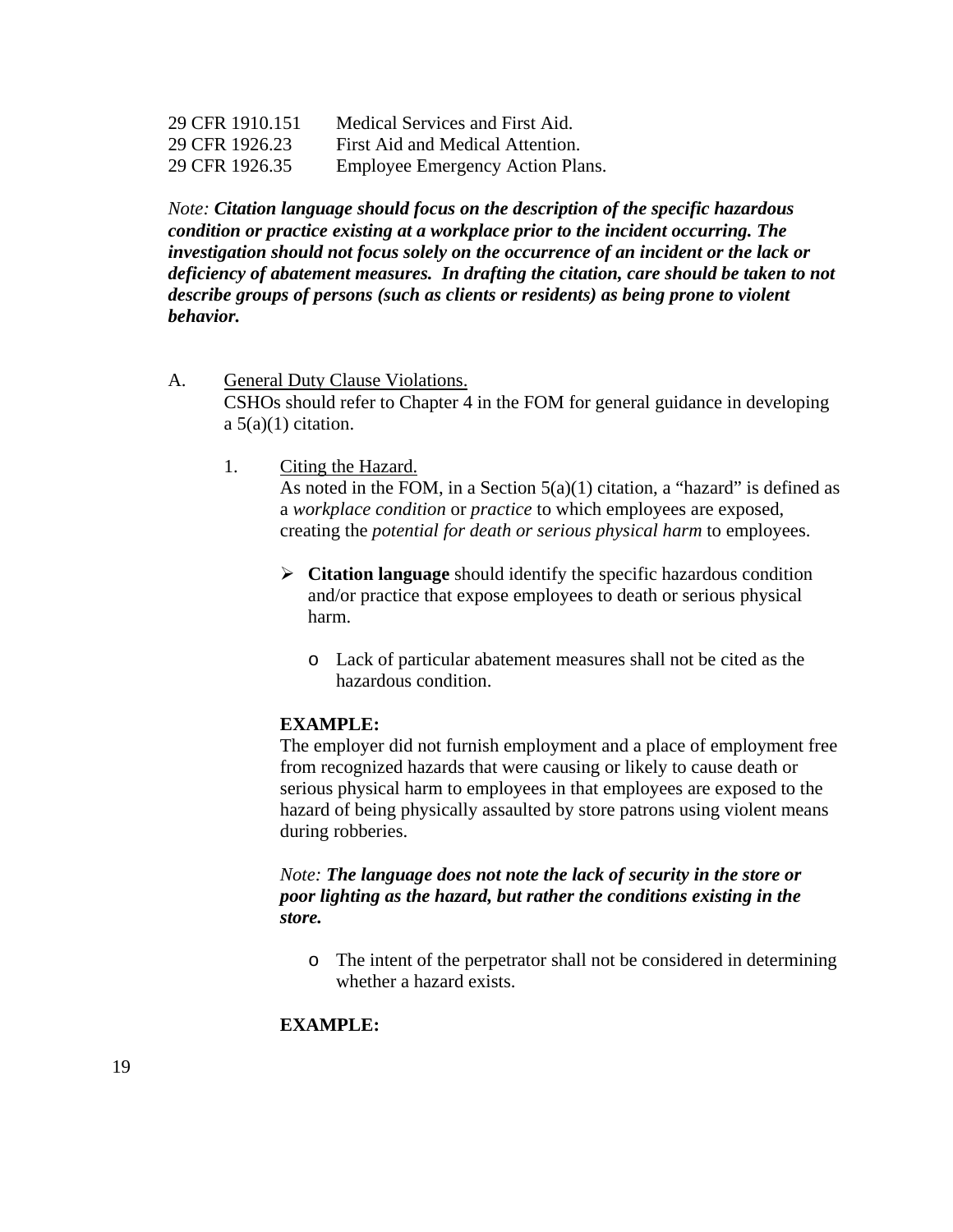| | |
|---|---|
| 29 CFR 1910.151 | Medical Services and First Aid. |
| 29 CFR 1926.23 | First Aid and Medical Attention. |
| 29 CFR 1926.35 | Employee Emergency Action Plans. |

*Note:* ***Citation language should focus on the description of the specific hazardous condition or practice existing at a workplace prior to the incident occurring. The investigation should not focus solely on the occurrence of an incident or the lack or deficiency of abatement measures. In drafting the citation, care should be taken to not describe groups of persons (such as clients or residents) as being prone to violent behavior.***

A. General Duty Clause Violations.

CSHOs should refer to Chapter 4 in the FOM for general guidance in developing a 5(a)(1) citation.

1. Citing the Hazard.

As noted in the FOM, in a Section 5(a)(1) citation, a "hazard" is defined as a *workplace condition* or *practice* to which employees are exposed, creating the *potential for death or serious physical harm* to employees.

- **Citation language** should identify the specific hazardous condition and/or practice that expose employees to death or serious physical harm.
  - Lack of particular abatement measures shall not be cited as the hazardous condition.

**EXAMPLE:**

The employer did not furnish employment and a place of employment free from recognized hazards that were causing or likely to cause death or serious physical harm to employees in that employees are exposed to the hazard of being physically assaulted by store patrons using violent means during robberies.

*Note:* ***The language does not note the lack of security in the store or poor lighting as the hazard, but rather the conditions existing in the store.***

- The intent of the perpetrator shall not be considered in determining whether a hazard exists.

**EXAMPLE:**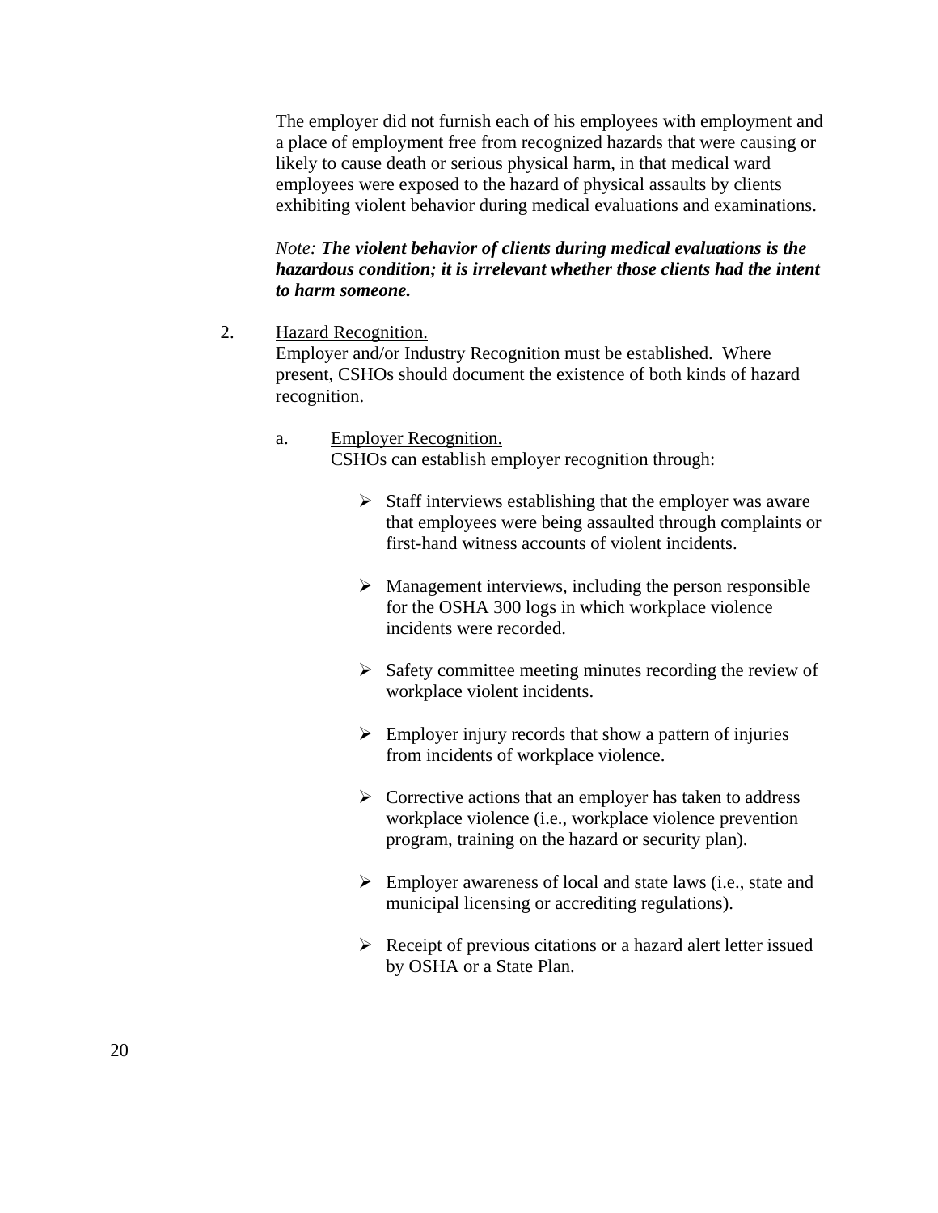The employer did not furnish each of his employees with employment and a place of employment free from recognized hazards that were causing or likely to cause death or serious physical harm, in that medical ward employees were exposed to the hazard of physical assaults by clients exhibiting violent behavior during medical evaluations and examinations.

*Note:* ***The violent behavior of clients during medical evaluations is the hazardous condition; it is irrelevant whether those clients had the intent to harm someone.***

2. Hazard Recognition.
   Employer and/or Industry Recognition must be established. Where present, CSHOs should document the existence of both kinds of hazard recognition.

   a. Employer Recognition.
      CSHOs can establish employer recognition through:

      - Staff interviews establishing that the employer was aware that employees were being assaulted through complaints or first-hand witness accounts of violent incidents.

      - Management interviews, including the person responsible for the OSHA 300 logs in which workplace violence incidents were recorded.

      - Safety committee meeting minutes recording the review of workplace violent incidents.

      - Employer injury records that show a pattern of injuries from incidents of workplace violence.

      - Corrective actions that an employer has taken to address workplace violence (i.e., workplace violence prevention program, training on the hazard or security plan).

      - Employer awareness of local and state laws (i.e., state and municipal licensing or accrediting regulations).

      - Receipt of previous citations or a hazard alert letter issued by OSHA or a State Plan.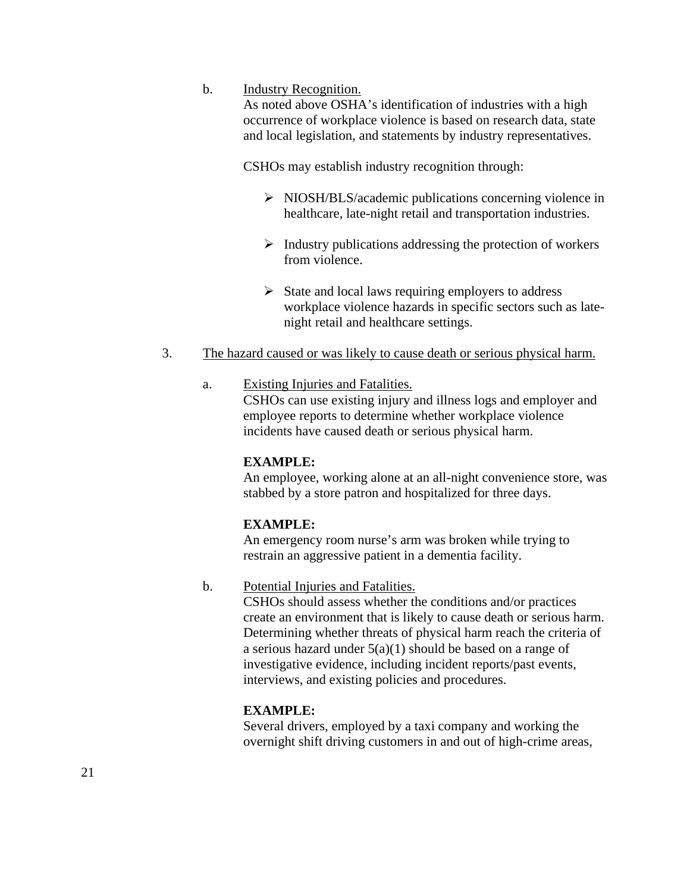b. Industry Recognition.

As noted above OSHA's identification of industries with a high occurrence of workplace violence is based on research data, state and local legislation, and statements by industry representatives.

CSHOs may establish industry recognition through:

- NIOSH/BLS/academic publications concerning violence in healthcare, late-night retail and transportation industries.
- Industry publications addressing the protection of workers from violence.
- State and local laws requiring employers to address workplace violence hazards in specific sectors such as late-night retail and healthcare settings.

3. The hazard caused or was likely to cause death or serious physical harm.

a. Existing Injuries and Fatalities.

CSHOs can use existing injury and illness logs and employer and employee reports to determine whether workplace violence incidents have caused death or serious physical harm.

**EXAMPLE:**

An employee, working alone at an all-night convenience store, was stabbed by a store patron and hospitalized for three days.

**EXAMPLE:**

An emergency room nurse's arm was broken while trying to restrain an aggressive patient in a dementia facility.

b. Potential Injuries and Fatalities.

CSHOs should assess whether the conditions and/or practices create an environment that is likely to cause death or serious harm. Determining whether threats of physical harm reach the criteria of a serious hazard under 5(a)(1) should be based on a range of investigative evidence, including incident reports/past events, interviews, and existing policies and procedures.

**EXAMPLE:**

Several drivers, employed by a taxi company and working the overnight shift driving customers in and out of high-crime areas,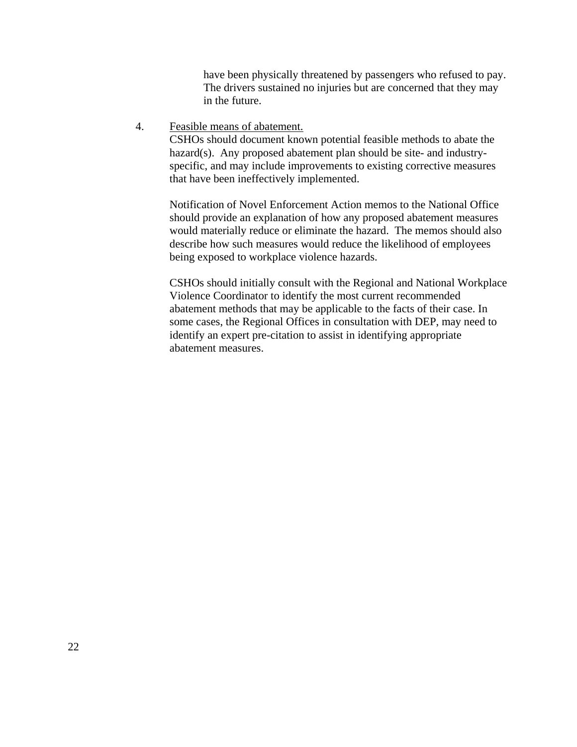have been physically threatened by passengers who refused to pay. The drivers sustained no injuries but are concerned that they may in the future.

4. Feasible means of abatement.

   CSHOs should document known potential feasible methods to abate the hazard(s). Any proposed abatement plan should be site- and industry-specific, and may include improvements to existing corrective measures that have been ineffectively implemented.

   Notification of Novel Enforcement Action memos to the National Office should provide an explanation of how any proposed abatement measures would materially reduce or eliminate the hazard. The memos should also describe how such measures would reduce the likelihood of employees being exposed to workplace violence hazards.

   CSHOs should initially consult with the Regional and National Workplace Violence Coordinator to identify the most current recommended abatement methods that may be applicable to the facts of their case. In some cases, the Regional Offices in consultation with DEP, may need to identify an expert pre-citation to assist in identifying appropriate abatement measures.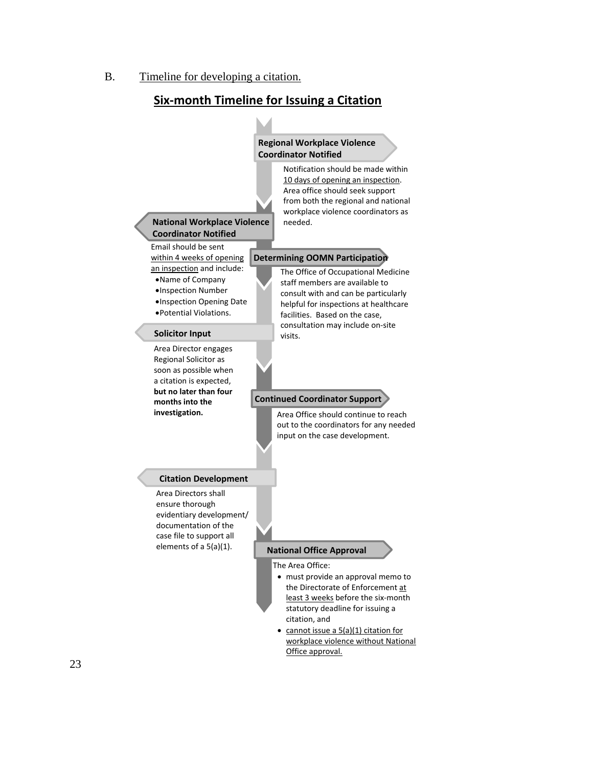B. Timeline for developing a citation.

## Six-month Timeline for Issuing a Citation

**Regional Workplace Violence Coordinator Notified**

Notification should be made within 10 days of opening an inspection. Area office should seek support from both the regional and national workplace violence coordinators as needed.

**National Workplace Violence Coordinator Notified**

Email should be sent within 4 weeks of opening an inspection and include:

- Name of Company
- Inspection Number
- Inspection Opening Date
- Potential Violations.

**Determining OOMN Participation**

The Office of Occupational Medicine staff members are available to consult with and can be particularly helpful for inspections at healthcare facilities. Based on the case, consultation may include on-site visits.

**Solicitor Input**

Area Director engages Regional Solicitor as soon as possible when a citation is expected, **but no later than four months into the investigation.**

**Continued Coordinator Support**

Area Office should continue to reach out to the coordinators for any needed input on the case development.

**Citation Development**

Area Directors shall ensure thorough evidentiary development/ documentation of the case file to support all elements of a 5(a)(1).

**National Office Approval**

The Area Office:

- must provide an approval memo to the Directorate of Enforcement at least 3 weeks before the six-month statutory deadline for issuing a citation, and
- cannot issue a 5(a)(1) citation for workplace violence without National Office approval.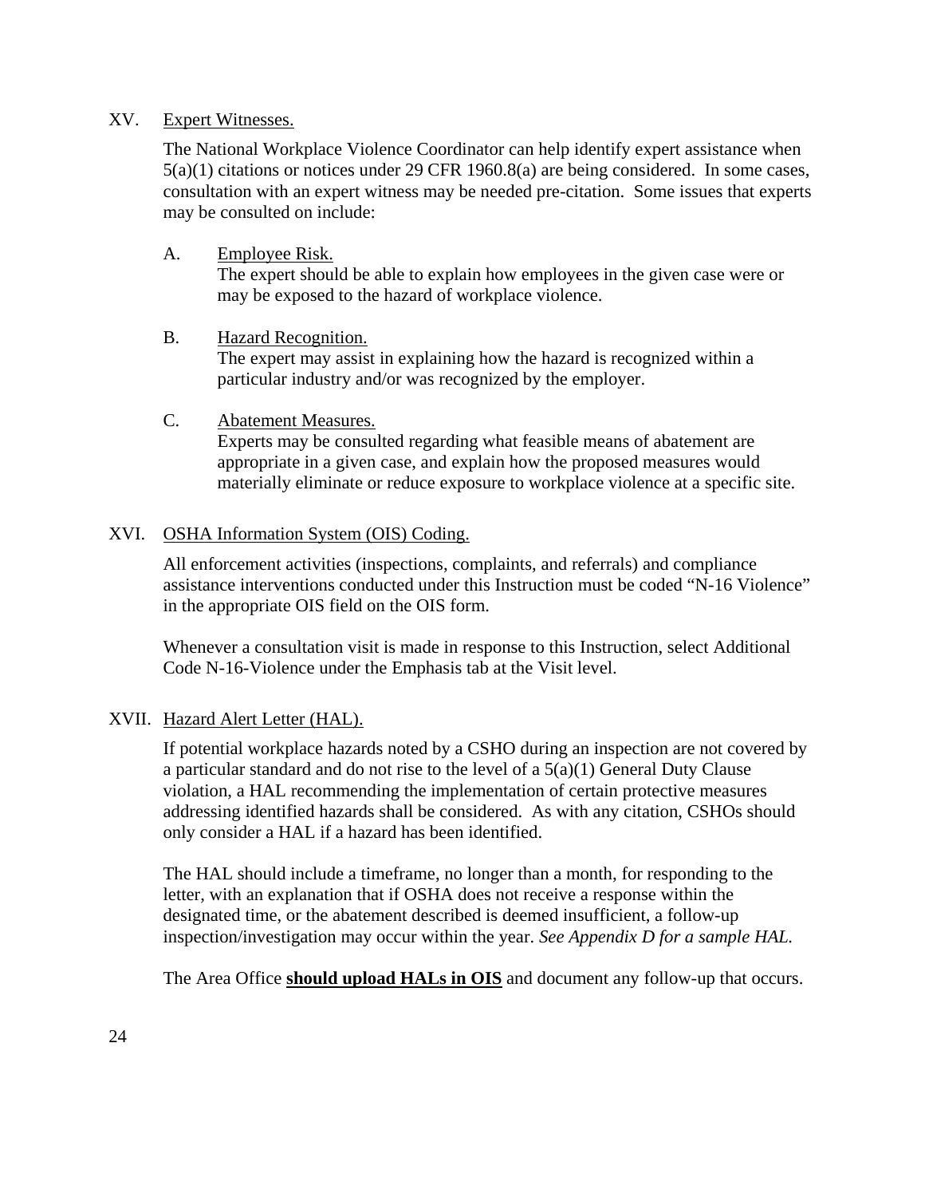## XV. Expert Witnesses.

The National Workplace Violence Coordinator can help identify expert assistance when 5(a)(1) citations or notices under 29 CFR 1960.8(a) are being considered. In some cases, consultation with an expert witness may be needed pre-citation. Some issues that experts may be consulted on include:

### A. Employee Risk.

The expert should be able to explain how employees in the given case were or may be exposed to the hazard of workplace violence.

### B. Hazard Recognition.

The expert may assist in explaining how the hazard is recognized within a particular industry and/or was recognized by the employer.

### C. Abatement Measures.

Experts may be consulted regarding what feasible means of abatement are appropriate in a given case, and explain how the proposed measures would materially eliminate or reduce exposure to workplace violence at a specific site.

## XVI. OSHA Information System (OIS) Coding.

All enforcement activities (inspections, complaints, and referrals) and compliance assistance interventions conducted under this Instruction must be coded "N-16 Violence" in the appropriate OIS field on the OIS form.

Whenever a consultation visit is made in response to this Instruction, select Additional Code N-16-Violence under the Emphasis tab at the Visit level.

## XVII. Hazard Alert Letter (HAL).

If potential workplace hazards noted by a CSHO during an inspection are not covered by a particular standard and do not rise to the level of a 5(a)(1) General Duty Clause violation, a HAL recommending the implementation of certain protective measures addressing identified hazards shall be considered. As with any citation, CSHOs should only consider a HAL if a hazard has been identified.

The HAL should include a timeframe, no longer than a month, for responding to the letter, with an explanation that if OSHA does not receive a response within the designated time, or the abatement described is deemed insufficient, a follow-up inspection/investigation may occur within the year. *See Appendix D for a sample HAL.*

The Area Office **should upload HALs in OIS** and document any follow-up that occurs.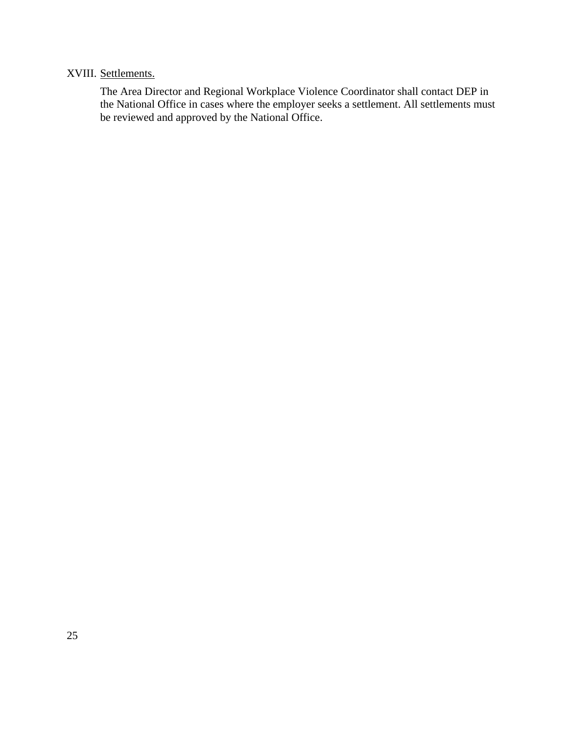XVIII. <u>Settlements.</u>

The Area Director and Regional Workplace Violence Coordinator shall contact DEP in the National Office in cases where the employer seeks a settlement. All settlements must be reviewed and approved by the National Office.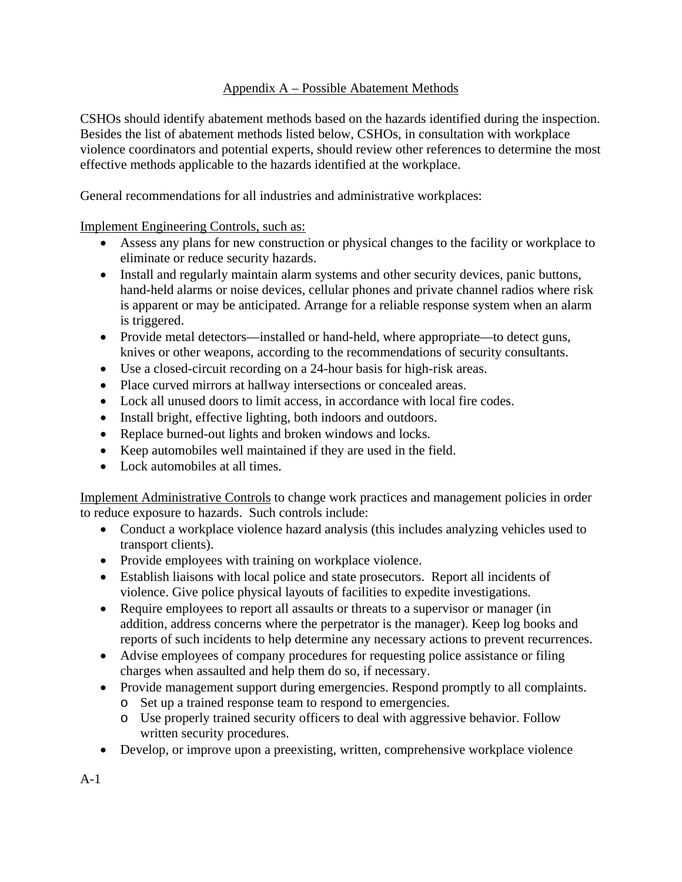## Appendix A – Possible Abatement Methods

CSHOs should identify abatement methods based on the hazards identified during the inspection. Besides the list of abatement methods listed below, CSHOs, in consultation with workplace violence coordinators and potential experts, should review other references to determine the most effective methods applicable to the hazards identified at the workplace.

General recommendations for all industries and administrative workplaces:

Implement Engineering Controls, such as:

- Assess any plans for new construction or physical changes to the facility or workplace to eliminate or reduce security hazards.
- Install and regularly maintain alarm systems and other security devices, panic buttons, hand-held alarms or noise devices, cellular phones and private channel radios where risk is apparent or may be anticipated. Arrange for a reliable response system when an alarm is triggered.
- Provide metal detectors—installed or hand-held, where appropriate—to detect guns, knives or other weapons, according to the recommendations of security consultants.
- Use a closed-circuit recording on a 24-hour basis for high-risk areas.
- Place curved mirrors at hallway intersections or concealed areas.
- Lock all unused doors to limit access, in accordance with local fire codes.
- Install bright, effective lighting, both indoors and outdoors.
- Replace burned-out lights and broken windows and locks.
- Keep automobiles well maintained if they are used in the field.
- Lock automobiles at all times.

Implement Administrative Controls to change work practices and management policies in order to reduce exposure to hazards. Such controls include:

- Conduct a workplace violence hazard analysis (this includes analyzing vehicles used to transport clients).
- Provide employees with training on workplace violence.
- Establish liaisons with local police and state prosecutors. Report all incidents of violence. Give police physical layouts of facilities to expedite investigations.
- Require employees to report all assaults or threats to a supervisor or manager (in addition, address concerns where the perpetrator is the manager). Keep log books and reports of such incidents to help determine any necessary actions to prevent recurrences.
- Advise employees of company procedures for requesting police assistance or filing charges when assaulted and help them do so, if necessary.
- Provide management support during emergencies. Respond promptly to all complaints.
  - Set up a trained response team to respond to emergencies.
  - Use properly trained security officers to deal with aggressive behavior. Follow written security procedures.
- Develop, or improve upon a preexisting, written, comprehensive workplace violence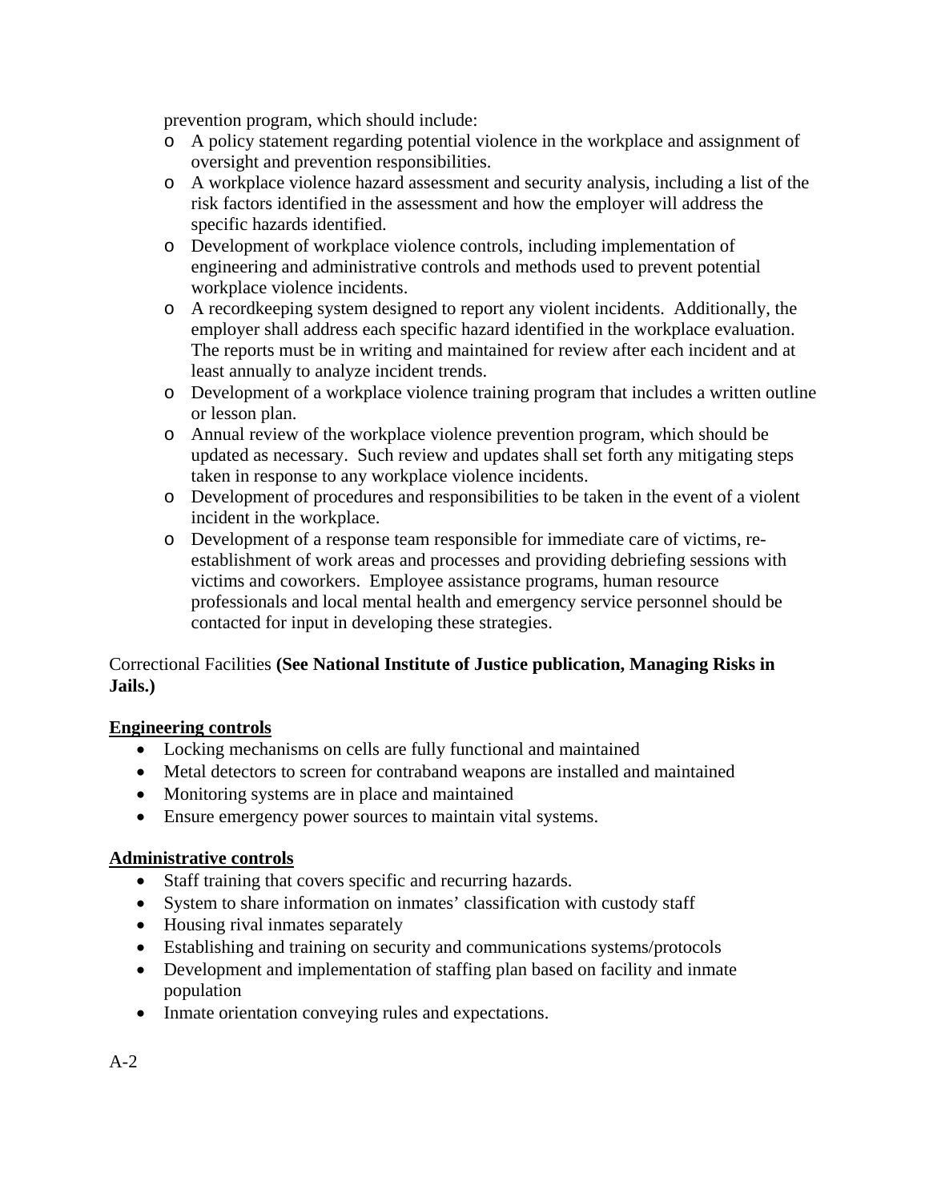prevention program, which should include:

- A policy statement regarding potential violence in the workplace and assignment of oversight and prevention responsibilities.
- A workplace violence hazard assessment and security analysis, including a list of the risk factors identified in the assessment and how the employer will address the specific hazards identified.
- Development of workplace violence controls, including implementation of engineering and administrative controls and methods used to prevent potential workplace violence incidents.
- A recordkeeping system designed to report any violent incidents. Additionally, the employer shall address each specific hazard identified in the workplace evaluation. The reports must be in writing and maintained for review after each incident and at least annually to analyze incident trends.
- Development of a workplace violence training program that includes a written outline or lesson plan.
- Annual review of the workplace violence prevention program, which should be updated as necessary. Such review and updates shall set forth any mitigating steps taken in response to any workplace violence incidents.
- Development of procedures and responsibilities to be taken in the event of a violent incident in the workplace.
- Development of a response team responsible for immediate care of victims, re-establishment of work areas and processes and providing debriefing sessions with victims and coworkers. Employee assistance programs, human resource professionals and local mental health and emergency service personnel should be contacted for input in developing these strategies.

Correctional Facilities **(See National Institute of Justice publication, Managing Risks in Jails.)**

**Engineering controls**

- Locking mechanisms on cells are fully functional and maintained
- Metal detectors to screen for contraband weapons are installed and maintained
- Monitoring systems are in place and maintained
- Ensure emergency power sources to maintain vital systems.

**Administrative controls**

- Staff training that covers specific and recurring hazards.
- System to share information on inmates' classification with custody staff
- Housing rival inmates separately
- Establishing and training on security and communications systems/protocols
- Development and implementation of staffing plan based on facility and inmate population
- Inmate orientation conveying rules and expectations.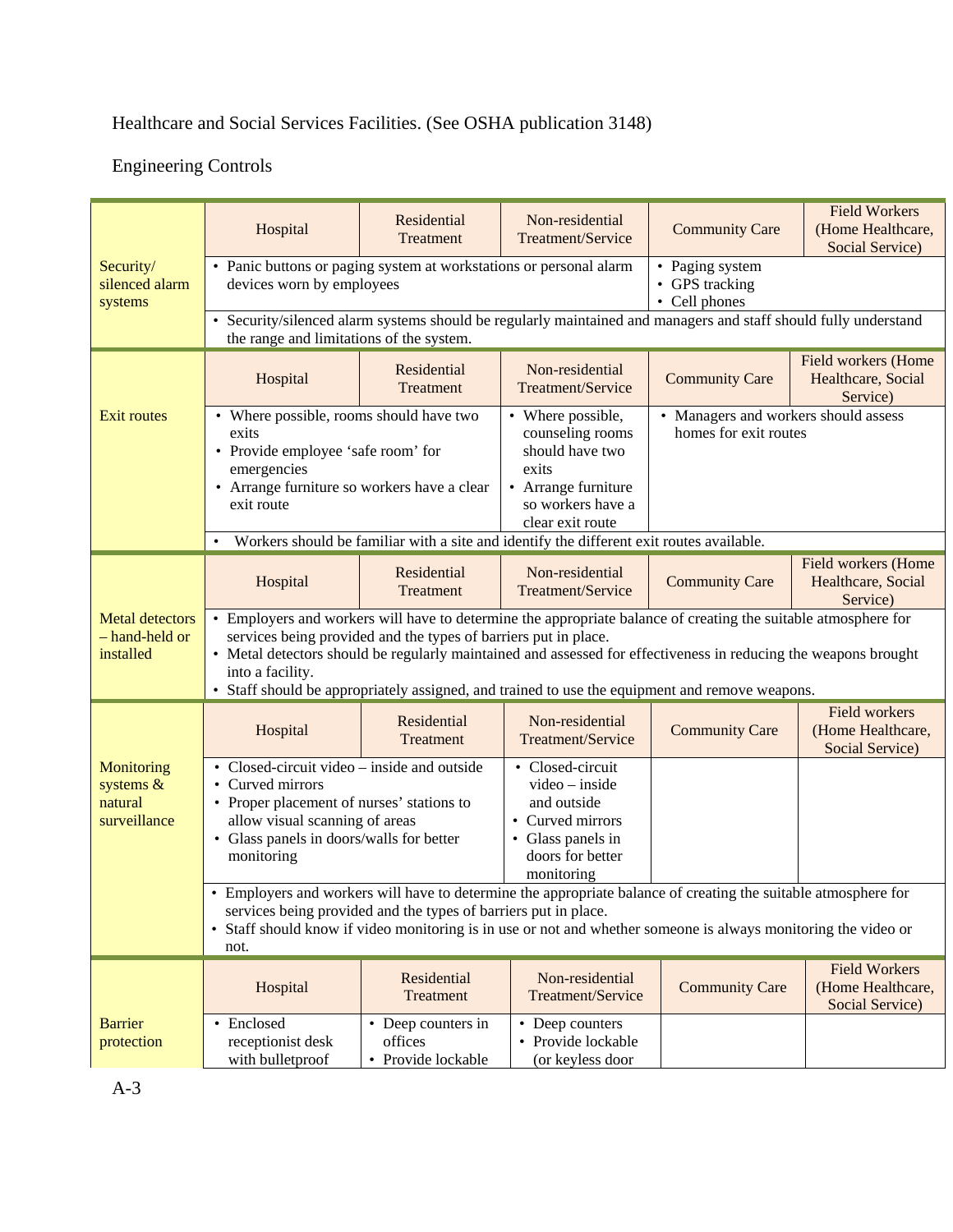Healthcare and Social Services Facilities. (See OSHA publication 3148)

Engineering Controls

| | Hospital | Residential Treatment | Non-residential Treatment/Service | Community Care | Field Workers (Home Healthcare, Social Service) |
|---|---|---|---|---|---|
| Security/ silenced alarm systems | • Panic buttons or paging system at workstations or personal alarm devices worn by employees | | | • Paging system<br>• GPS tracking<br>• Cell phones | |
| | • Security/silenced alarm systems should be regularly maintained and managers and staff should fully understand the range and limitations of the system. | | | | |
| Exit routes | • Where possible, rooms should have two exits<br>• Provide employee 'safe room' for emergencies<br>• Arrange furniture so workers have a clear exit route | | • Where possible, counseling rooms should have two exits<br>• Arrange furniture so workers have a clear exit route | • Managers and workers should assess homes for exit routes | |
| | • Workers should be familiar with a site and identify the different exit routes available. | | | | |
| Metal detectors – hand-held or installed | • Employers and workers will have to determine the appropriate balance of creating the suitable atmosphere for services being provided and the types of barriers put in place.<br>• Metal detectors should be regularly maintained and assessed for effectiveness in reducing the weapons brought into a facility.<br>• Staff should be appropriately assigned, and trained to use the equipment and remove weapons. | | | | |
| Monitoring systems & natural surveillance | • Closed-circuit video – inside and outside<br>• Curved mirrors<br>• Proper placement of nurses' stations to allow visual scanning of areas<br>• Glass panels in doors/walls for better monitoring | | • Closed-circuit video – inside and outside<br>• Curved mirrors<br>• Glass panels in doors for better monitoring | | |
| | • Employers and workers will have to determine the appropriate balance of creating the suitable atmosphere for services being provided and the types of barriers put in place.<br>• Staff should know if video monitoring is in use or not and whether someone is always monitoring the video or not. | | | | |
| Barrier protection | • Enclosed receptionist desk with bulletproof | • Deep counters in offices<br>• Provide lockable | • Deep counters<br>• Provide lockable (or keyless door | | |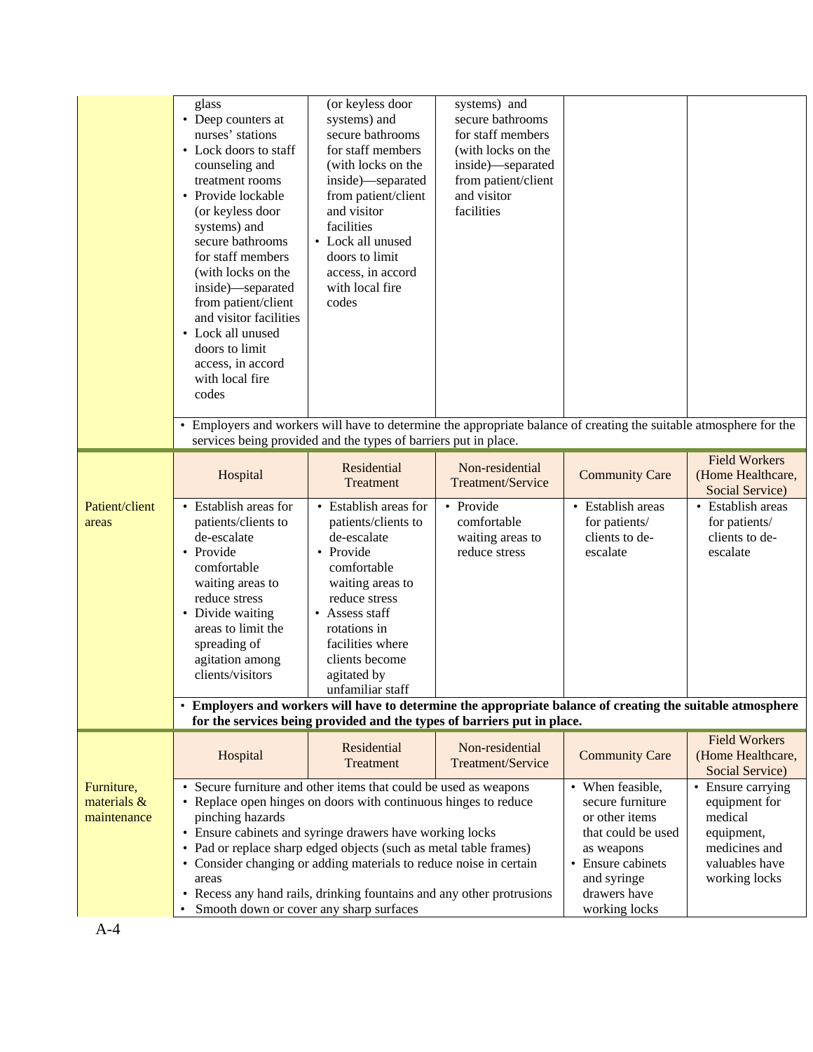| | Hospital | Residential Treatment | Non-residential Treatment/Service | Community Care | Field Workers (Home Healthcare, Social Service) |
|---|---|---|---|---|---|
| | glass<br>• Deep counters at nurses' stations<br>• Lock doors to staff counseling and treatment rooms<br>• Provide lockable (or keyless door systems) and secure bathrooms for staff members (with locks on the inside)—separated from patient/client and visitor facilities<br>• Lock all unused doors to limit access, in accord with local fire codes | (or keyless door systems) and secure bathrooms for staff members (with locks on the inside)—separated from patient/client and visitor facilities<br>• Lock all unused doors to limit access, in accord with local fire codes | systems) and secure bathrooms for staff members (with locks on the inside)—separated from patient/client and visitor facilities | | |
| | • Employers and workers will have to determine the appropriate balance of creating the suitable atmosphere for the services being provided and the types of barriers put in place. | | | | |
| | **Hospital** | **Residential Treatment** | **Non-residential Treatment/Service** | **Community Care** | **Field Workers (Home Healthcare, Social Service)** |
| Patient/client areas | • Establish areas for patients/clients to de-escalate<br>• Provide comfortable waiting areas to reduce stress<br>• Divide waiting areas to limit the spreading of agitation among clients/visitors | • Establish areas for patients/clients to de-escalate<br>• Provide comfortable waiting areas to reduce stress<br>• Assess staff rotations in facilities where clients become agitated by unfamiliar staff | • Provide comfortable waiting areas to reduce stress | • Establish areas for patients/ clients to de-escalate | • Establish areas for patients/ clients to de-escalate |
| | • **Employers and workers will have to determine the appropriate balance of creating the suitable atmosphere for the services being provided and the types of barriers put in place.** | | | | |
| | **Hospital** | **Residential Treatment** | **Non-residential Treatment/Service** | **Community Care** | **Field Workers (Home Healthcare, Social Service)** |
| Furniture, materials & maintenance | • Secure furniture and other items that could be used as weapons<br>• Replace open hinges on doors with continuous hinges to reduce pinching hazards<br>• Ensure cabinets and syringe drawers have working locks<br>• Pad or replace sharp edged objects (such as metal table frames)<br>• Consider changing or adding materials to reduce noise in certain areas<br>• Recess any hand rails, drinking fountains and any other protrusions<br>• Smooth down or cover any sharp surfaces | | | • When feasible, secure furniture or other items that could be used as weapons<br>• Ensure cabinets and syringe drawers have working locks | • Ensure carrying equipment for medical equipment, medicines and valuables have working locks |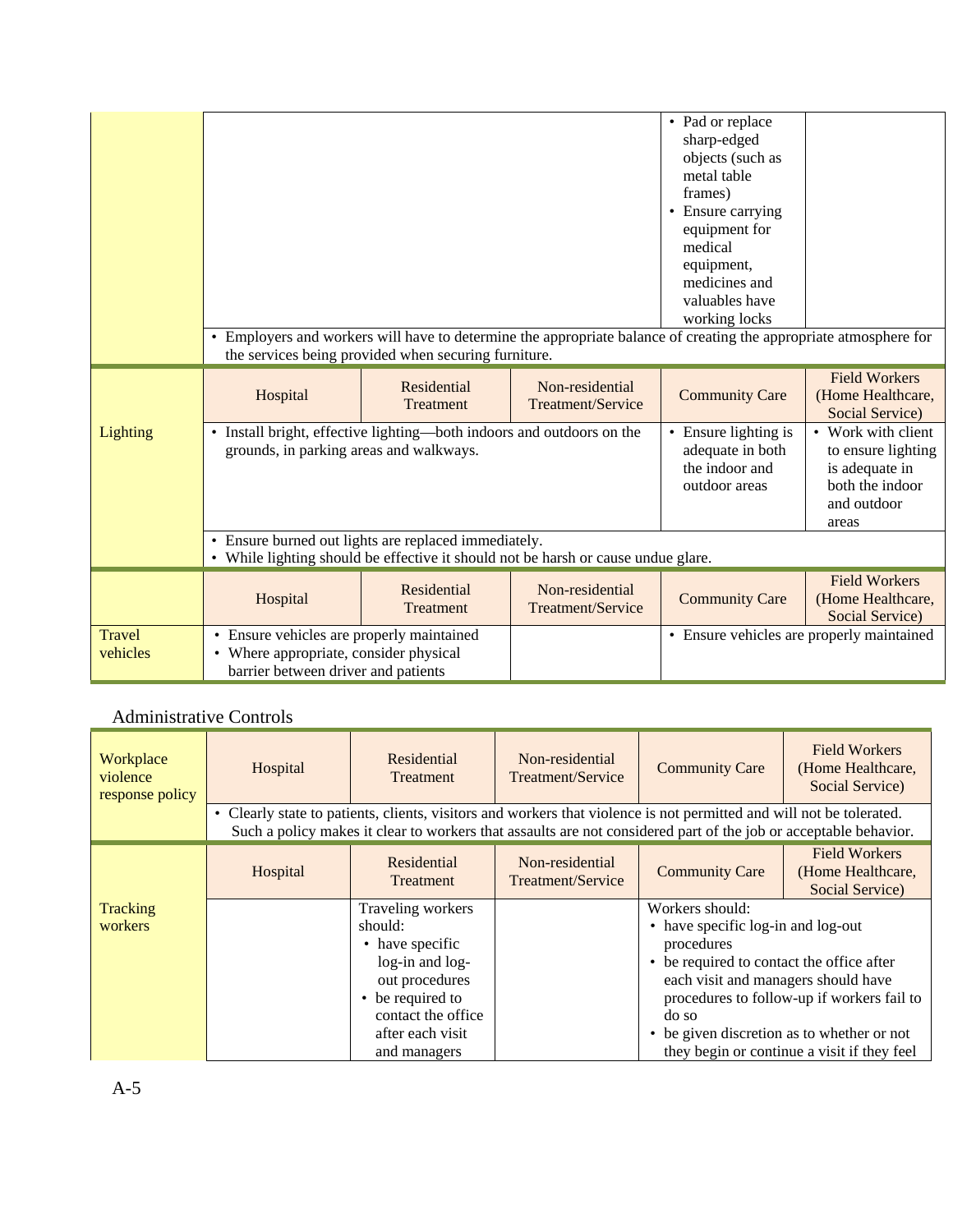| | Hospital | Residential Treatment | Non-residential Treatment/Service | Community Care | Field Workers (Home Healthcare, Social Service) |
|---|---|---|---|---|---|
| | | | | • Pad or replace sharp-edged objects (such as metal table frames)<br>• Ensure carrying equipment for medical equipment, medicines and valuables have working locks | |
| | • Employers and workers will have to determine the appropriate balance of creating the appropriate atmosphere for the services being provided when securing furniture. | | | | |

| | Hospital | Residential Treatment | Non-residential Treatment/Service | Community Care | Field Workers (Home Healthcare, Social Service) |
|---|---|---|---|---|---|
| Lighting | • Install bright, effective lighting—both indoors and outdoors on the grounds, in parking areas and walkways. | | | • Ensure lighting is adequate in both the indoor and outdoor areas | • Work with client to ensure lighting is adequate in both the indoor and outdoor areas |
| | • Ensure burned out lights are replaced immediately.<br>• While lighting should be effective it should not be harsh or cause undue glare. | | | | |

| | Hospital | Residential Treatment | Non-residential Treatment/Service | Community Care | Field Workers (Home Healthcare, Social Service) |
|---|---|---|---|---|---|
| Travel vehicles | • Ensure vehicles are properly maintained<br>• Where appropriate, consider physical barrier between driver and patients | | | • Ensure vehicles are properly maintained | |

## Administrative Controls

| | Hospital | Residential Treatment | Non-residential Treatment/Service | Community Care | Field Workers (Home Healthcare, Social Service) |
|---|---|---|---|---|---|
| Workplace violence response policy | • Clearly state to patients, clients, visitors and workers that violence is not permitted and will not be tolerated. Such a policy makes it clear to workers that assaults are not considered part of the job or acceptable behavior. | | | | |

| | Hospital | Residential Treatment | Non-residential Treatment/Service | Community Care | Field Workers (Home Healthcare, Social Service) |
|---|---|---|---|---|---|
| Tracking workers | | Traveling workers should:<br>• have specific log-in and log-out procedures<br>• be required to contact the office after each visit and managers | | Workers should:<br>• have specific log-in and log-out procedures<br>• be required to contact the office after each visit and managers should have procedures to follow-up if workers fail to do so<br>• be given discretion as to whether or not they begin or continue a visit if they feel | |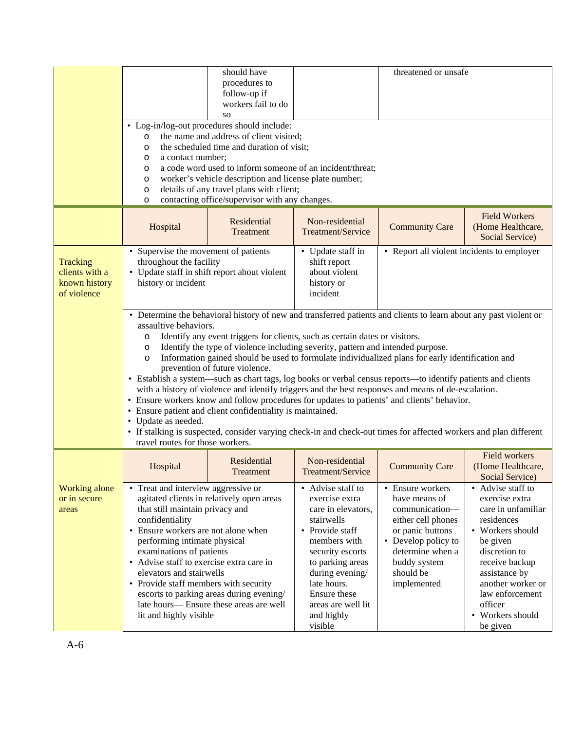| | Hospital | Residential Treatment | Non-residential Treatment/Service | Community Care | Field Workers (Home Healthcare, Social Service) |
|---|---|---|---|---|---|
| | | should have procedures to follow-up if workers fail to do so | | threatened or unsafe | |
| | • Log-in/log-out procedures should include:<br>o the name and address of client visited;<br>o the scheduled time and duration of visit;<br>o a contact number;<br>o a code word used to inform someone of an incident/threat;<br>o worker's vehicle description and license plate number;<br>o details of any travel plans with client;<br>o contacting office/supervisor with any changes. | | | | |

| | Hospital | Residential Treatment | Non-residential Treatment/Service | Community Care | Field Workers (Home Healthcare, Social Service) |
|---|---|---|---|---|---|
| Tracking clients with a known history of violence | • Supervise the movement of patients throughout the facility<br>• Update staff in shift report about violent history or incident | | • Update staff in shift report about violent history or incident | • Report all violent incidents to employer | |
| | • Determine the behavioral history of new and transferred patients and clients to learn about any past violent or assaultive behaviors.<br>o Identify any event triggers for clients, such as certain dates or visitors.<br>o Identify the type of violence including severity, pattern and intended purpose.<br>o Information gained should be used to formulate individualized plans for early identification and prevention of future violence.<br>• Establish a system—such as chart tags, log books or verbal census reports—to identify patients and clients with a history of violence and identify triggers and the best responses and means of de-escalation.<br>• Ensure workers know and follow procedures for updates to patients' and clients' behavior.<br>• Ensure patient and client confidentiality is maintained.<br>• Update as needed.<br>• If stalking is suspected, consider varying check-in and check-out times for affected workers and plan different travel routes for those workers. | | | | |

| | Hospital | Residential Treatment | Non-residential Treatment/Service | Community Care | Field workers (Home Healthcare, Social Service) |
|---|---|---|---|---|---|
| Working alone or in secure areas | • Treat and interview aggressive or agitated clients in relatively open areas that still maintain privacy and confidentiality<br>• Ensure workers are not alone when performing intimate physical examinations of patients<br>• Advise staff to exercise extra care in elevators and stairwells<br>• Provide staff members with security escorts to parking areas during evening/ late hours— Ensure these areas are well lit and highly visible | | • Advise staff to exercise extra care in elevators, stairwells<br>• Provide staff members with security escorts to parking areas during evening/ late hours. Ensure these areas are well lit and highly visible | • Ensure workers have means of communication—either cell phones or panic buttons<br>• Develop policy to determine when a buddy system should be implemented | • Advise staff to exercise extra care in unfamiliar residences<br>• Workers should be given discretion to receive backup assistance by another worker or law enforcement officer<br>• Workers should be given |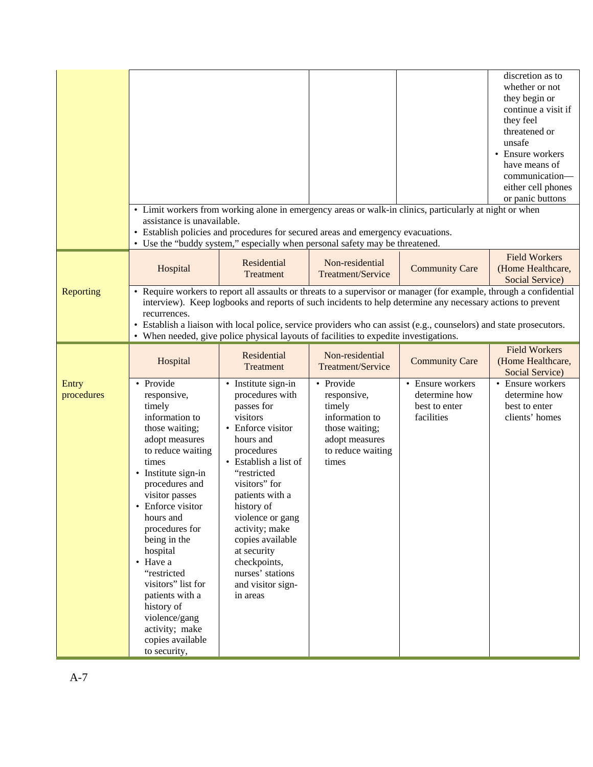| | | | | | |
|---|---|---|---|---|---|
| | | | | | discretion as to whether or not they begin or continue a visit if they feel threatened or unsafe<br>• Ensure workers have means of communication—either cell phones or panic buttons |
| | • Limit workers from working alone in emergency areas or walk-in clinics, particularly at night or when assistance is unavailable.<br>• Establish policies and procedures for secured areas and emergency evacuations.<br>• Use the "buddy system," especially when personal safety may be threatened. | | | | |
| Reporting | Hospital | Residential Treatment | Non-residential Treatment/Service | Community Care | Field Workers (Home Healthcare, Social Service) |
| | • Require workers to report all assaults or threats to a supervisor or manager (for example, through a confidential interview). Keep logbooks and reports of such incidents to help determine any necessary actions to prevent recurrences.<br>• Establish a liaison with local police, service providers who can assist (e.g., counselors) and state prosecutors.<br>• When needed, give police physical layouts of facilities to expedite investigations. | | | | |
| Entry procedures | Hospital | Residential Treatment | Non-residential Treatment/Service | Community Care | Field Workers (Home Healthcare, Social Service) |
| | • Provide responsive, timely information to those waiting; adopt measures to reduce waiting times<br>• Institute sign-in procedures and visitor passes<br>• Enforce visitor hours and procedures for being in the hospital<br>• Have a "restricted visitors" list for patients with a history of violence/gang activity; make copies available to security, | • Institute sign-in procedures with passes for visitors<br>• Enforce visitor hours and procedures<br>• Establish a list of "restricted visitors" for patients with a history of violence or gang activity; make copies available at security checkpoints, nurses' stations and visitor sign-in areas | • Provide responsive, timely information to those waiting; adopt measures to reduce waiting times | • Ensure workers determine how best to enter facilities | • Ensure workers determine how best to enter clients' homes |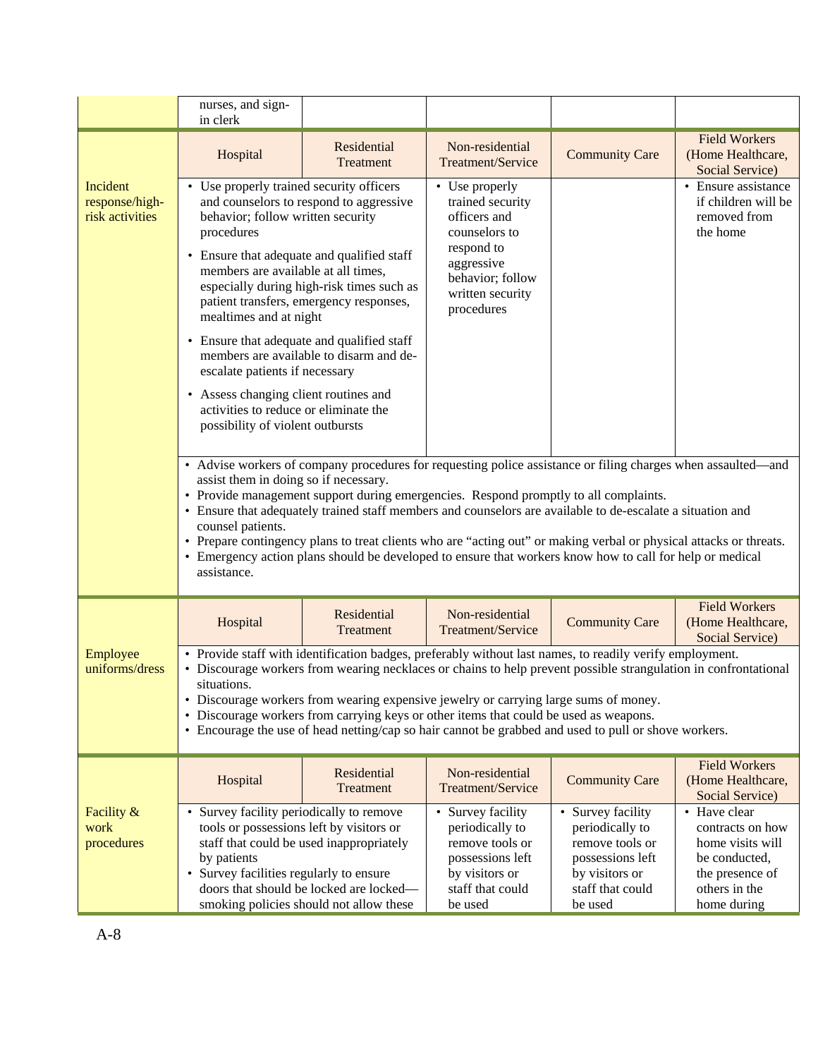| | Hospital | Residential Treatment | Non-residential Treatment/Service | Community Care | Field Workers (Home Healthcare, Social Service) |
|---|---|---|---|---|---|
| | nurses, and sign-in clerk | | | | |
| Incident response/high-risk activities | • Use properly trained security officers and counselors to respond to aggressive behavior; follow written security procedures<br>• Ensure that adequate and qualified staff members are available at all times, especially during high-risk times such as patient transfers, emergency responses, mealtimes and at night<br>• Ensure that adequate and qualified staff members are available to disarm and de-escalate patients if necessary<br>• Assess changing client routines and activities to reduce or eliminate the possibility of violent outbursts | | • Use properly trained security officers and counselors to respond to aggressive behavior; follow written security procedures | | • Ensure assistance if children will be removed from the home |
| | • Advise workers of company procedures for requesting police assistance or filing charges when assaulted—and assist them in doing so if necessary.<br>• Provide management support during emergencies. Respond promptly to all complaints.<br>• Ensure that adequately trained staff members and counselors are available to de-escalate a situation and counsel patients.<br>• Prepare contingency plans to treat clients who are "acting out" or making verbal or physical attacks or threats.<br>• Emergency action plans should be developed to ensure that workers know how to call for help or medical assistance. | | | | |
| Employee uniforms/dress | • Provide staff with identification badges, preferably without last names, to readily verify employment.<br>• Discourage workers from wearing necklaces or chains to help prevent possible strangulation in confrontational situations.<br>• Discourage workers from wearing expensive jewelry or carrying large sums of money.<br>• Discourage workers from carrying keys or other items that could be used as weapons.<br>• Encourage the use of head netting/cap so hair cannot be grabbed and used to pull or shove workers. | | | | |
| Facility & work procedures | • Survey facility periodically to remove tools or possessions left by visitors or staff that could be used inappropriately by patients<br>• Survey facilities regularly to ensure doors that should be locked are locked—smoking policies should not allow these | | • Survey facility periodically to remove tools or possessions left by visitors or staff that could be used | • Survey facility periodically to remove tools or possessions left by visitors or staff that could be used | • Have clear contracts on how home visits will be conducted, the presence of others in the home during |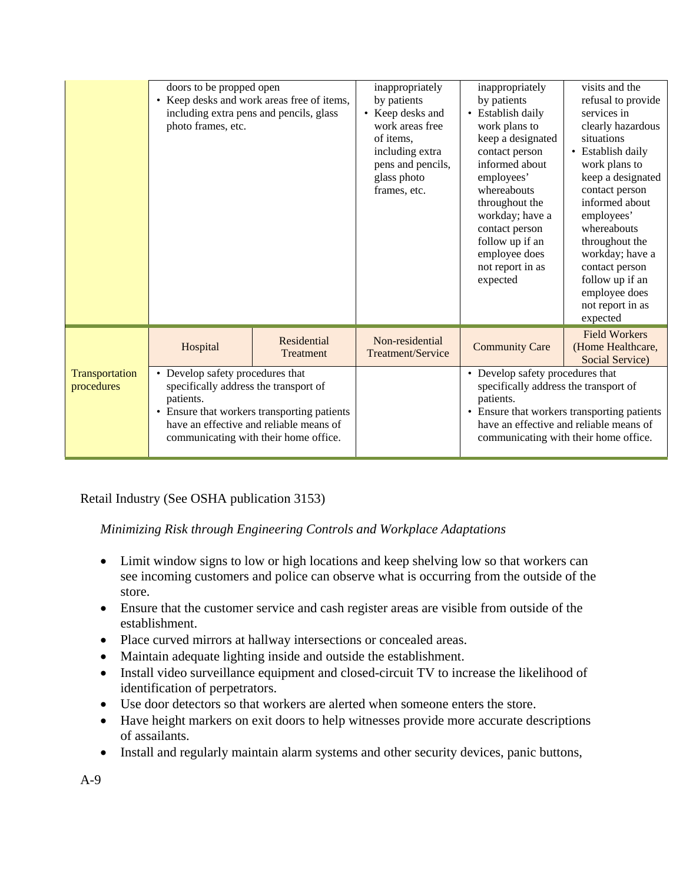| | Hospital | Residential Treatment | Non-residential Treatment/Service | Community Care | Field Workers (Home Healthcare, Social Service) |
|---|---|---|---|---|---|
| | doors to be propped open<br>• Keep desks and work areas free of items, including extra pens and pencils, glass photo frames, etc. | | inappropriately by patients<br>• Keep desks and work areas free of items, including extra pens and pencils, glass photo frames, etc. | inappropriately by patients<br>• Establish daily work plans to keep a designated contact person informed about employees' whereabouts throughout the workday; have a contact person follow up if an employee does not report in as expected | visits and the refusal to provide services in clearly hazardous situations<br>• Establish daily work plans to keep a designated contact person informed about employees' whereabouts throughout the workday; have a contact person follow up if an employee does not report in as expected |
| Transportation procedures | • Develop safety procedures that specifically address the transport of patients.<br>• Ensure that workers transporting patients have an effective and reliable means of communicating with their home office. | | | • Develop safety procedures that specifically address the transport of patients.<br>• Ensure that workers transporting patients have an effective and reliable means of communicating with their home office. | |

Retail Industry (See OSHA publication 3153)

*Minimizing Risk through Engineering Controls and Workplace Adaptations*

- Limit window signs to low or high locations and keep shelving low so that workers can see incoming customers and police can observe what is occurring from the outside of the store.
- Ensure that the customer service and cash register areas are visible from outside of the establishment.
- Place curved mirrors at hallway intersections or concealed areas.
- Maintain adequate lighting inside and outside the establishment.
- Install video surveillance equipment and closed-circuit TV to increase the likelihood of identification of perpetrators.
- Use door detectors so that workers are alerted when someone enters the store.
- Have height markers on exit doors to help witnesses provide more accurate descriptions of assailants.
- Install and regularly maintain alarm systems and other security devices, panic buttons,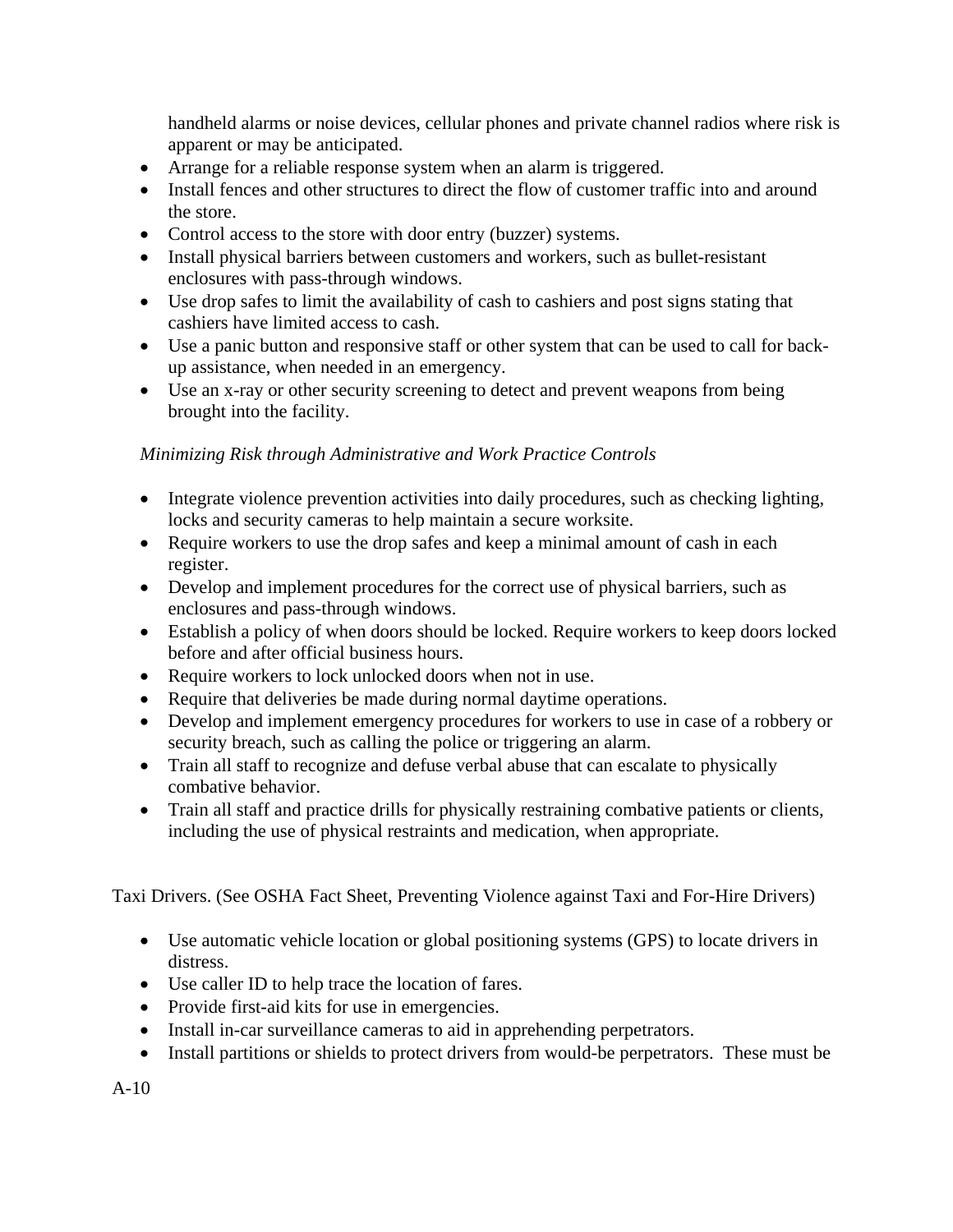handheld alarms or noise devices, cellular phones and private channel radios where risk is apparent or may be anticipated.

- Arrange for a reliable response system when an alarm is triggered.
- Install fences and other structures to direct the flow of customer traffic into and around the store.
- Control access to the store with door entry (buzzer) systems.
- Install physical barriers between customers and workers, such as bullet-resistant enclosures with pass-through windows.
- Use drop safes to limit the availability of cash to cashiers and post signs stating that cashiers have limited access to cash.
- Use a panic button and responsive staff or other system that can be used to call for back-up assistance, when needed in an emergency.
- Use an x-ray or other security screening to detect and prevent weapons from being brought into the facility.

*Minimizing Risk through Administrative and Work Practice Controls*

- Integrate violence prevention activities into daily procedures, such as checking lighting, locks and security cameras to help maintain a secure worksite.
- Require workers to use the drop safes and keep a minimal amount of cash in each register.
- Develop and implement procedures for the correct use of physical barriers, such as enclosures and pass-through windows.
- Establish a policy of when doors should be locked. Require workers to keep doors locked before and after official business hours.
- Require workers to lock unlocked doors when not in use.
- Require that deliveries be made during normal daytime operations.
- Develop and implement emergency procedures for workers to use in case of a robbery or security breach, such as calling the police or triggering an alarm.
- Train all staff to recognize and defuse verbal abuse that can escalate to physically combative behavior.
- Train all staff and practice drills for physically restraining combative patients or clients, including the use of physical restraints and medication, when appropriate.

Taxi Drivers. (See OSHA Fact Sheet, Preventing Violence against Taxi and For-Hire Drivers)

- Use automatic vehicle location or global positioning systems (GPS) to locate drivers in distress.
- Use caller ID to help trace the location of fares.
- Provide first-aid kits for use in emergencies.
- Install in-car surveillance cameras to aid in apprehending perpetrators.
- Install partitions or shields to protect drivers from would-be perpetrators. These must be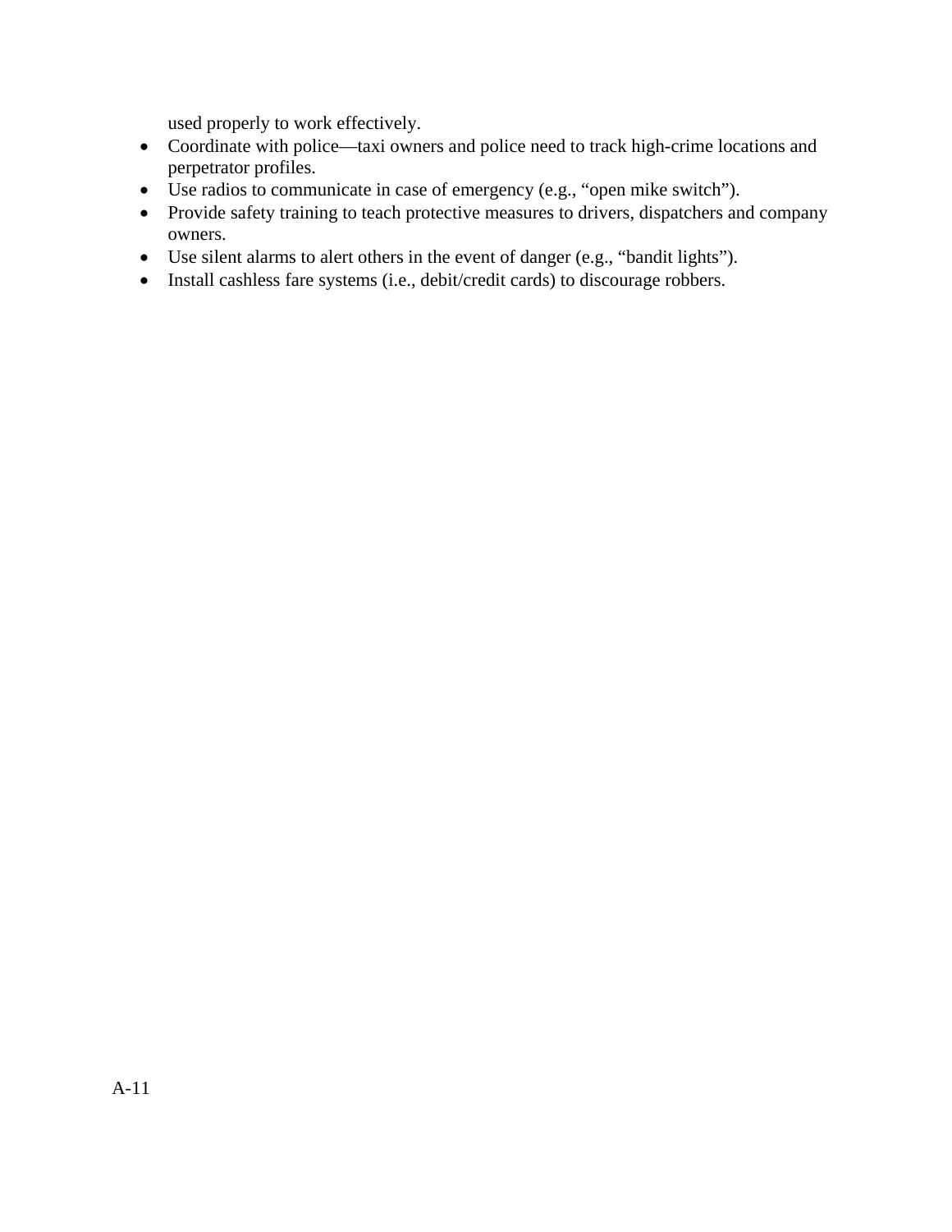used properly to work effectively.

- Coordinate with police—taxi owners and police need to track high-crime locations and perpetrator profiles.
- Use radios to communicate in case of emergency (e.g., "open mike switch").
- Provide safety training to teach protective measures to drivers, dispatchers and company owners.
- Use silent alarms to alert others in the event of danger (e.g., "bandit lights").
- Install cashless fare systems (i.e., debit/credit cards) to discourage robbers.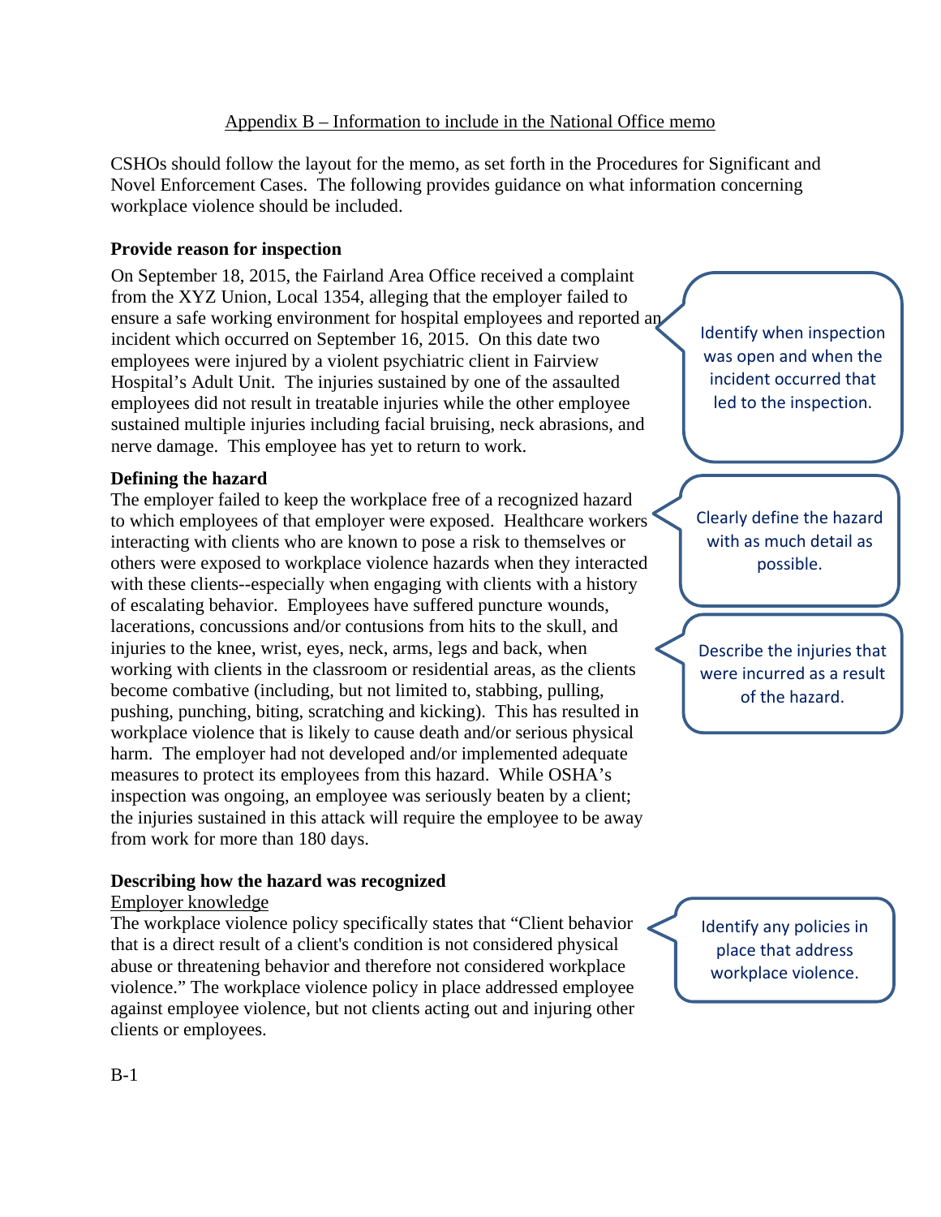Appendix B – Information to include in the National Office memo

CSHOs should follow the layout for the memo, as set forth in the Procedures for Significant and Novel Enforcement Cases. The following provides guidance on what information concerning workplace violence should be included.

**Provide reason for inspection**

On September 18, 2015, the Fairland Area Office received a complaint from the XYZ Union, Local 1354, alleging that the employer failed to ensure a safe working environment for hospital employees and reported an incident which occurred on September 16, 2015. On this date two employees were injured by a violent psychiatric client in Fairview Hospital's Adult Unit. The injuries sustained by one of the assaulted employees did not result in treatable injuries while the other employee sustained multiple injuries including facial bruising, neck abrasions, and nerve damage. This employee has yet to return to work.

> Identify when inspection was open and when the incident occurred that led to the inspection.

**Defining the hazard**

The employer failed to keep the workplace free of a recognized hazard to which employees of that employer were exposed. Healthcare workers interacting with clients who are known to pose a risk to themselves or others were exposed to workplace violence hazards when they interacted with these clients--especially when engaging with clients with a history of escalating behavior. Employees have suffered puncture wounds, lacerations, concussions and/or contusions from hits to the skull, and injuries to the knee, wrist, eyes, neck, arms, legs and back, when working with clients in the classroom or residential areas, as the clients become combative (including, but not limited to, stabbing, pulling, pushing, punching, biting, scratching and kicking). This has resulted in workplace violence that is likely to cause death and/or serious physical harm. The employer had not developed and/or implemented adequate measures to protect its employees from this hazard. While OSHA's inspection was ongoing, an employee was seriously beaten by a client; the injuries sustained in this attack will require the employee to be away from work for more than 180 days.

> Clearly define the hazard with as much detail as possible.

> Describe the injuries that were incurred as a result of the hazard.

**Describing how the hazard was recognized**

Employer knowledge

The workplace violence policy specifically states that "Client behavior that is a direct result of a client's condition is not considered physical abuse or threatening behavior and therefore not considered workplace violence." The workplace violence policy in place addressed employee against employee violence, but not clients acting out and injuring other clients or employees.

> Identify any policies in place that address workplace violence.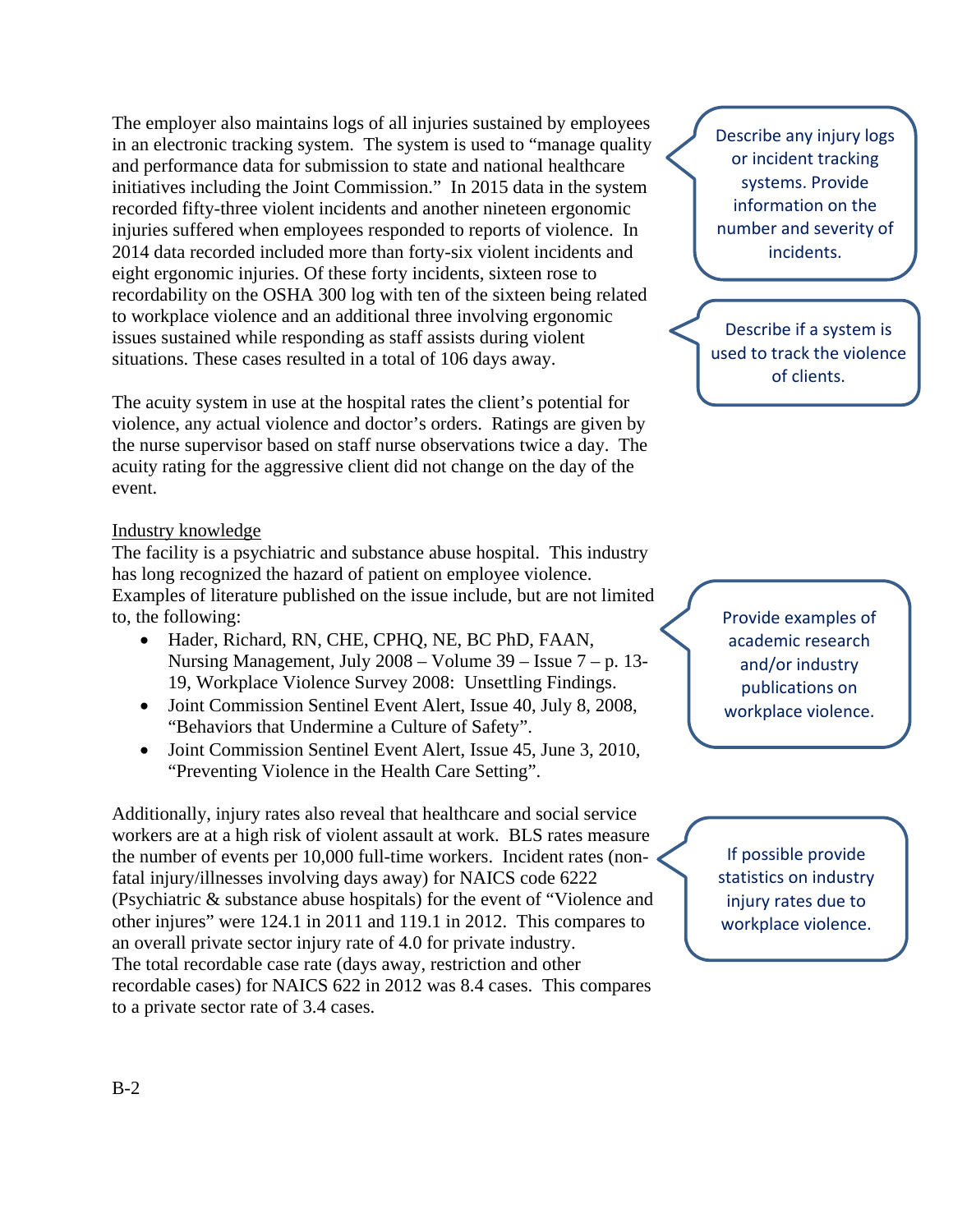The employer also maintains logs of all injuries sustained by employees in an electronic tracking system. The system is used to "manage quality and performance data for submission to state and national healthcare initiatives including the Joint Commission." In 2015 data in the system recorded fifty-three violent incidents and another nineteen ergonomic injuries suffered when employees responded to reports of violence. In 2014 data recorded included more than forty-six violent incidents and eight ergonomic injuries. Of these forty incidents, sixteen rose to recordability on the OSHA 300 log with ten of the sixteen being related to workplace violence and an additional three involving ergonomic issues sustained while responding as staff assists during violent situations. These cases resulted in a total of 106 days away.

> Describe any injury logs or incident tracking systems. Provide information on the number and severity of incidents.

> Describe if a system is used to track the violence of clients.

The acuity system in use at the hospital rates the client's potential for violence, any actual violence and doctor's orders. Ratings are given by the nurse supervisor based on staff nurse observations twice a day. The acuity rating for the aggressive client did not change on the day of the event.

<u>Industry knowledge</u>

The facility is a psychiatric and substance abuse hospital. This industry has long recognized the hazard of patient on employee violence. Examples of literature published on the issue include, but are not limited to, the following:

- Hader, Richard, RN, CHE, CPHQ, NE, BC PhD, FAAN, Nursing Management, July 2008 – Volume 39 – Issue 7 – p. 13-19, Workplace Violence Survey 2008: Unsettling Findings.
- Joint Commission Sentinel Event Alert, Issue 40, July 8, 2008, "Behaviors that Undermine a Culture of Safety".
- Joint Commission Sentinel Event Alert, Issue 45, June 3, 2010, "Preventing Violence in the Health Care Setting".

> Provide examples of academic research and/or industry publications on workplace violence.

Additionally, injury rates also reveal that healthcare and social service workers are at a high risk of violent assault at work. BLS rates measure the number of events per 10,000 full-time workers. Incident rates (non-fatal injury/illnesses involving days away) for NAICS code 6222 (Psychiatric & substance abuse hospitals) for the event of "Violence and other injures" were 124.1 in 2011 and 119.1 in 2012. This compares to an overall private sector injury rate of 4.0 for private industry. The total recordable case rate (days away, restriction and other recordable cases) for NAICS 622 in 2012 was 8.4 cases. This compares to a private sector rate of 3.4 cases.

> If possible provide statistics on industry injury rates due to workplace violence.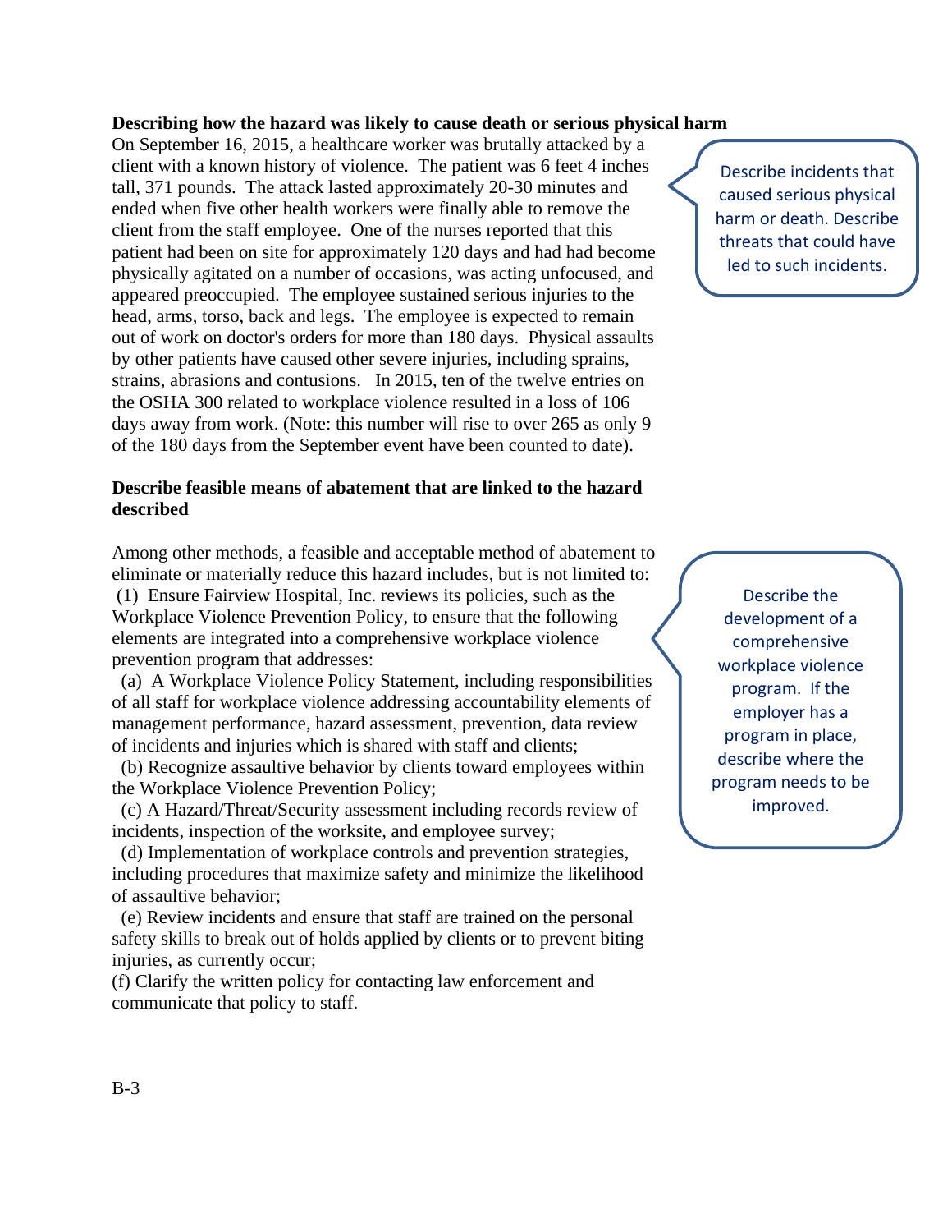**Describing how the hazard was likely to cause death or serious physical harm**

On September 16, 2015, a healthcare worker was brutally attacked by a client with a known history of violence. The patient was 6 feet 4 inches tall, 371 pounds. The attack lasted approximately 20-30 minutes and ended when five other health workers were finally able to remove the client from the staff employee. One of the nurses reported that this patient had been on site for approximately 120 days and had had become physically agitated on a number of occasions, was acting unfocused, and appeared preoccupied. The employee sustained serious injuries to the head, arms, torso, back and legs. The employee is expected to remain out of work on doctor's orders for more than 180 days. Physical assaults by other patients have caused other severe injuries, including sprains, strains, abrasions and contusions. In 2015, ten of the twelve entries on the OSHA 300 related to workplace violence resulted in a loss of 106 days away from work. (Note: this number will rise to over 265 as only 9 of the 180 days from the September event have been counted to date).

Describe incidents that caused serious physical harm or death. Describe threats that could have led to such incidents.

**Describe feasible means of abatement that are linked to the hazard described**

Among other methods, a feasible and acceptable method of abatement to eliminate or materially reduce this hazard includes, but is not limited to:

(1) Ensure Fairview Hospital, Inc. reviews its policies, such as the Workplace Violence Prevention Policy, to ensure that the following elements are integrated into a comprehensive workplace violence prevention program that addresses:

(a) A Workplace Violence Policy Statement, including responsibilities of all staff for workplace violence addressing accountability elements of management performance, hazard assessment, prevention, data review of incidents and injuries which is shared with staff and clients;

(b) Recognize assaultive behavior by clients toward employees within the Workplace Violence Prevention Policy;

(c) A Hazard/Threat/Security assessment including records review of incidents, inspection of the worksite, and employee survey;

(d) Implementation of workplace controls and prevention strategies, including procedures that maximize safety and minimize the likelihood of assaultive behavior;

(e) Review incidents and ensure that staff are trained on the personal safety skills to break out of holds applied by clients or to prevent biting injuries, as currently occur;

(f) Clarify the written policy for contacting law enforcement and communicate that policy to staff.

Describe the development of a comprehensive workplace violence program. If the employer has a program in place, describe where the program needs to be improved.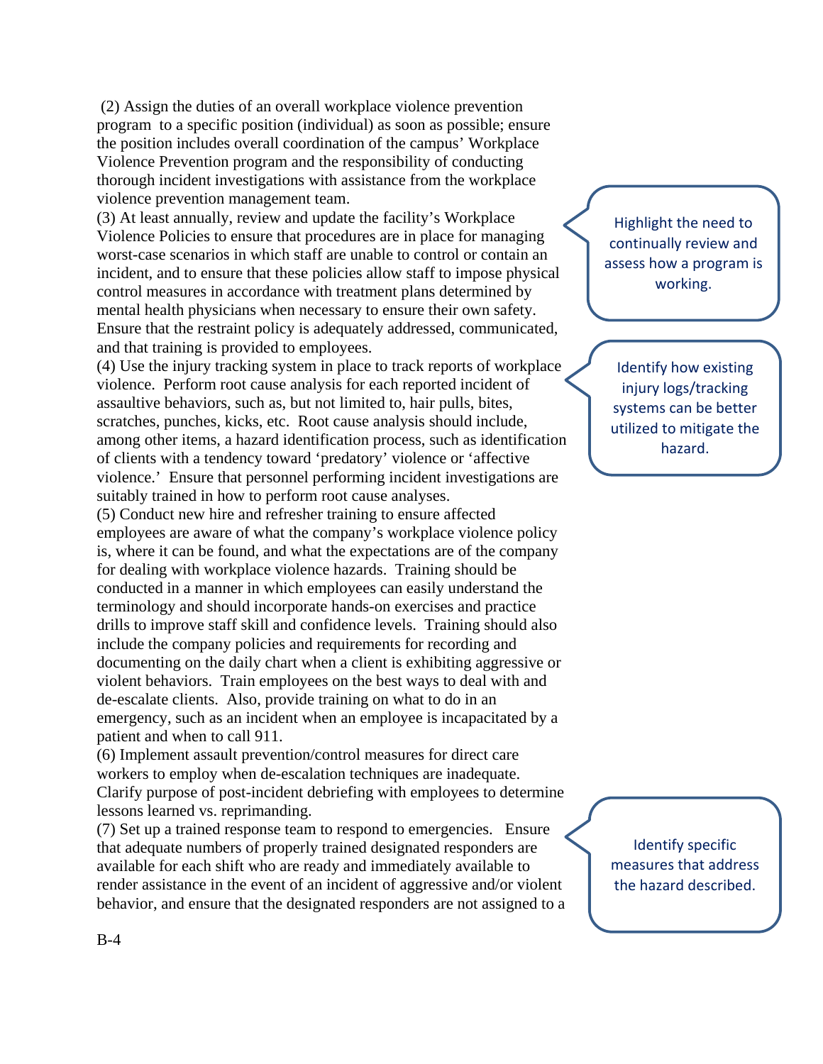(2) Assign the duties of an overall workplace violence prevention program to a specific position (individual) as soon as possible; ensure the position includes overall coordination of the campus' Workplace Violence Prevention program and the responsibility of conducting thorough incident investigations with assistance from the workplace violence prevention management team.

(3) At least annually, review and update the facility's Workplace Violence Policies to ensure that procedures are in place for managing worst-case scenarios in which staff are unable to control or contain an incident, and to ensure that these policies allow staff to impose physical control measures in accordance with treatment plans determined by mental health physicians when necessary to ensure their own safety. Ensure that the restraint policy is adequately addressed, communicated, and that training is provided to employees.

> Highlight the need to continually review and assess how a program is working.

(4) Use the injury tracking system in place to track reports of workplace violence. Perform root cause analysis for each reported incident of assaultive behaviors, such as, but not limited to, hair pulls, bites, scratches, punches, kicks, etc. Root cause analysis should include, among other items, a hazard identification process, such as identification of clients with a tendency toward 'predatory' violence or 'affective violence.' Ensure that personnel performing incident investigations are suitably trained in how to perform root cause analyses.

> Identify how existing injury logs/tracking systems can be better utilized to mitigate the hazard.

(5) Conduct new hire and refresher training to ensure affected employees are aware of what the company's workplace violence policy is, where it can be found, and what the expectations are of the company for dealing with workplace violence hazards. Training should be conducted in a manner in which employees can easily understand the terminology and should incorporate hands-on exercises and practice drills to improve staff skill and confidence levels. Training should also include the company policies and requirements for recording and documenting on the daily chart when a client is exhibiting aggressive or violent behaviors. Train employees on the best ways to deal with and de-escalate clients. Also, provide training on what to do in an emergency, such as an incident when an employee is incapacitated by a patient and when to call 911.

(6) Implement assault prevention/control measures for direct care workers to employ when de-escalation techniques are inadequate. Clarify purpose of post-incident debriefing with employees to determine lessons learned vs. reprimanding.

(7) Set up a trained response team to respond to emergencies. Ensure that adequate numbers of properly trained designated responders are available for each shift who are ready and immediately available to render assistance in the event of an incident of aggressive and/or violent behavior, and ensure that the designated responders are not assigned to a

> Identify specific measures that address the hazard described.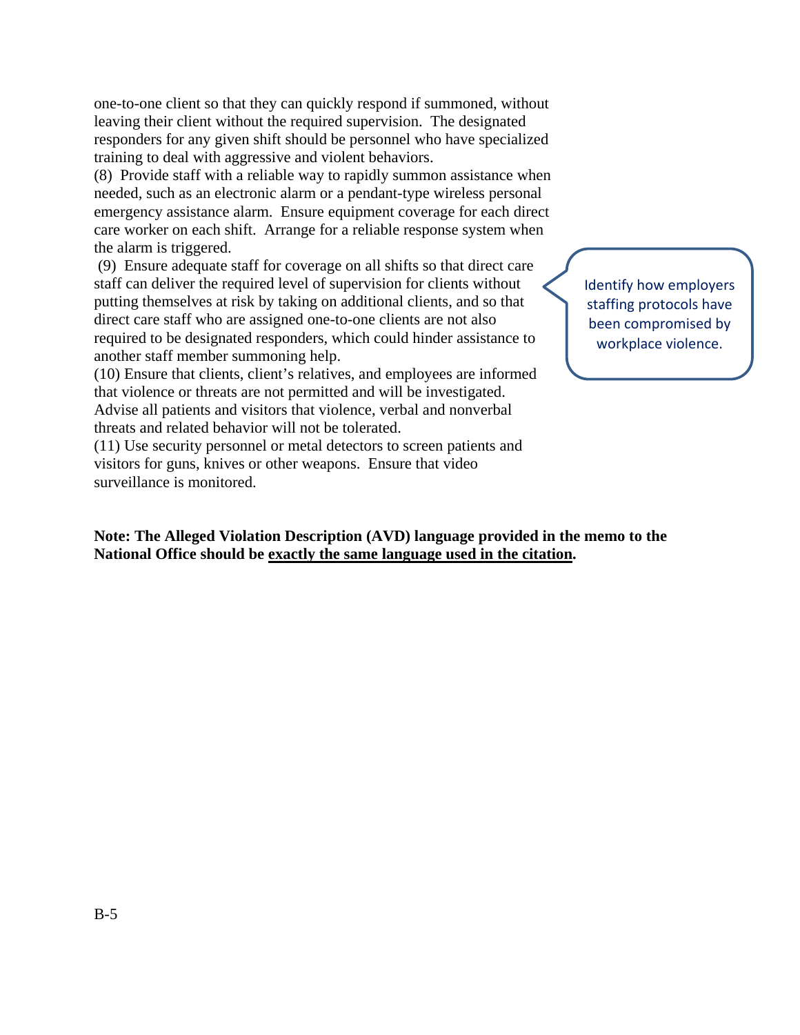one-to-one client so that they can quickly respond if summoned, without leaving their client without the required supervision. The designated responders for any given shift should be personnel who have specialized training to deal with aggressive and violent behaviors.

(8) Provide staff with a reliable way to rapidly summon assistance when needed, such as an electronic alarm or a pendant-type wireless personal emergency assistance alarm. Ensure equipment coverage for each direct care worker on each shift. Arrange for a reliable response system when the alarm is triggered.

(9) Ensure adequate staff for coverage on all shifts so that direct care staff can deliver the required level of supervision for clients without putting themselves at risk by taking on additional clients, and so that direct care staff who are assigned one-to-one clients are not also required to be designated responders, which could hinder assistance to another staff member summoning help.

Identify how employers staffing protocols have been compromised by workplace violence.

(10) Ensure that clients, client's relatives, and employees are informed that violence or threats are not permitted and will be investigated. Advise all patients and visitors that violence, verbal and nonverbal threats and related behavior will not be tolerated.

(11) Use security personnel or metal detectors to screen patients and visitors for guns, knives or other weapons. Ensure that video surveillance is monitored.

**Note: The Alleged Violation Description (AVD) language provided in the memo to the National Office should be <u>exactly the same language used in the citation</u>.**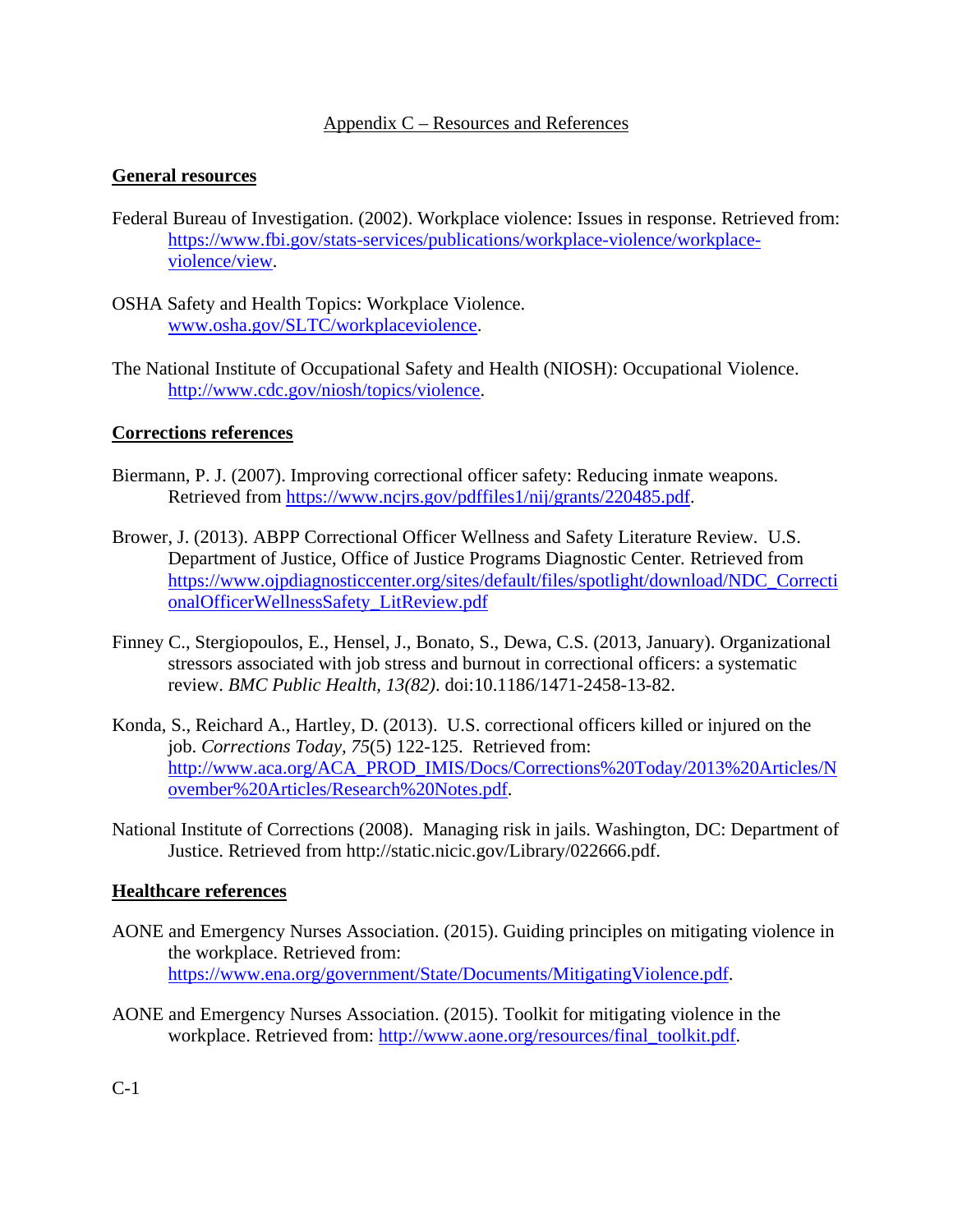## Appendix C – Resources and References

### General resources

Federal Bureau of Investigation. (2002). Workplace violence: Issues in response. Retrieved from: https://www.fbi.gov/stats-services/publications/workplace-violence/workplace-violence/view.

OSHA Safety and Health Topics: Workplace Violence. www.osha.gov/SLTC/workplaceviolence.

The National Institute of Occupational Safety and Health (NIOSH): Occupational Violence. http://www.cdc.gov/niosh/topics/violence.

### Corrections references

Biermann, P. J. (2007). Improving correctional officer safety: Reducing inmate weapons. Retrieved from https://www.ncjrs.gov/pdffiles1/nij/grants/220485.pdf.

Brower, J. (2013). ABPP Correctional Officer Wellness and Safety Literature Review. U.S. Department of Justice, Office of Justice Programs Diagnostic Center. Retrieved from https://www.ojpdiagnosticcenter.org/sites/default/files/spotlight/download/NDC_CorrectionalOfficerWellnessSafety_LitReview.pdf

Finney C., Stergiopoulos, E., Hensel, J., Bonato, S., Dewa, C.S. (2013, January). Organizational stressors associated with job stress and burnout in correctional officers: a systematic review. *BMC Public Health, 13(82)*. doi:10.1186/1471-2458-13-82.

Konda, S., Reichard A., Hartley, D. (2013). U.S. correctional officers killed or injured on the job. *Corrections Today*, *75*(5) 122-125. Retrieved from: http://www.aca.org/ACA_PROD_IMIS/Docs/Corrections%20Today/2013%20Articles/November%20Articles/Research%20Notes.pdf.

National Institute of Corrections (2008). Managing risk in jails. Washington, DC: Department of Justice. Retrieved from http://static.nicic.gov/Library/022666.pdf.

### Healthcare references

AONE and Emergency Nurses Association. (2015). Guiding principles on mitigating violence in the workplace. Retrieved from: https://www.ena.org/government/State/Documents/MitigatingViolence.pdf.

AONE and Emergency Nurses Association. (2015). Toolkit for mitigating violence in the workplace. Retrieved from: http://www.aone.org/resources/final_toolkit.pdf.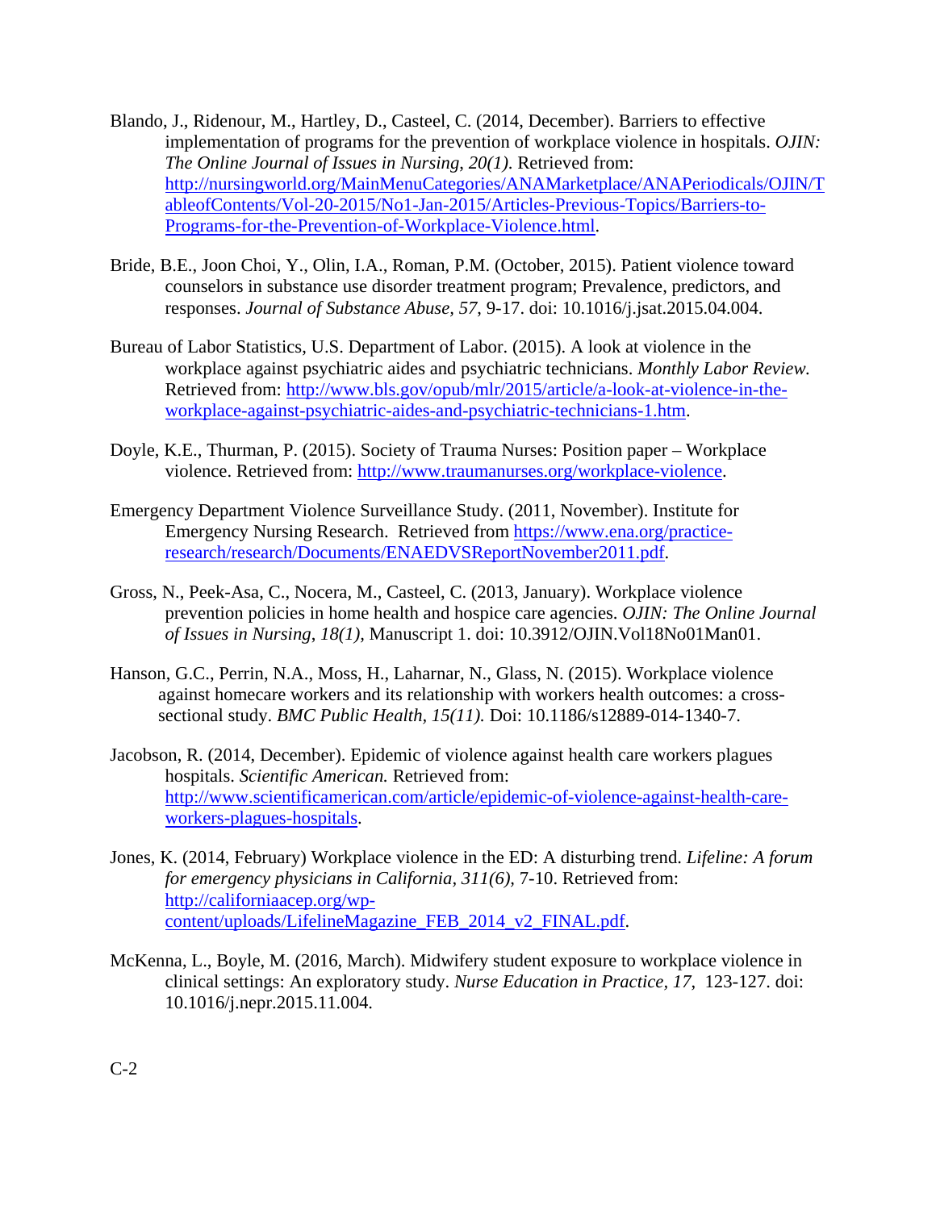Blando, J., Ridenour, M., Hartley, D., Casteel, C. (2014, December). Barriers to effective implementation of programs for the prevention of workplace violence in hospitals. *OJIN: The Online Journal of Issues in Nursing, 20(1).* Retrieved from: http://nursingworld.org/MainMenuCategories/ANAMarketplace/ANAPeriodicals/OJIN/TableofContents/Vol-20-2015/No1-Jan-2015/Articles-Previous-Topics/Barriers-to-Programs-for-the-Prevention-of-Workplace-Violence.html.

Bride, B.E., Joon Choi, Y., Olin, I.A., Roman, P.M. (October, 2015). Patient violence toward counselors in substance use disorder treatment program; Prevalence, predictors, and responses. *Journal of Substance Abuse, 57,* 9-17. doi: 10.1016/j.jsat.2015.04.004.

Bureau of Labor Statistics, U.S. Department of Labor. (2015). A look at violence in the workplace against psychiatric aides and psychiatric technicians. *Monthly Labor Review.* Retrieved from: http://www.bls.gov/opub/mlr/2015/article/a-look-at-violence-in-the-workplace-against-psychiatric-aides-and-psychiatric-technicians-1.htm.

Doyle, K.E., Thurman, P. (2015). Society of Trauma Nurses: Position paper – Workplace violence. Retrieved from: http://www.traumanurses.org/workplace-violence.

Emergency Department Violence Surveillance Study. (2011, November). Institute for Emergency Nursing Research. Retrieved from https://www.ena.org/practice-research/research/Documents/ENAEDVSReportNovember2011.pdf.

Gross, N., Peek-Asa, C., Nocera, M., Casteel, C. (2013, January). Workplace violence prevention policies in home health and hospice care agencies. *OJIN: The Online Journal of Issues in Nursing*, *18(1)*, Manuscript 1. doi: 10.3912/OJIN.Vol18No01Man01.

Hanson, G.C., Perrin, N.A., Moss, H., Laharnar, N., Glass, N. (2015). Workplace violence against homecare workers and its relationship with workers health outcomes: a cross-sectional study. *BMC Public Health, 15(11).* Doi: 10.1186/s12889-014-1340-7.

Jacobson, R. (2014, December). Epidemic of violence against health care workers plagues hospitals. *Scientific American.* Retrieved from: http://www.scientificamerican.com/article/epidemic-of-violence-against-health-care-workers-plagues-hospitals.

Jones, K. (2014, February) Workplace violence in the ED: A disturbing trend. *Lifeline: A forum for emergency physicians in California, 311(6),* 7-10. Retrieved from: http://californiaacep.org/wp-content/uploads/LifelineMagazine_FEB_2014_v2_FINAL.pdf.

McKenna, L., Boyle, M. (2016, March). Midwifery student exposure to workplace violence in clinical settings: An exploratory study. *Nurse Education in Practice, 17*, 123-127. doi: 10.1016/j.nepr.2015.11.004.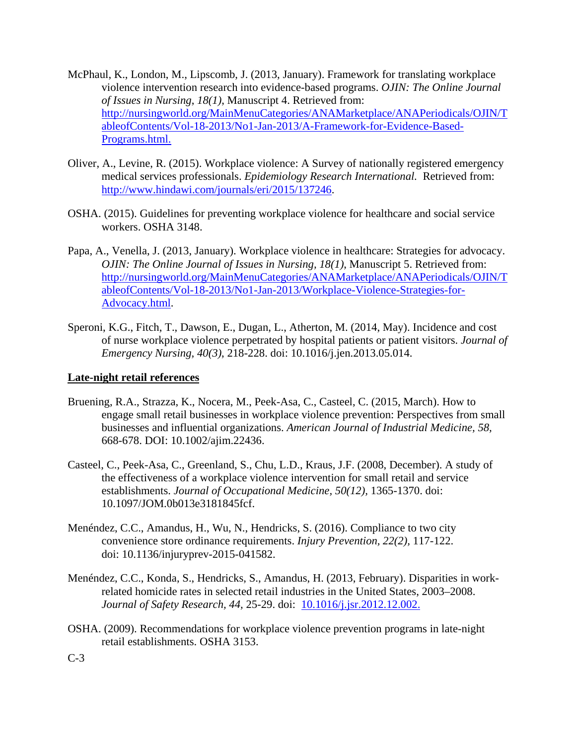McPhaul, K., London, M., Lipscomb, J. (2013, January). Framework for translating workplace violence intervention research into evidence-based programs. *OJIN: The Online Journal of Issues in Nursing*, *18(1)*, Manuscript 4. Retrieved from: [http://nursingworld.org/MainMenuCategories/ANAMarketplace/ANAPeriodicals/OJIN/TableofContents/Vol-18-2013/No1-Jan-2013/A-Framework-for-Evidence-Based-Programs.html.](http://nursingworld.org/MainMenuCategories/ANAMarketplace/ANAPeriodicals/OJIN/TableofContents/Vol-18-2013/No1-Jan-2013/A-Framework-for-Evidence-Based-Programs.html)

Oliver, A., Levine, R. (2015). Workplace violence: A Survey of nationally registered emergency medical services professionals. *Epidemiology Research International.* Retrieved from: [http://www.hindawi.com/journals/eri/2015/137246](http://www.hindawi.com/journals/eri/2015/137246).

OSHA. (2015). Guidelines for preventing workplace violence for healthcare and social service workers. OSHA 3148.

Papa, A., Venella, J. (2013, January). Workplace violence in healthcare: Strategies for advocacy. *OJIN: The Online Journal of Issues in Nursing, 18(1)*, Manuscript 5. Retrieved from: [http://nursingworld.org/MainMenuCategories/ANAMarketplace/ANAPeriodicals/OJIN/TableofContents/Vol-18-2013/No1-Jan-2013/Workplace-Violence-Strategies-for-Advocacy.html](http://nursingworld.org/MainMenuCategories/ANAMarketplace/ANAPeriodicals/OJIN/TableofContents/Vol-18-2013/No1-Jan-2013/Workplace-Violence-Strategies-for-Advocacy.html).

Speroni, K.G., Fitch, T., Dawson, E., Dugan, L., Atherton, M. (2014, May). Incidence and cost of nurse workplace violence perpetrated by hospital patients or patient visitors. *Journal of Emergency Nursing, 40(3)*, 218-228. doi: 10.1016/j.jen.2013.05.014.

**Late-night retail references**

Bruening, R.A., Strazza, K., Nocera, M., Peek-Asa, C., Casteel, C. (2015, March). How to engage small retail businesses in workplace violence prevention: Perspectives from small businesses and influential organizations. *American Journal of Industrial Medicine*, *58,* 668-678. DOI: 10.1002/ajim.22436.

Casteel, C., Peek-Asa, C., Greenland, S., Chu, L.D., Kraus, J.F. (2008, December). A study of the effectiveness of a workplace violence intervention for small retail and service establishments. *Journal of Occupational Medicine, 50(12),* 1365-1370. doi: 10.1097/JOM.0b013e3181845fcf.

Menéndez, C.C., Amandus, H., Wu, N., Hendricks, S. (2016). Compliance to two city convenience store ordinance requirements. *Injury Prevention*, *22(2),* 117-122. doi: 10.1136/injuryprev-2015-041582.

Menéndez, C.C., Konda, S., Hendricks, S., Amandus, H. (2013, February). Disparities in work-related homicide rates in selected retail industries in the United States, 2003–2008. *Journal of Safety Research, 44,* 25-29. doi: 10.1016/j.jsr.2012.12.002.

OSHA. (2009). Recommendations for workplace violence prevention programs in late-night retail establishments. OSHA 3153.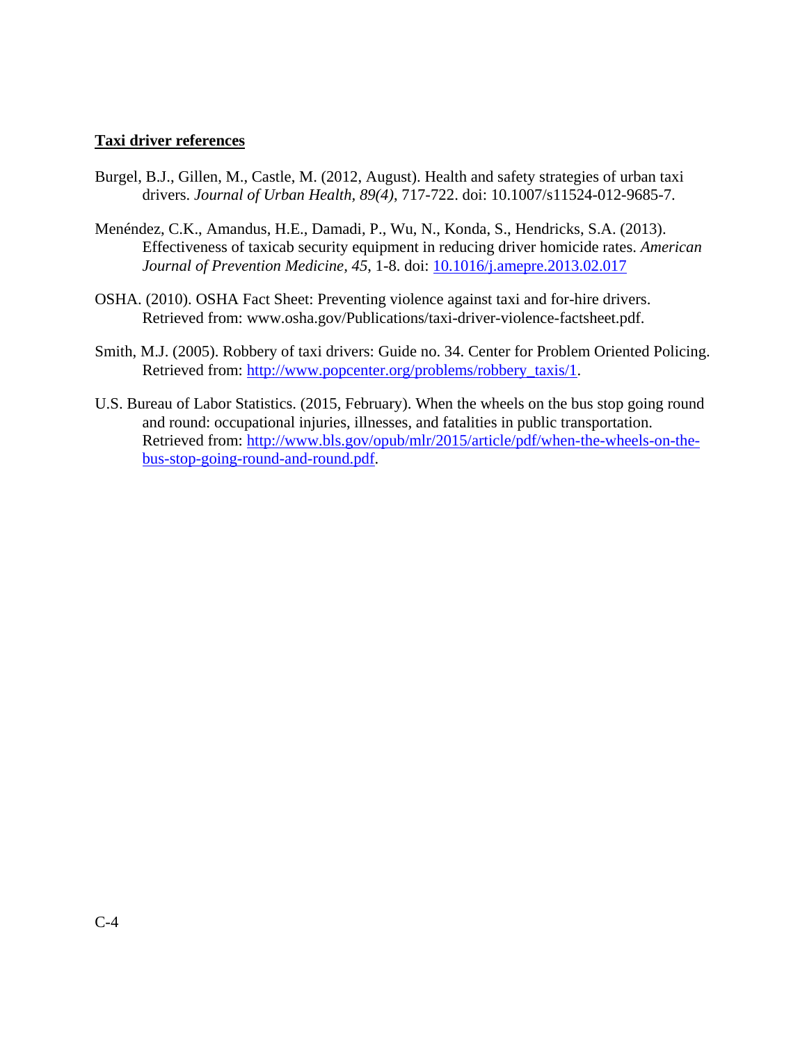**Taxi driver references**

Burgel, B.J., Gillen, M., Castle, M. (2012, August). Health and safety strategies of urban taxi drivers. *Journal of Urban Health, 89(4)*, 717-722. doi: 10.1007/s11524-012-9685-7.

Menéndez, C.K., Amandus, H.E., Damadi, P., Wu, N., Konda, S., Hendricks, S.A. (2013). Effectiveness of taxicab security equipment in reducing driver homicide rates. *American Journal of Prevention Medicine, 45*, 1-8. doi: 10.1016/j.amepre.2013.02.017

OSHA. (2010). OSHA Fact Sheet: Preventing violence against taxi and for-hire drivers. Retrieved from: www.osha.gov/Publications/taxi-driver-violence-factsheet.pdf.

Smith, M.J. (2005). Robbery of taxi drivers: Guide no. 34. Center for Problem Oriented Policing. Retrieved from: http://www.popcenter.org/problems/robbery_taxis/1.

U.S. Bureau of Labor Statistics. (2015, February). When the wheels on the bus stop going round and round: occupational injuries, illnesses, and fatalities in public transportation. Retrieved from: http://www.bls.gov/opub/mlr/2015/article/pdf/when-the-wheels-on-the-bus-stop-going-round-and-round.pdf.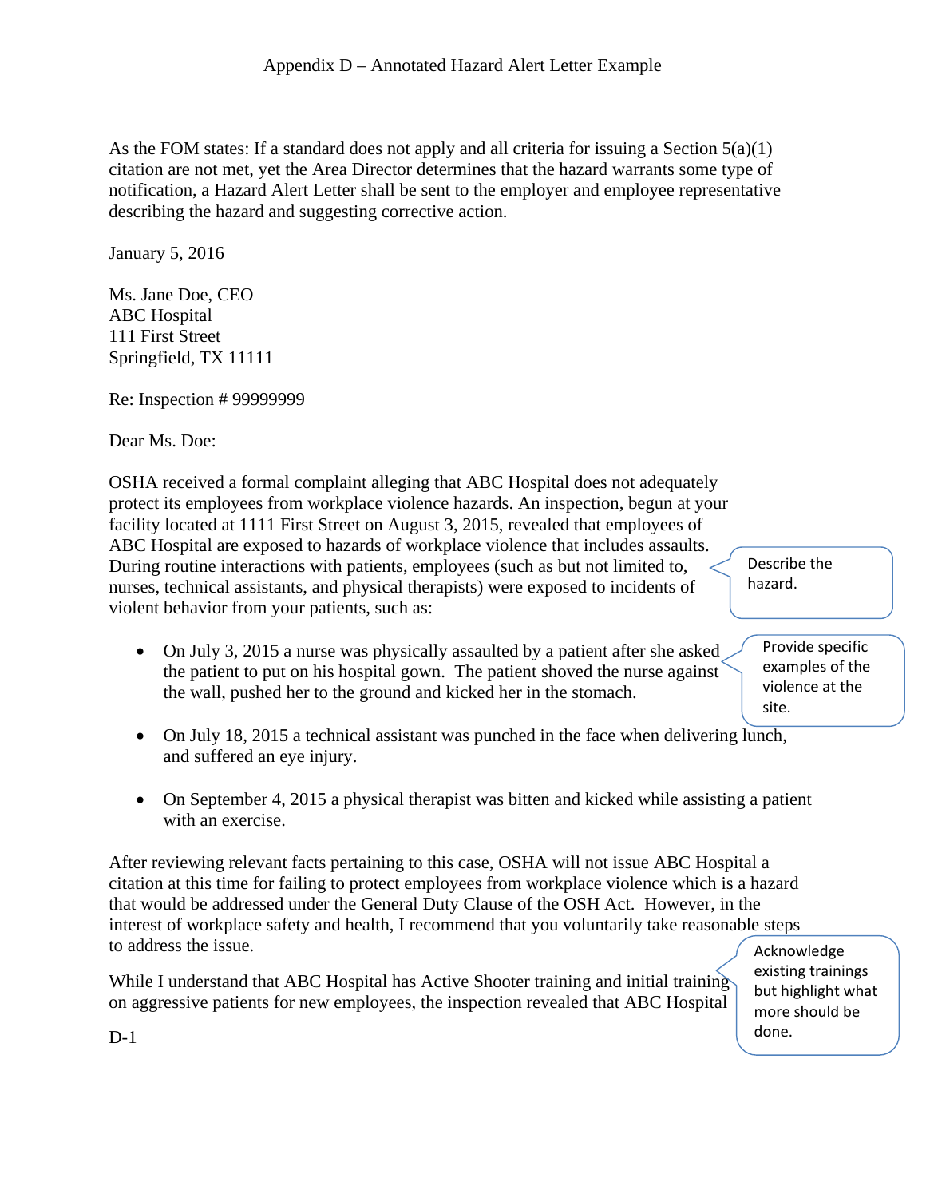Appendix D – Annotated Hazard Alert Letter Example

As the FOM states: If a standard does not apply and all criteria for issuing a Section 5(a)(1) citation are not met, yet the Area Director determines that the hazard warrants some type of notification, a Hazard Alert Letter shall be sent to the employer and employee representative describing the hazard and suggesting corrective action.

January 5, 2016

Ms. Jane Doe, CEO
ABC Hospital
111 First Street
Springfield, TX 11111

Re: Inspection # 99999999

Dear Ms. Doe:

OSHA received a formal complaint alleging that ABC Hospital does not adequately protect its employees from workplace violence hazards. An inspection, begun at your facility located at 1111 First Street on August 3, 2015, revealed that employees of ABC Hospital are exposed to hazards of workplace violence that includes assaults. During routine interactions with patients, employees (such as but not limited to, nurses, technical assistants, and physical therapists) were exposed to incidents of violent behavior from your patients, such as:

> Describe the hazard.

- On July 3, 2015 a nurse was physically assaulted by a patient after she asked the patient to put on his hospital gown. The patient shoved the nurse against the wall, pushed her to the ground and kicked her in the stomach.
- On July 18, 2015 a technical assistant was punched in the face when delivering lunch, and suffered an eye injury.
- On September 4, 2015 a physical therapist was bitten and kicked while assisting a patient with an exercise.

> Provide specific examples of the violence at the site.

After reviewing relevant facts pertaining to this case, OSHA will not issue ABC Hospital a citation at this time for failing to protect employees from workplace violence which is a hazard that would be addressed under the General Duty Clause of the OSH Act. However, in the interest of workplace safety and health, I recommend that you voluntarily take reasonable steps to address the issue.

While I understand that ABC Hospital has Active Shooter training and initial training on aggressive patients for new employees, the inspection revealed that ABC Hospital

> Acknowledge existing trainings but highlight what more should be done.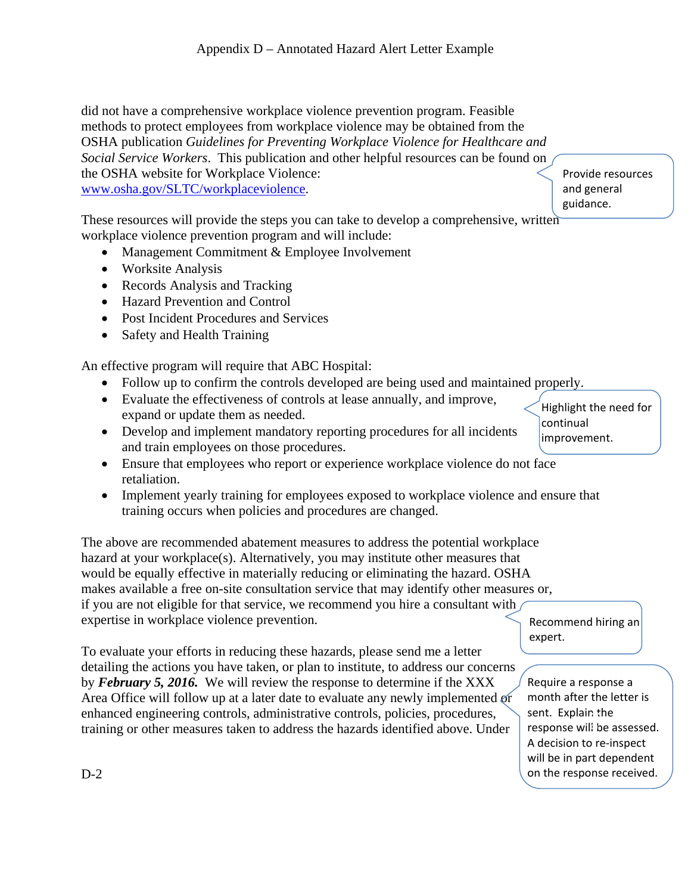did not have a comprehensive workplace violence prevention program. Feasible methods to protect employees from workplace violence may be obtained from the OSHA publication *Guidelines for Preventing Workplace Violence for Healthcare and Social Service Workers*. This publication and other helpful resources can be found on the OSHA website for Workplace Violence: [www.osha.gov/SLTC/workplaceviolence](http://www.osha.gov/SLTC/workplaceviolence).

> Provide resources and general guidance.

These resources will provide the steps you can take to develop a comprehensive, written workplace violence prevention program and will include:

- Management Commitment & Employee Involvement
- Worksite Analysis
- Records Analysis and Tracking
- Hazard Prevention and Control
- Post Incident Procedures and Services
- Safety and Health Training

An effective program will require that ABC Hospital:

- Follow up to confirm the controls developed are being used and maintained properly.
- Evaluate the effectiveness of controls at lease annually, and improve, expand or update them as needed.
- Develop and implement mandatory reporting procedures for all incidents and train employees on those procedures.
- Ensure that employees who report or experience workplace violence do not face retaliation.
- Implement yearly training for employees exposed to workplace violence and ensure that training occurs when policies and procedures are changed.

> Highlight the need for continual improvement.

The above are recommended abatement measures to address the potential workplace hazard at your workplace(s). Alternatively, you may institute other measures that would be equally effective in materially reducing or eliminating the hazard. OSHA makes available a free on-site consultation service that may identify other measures or, if you are not eligible for that service, we recommend you hire a consultant with expertise in workplace violence prevention.

> Recommend hiring an expert.

To evaluate your efforts in reducing these hazards, please send me a letter detailing the actions you have taken, or plan to institute, to address our concerns by ***February 5, 2016.*** We will review the response to determine if the XXX Area Office will follow up at a later date to evaluate any newly implemented or enhanced engineering controls, administrative controls, policies, procedures, training or other measures taken to address the hazards identified above. Under

> Require a response a month after the letter is sent. Explain the response will be assessed. A decision to re-inspect will be in part dependent on the response received.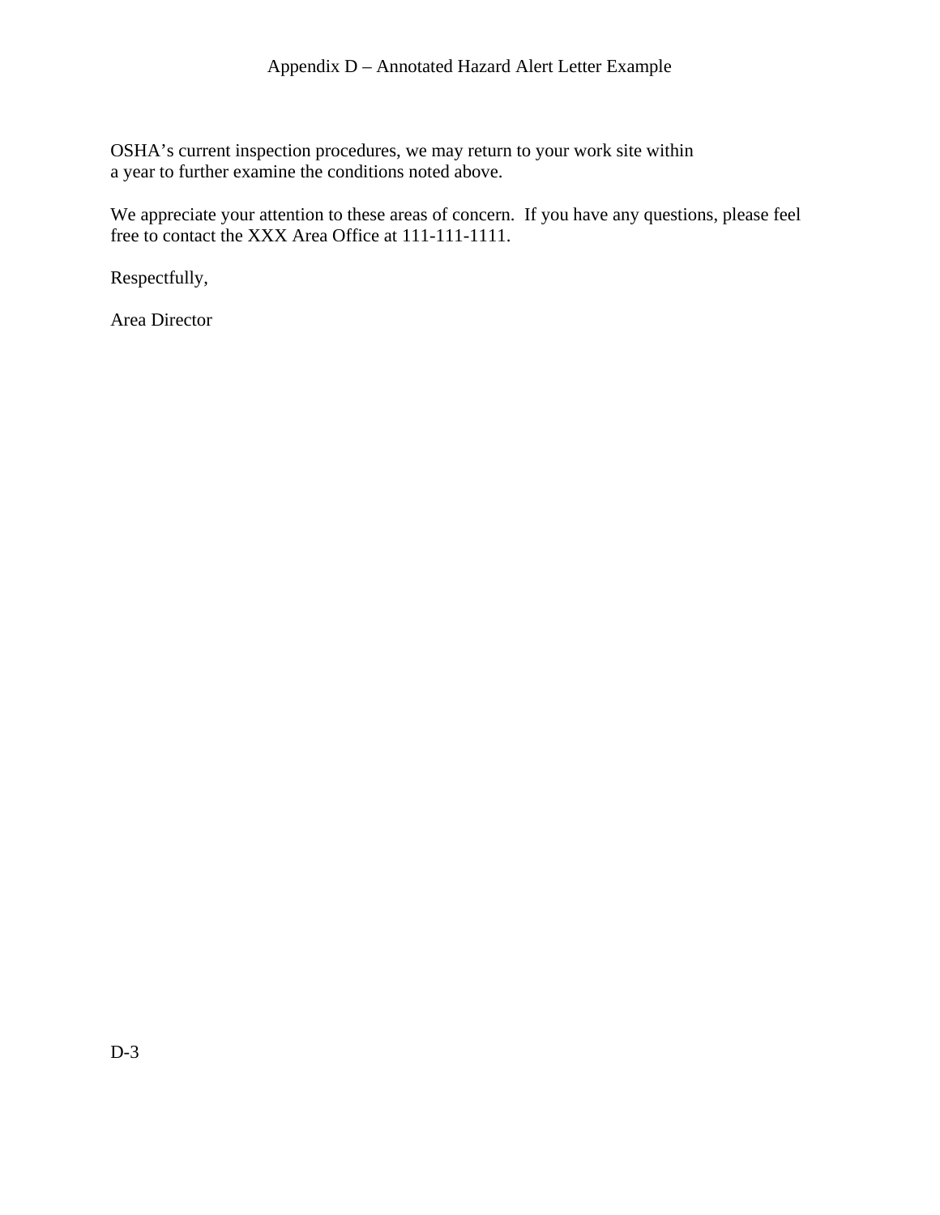OSHA’s current inspection procedures, we may return to your work site within a year to further examine the conditions noted above.

We appreciate your attention to these areas of concern. If you have any questions, please feel free to contact the XXX Area Office at 111-111-1111.

Respectfully,

Area Director